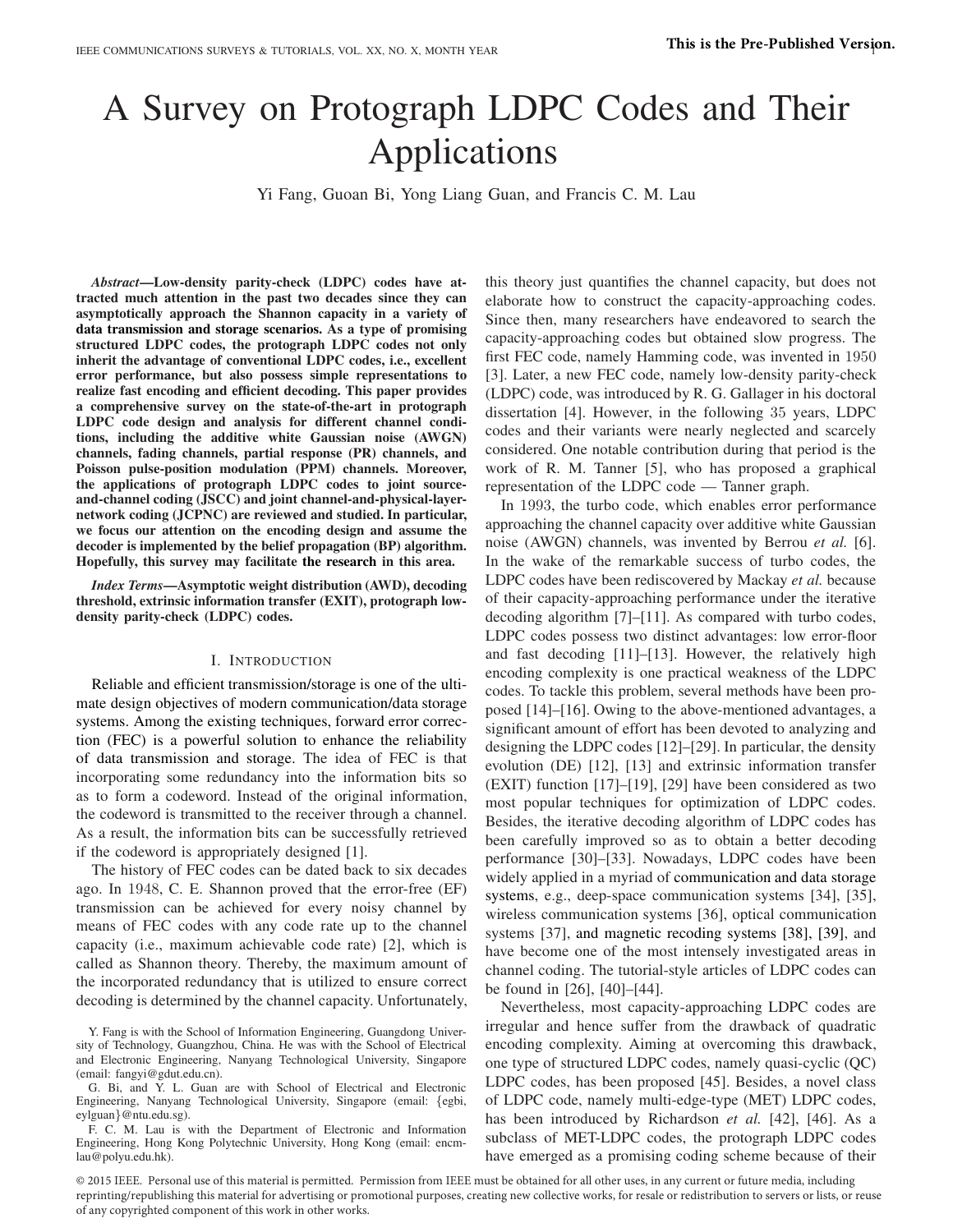# A Survey on Protograph LDPC Codes and Their Applications

Yi Fang, Guoan Bi, Yong Liang Guan, and Francis C. M. Lau

***Abstract*—Low-density parity-check (LDPC) codes have attracted much attention in the past two decades since they can asymptotically approach the Shannon capacity in a variety of data transmission and storage scenarios. As a type of promising structured LDPC codes, the protograph LDPC codes not only inherit the advantage of conventional LDPC codes, i.e., excellent error performance, but also possess simple representations to realize fast encoding and efficient decoding. This paper provides a comprehensive survey on the state-of-the-art in protograph LDPC code design and analysis for different channel conditions, including the additive white Gaussian noise (AWGN) channels, fading channels, partial response (PR) channels, and Poisson pulse-position modulation (PPM) channels. Moreover, the applications of protograph LDPC codes to joint source-and-channel coding (JSCC) and joint channel-and-physical-layer-network coding (JCPNC) are reviewed and studied. In particular, we focus our attention on the encoding design and assume the decoder is implemented by the belief propagation (BP) algorithm. Hopefully, this survey may facilitate the research in this area.**

***Index Terms*—Asymptotic weight distribution (AWD), decoding threshold, extrinsic information transfer (EXIT), protograph low-density parity-check (LDPC) codes.**

## I. Introduction

Reliable and efficient transmission/storage is one of the ultimate design objectives of modern communication/data storage systems. Among the existing techniques, forward error correction (FEC) is a powerful solution to enhance the reliability of data transmission and storage. The idea of FEC is that incorporating some redundancy into the information bits so as to form a codeword. Instead of the original information, the codeword is transmitted to the receiver through a channel. As a result, the information bits can be successfully retrieved if the codeword is appropriately designed [1].

The history of FEC codes can be dated back to six decades ago. In 1948, C. E. Shannon proved that the error-free (EF) transmission can be achieved for every noisy channel by means of FEC codes with any code rate up to the channel capacity (i.e., maximum achievable code rate) [2], which is called as Shannon theory. Thereby, the maximum amount of the incorporated redundancy that is utilized to ensure correct decoding is determined by the channel capacity. Unfortunately, this theory just quantifies the channel capacity, but does not elaborate how to construct the capacity-approaching codes. Since then, many researchers have endeavored to search the capacity-approaching codes but obtained slow progress. The first FEC code, namely Hamming code, was invented in 1950 [3]. Later, a new FEC code, namely low-density parity-check (LDPC) code, was introduced by R. G. Gallager in his doctoral dissertation [4]. However, in the following 35 years, LDPC codes and their variants were nearly neglected and scarcely considered. One notable contribution during that period is the work of R. M. Tanner [5], who has proposed a graphical representation of the LDPC code — Tanner graph.

In 1993, the turbo code, which enables error performance approaching the channel capacity over additive white Gaussian noise (AWGN) channels, was invented by Berrou *et al.* [6]. In the wake of the remarkable success of turbo codes, the LDPC codes have been rediscovered by Mackay *et al.* because of their capacity-approaching performance under the iterative decoding algorithm [7]–[11]. As compared with turbo codes, LDPC codes possess two distinct advantages: low error-floor and fast decoding [11]–[13]. However, the relatively high encoding complexity is one practical weakness of the LDPC codes. To tackle this problem, several methods have been proposed [14]–[16]. Owing to the above-mentioned advantages, a significant amount of effort has been devoted to analyzing and designing the LDPC codes [12]–[29]. In particular, the density evolution (DE) [12], [13] and extrinsic information transfer (EXIT) function [17]–[19], [29] have been considered as two most popular techniques for optimization of LDPC codes. Besides, the iterative decoding algorithm of LDPC codes has been carefully improved so as to obtain a better decoding performance [30]–[33]. Nowadays, LDPC codes have been widely applied in a myriad of communication and data storage systems, e.g., deep-space communication systems [34], [35], wireless communication systems [36], optical communication systems [37], and magnetic recoding systems [38], [39], and have become one of the most intensely investigated areas in channel coding. The tutorial-style articles of LDPC codes can be found in [26], [40]–[44].

Nevertheless, most capacity-approaching LDPC codes are irregular and hence suffer from the drawback of quadratic encoding complexity. Aiming at overcoming this drawback, one type of structured LDPC codes, namely quasi-cyclic (QC) LDPC codes, has been proposed [45]. Besides, a novel class of LDPC code, namely multi-edge-type (MET) LDPC codes, has been introduced by Richardson *et al.* [42], [46]. As a subclass of MET-LDPC codes, the protograph LDPC codes have emerged as a promising coding scheme because of their

Y. Fang is with the School of Information Engineering, Guangdong University of Technology, Guangzhou, China. He was with the School of Electrical and Electronic Engineering, Nanyang Technological University, Singapore (email: fangyi@gdut.edu.cn).

G. Bi, and Y. L. Guan are with School of Electrical and Electronic Engineering, Nanyang Technological University, Singapore (email: {egbi, eylguan}@ntu.edu.sg).

F. C. M. Lau is with the Department of Electronic and Information Engineering, Hong Kong Polytechnic University, Hong Kong (email: encmlau@polyu.edu.hk).

© 2015 IEEE. Personal use of this material is permitted. Permission from IEEE must be obtained for all other uses, in any current or future media, including reprinting/republishing this material for advertising or promotional purposes, creating new collective works, for resale or redistribution to servers or lists, or reuse of any copyrighted component of this work in other works.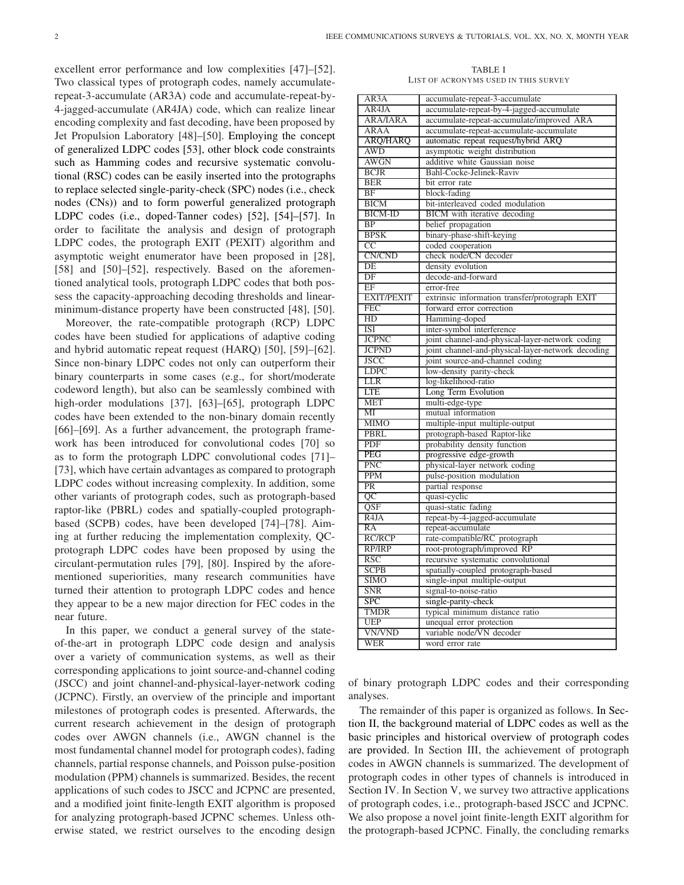excellent error performance and low complexities [47]–[52]. Two classical types of protograph codes, namely accumulate-repeat-3-accumulate (AR3A) code and accumulate-repeat-by-4-jagged-accumulate (AR4JA) code, which can realize linear encoding complexity and fast decoding, have been proposed by Jet Propulsion Laboratory [48]–[50]. Employing the concept of generalized LDPC codes [53], other block code constraints such as Hamming codes and recursive systematic convolutional (RSC) codes can be easily inserted into the protographs to replace selected single-parity-check (SPC) nodes (i.e., check nodes (CNs)) and to form powerful generalized protograph LDPC codes (i.e., doped-Tanner codes) [52], [54]–[57]. In order to facilitate the analysis and design of protograph LDPC codes, the protograph EXIT (PEXIT) algorithm and asymptotic weight enumerator have been proposed in [28], [58] and [50]–[52], respectively. Based on the aforementioned analytical tools, protograph LDPC codes that both possess the capacity-approaching decoding thresholds and linear-minimum-distance property have been constructed [48], [50].

Moreover, the rate-compatible protograph (RCP) LDPC codes have been studied for applications of adaptive coding and hybrid automatic repeat request (HARQ) [50], [59]–[62]. Since non-binary LDPC codes not only can outperform their binary counterparts in some cases (e.g., for short/moderate codeword length), but also can be seamlessly combined with high-order modulations [37], [63]–[65], protograph LDPC codes have been extended to the non-binary domain recently [66]–[69]. As a further advancement, the protograph framework has been introduced for convolutional codes [70] so as to form the protograph LDPC convolutional codes [71]–[73], which have certain advantages as compared to protograph LDPC codes without increasing complexity. In addition, some other variants of protograph codes, such as protograph-based raptor-like (PBRL) codes and spatially-coupled protograph-based (SCPB) codes, have been developed [74]–[78]. Aiming at further reducing the implementation complexity, QC-protograph LDPC codes have been proposed by using the circulant-permutation rules [79], [80]. Inspired by the aforementioned superiorities, many research communities have turned their attention to protograph LDPC codes and hence they appear to be a new major direction for FEC codes in the near future.

In this paper, we conduct a general survey of the state-of-the-art in protograph LDPC code design and analysis over a variety of communication systems, as well as their corresponding applications to joint source-and-channel coding (JSCC) and joint channel-and-physical-layer-network coding (JCPNC). Firstly, an overview of the principle and important milestones of protograph codes is presented. Afterwards, the current research achievement in the design of protograph codes over AWGN channels (i.e., AWGN channel is the most fundamental channel model for protograph codes), fading channels, partial response channels, and Poisson pulse-position modulation (PPM) channels is summarized. Besides, the recent applications of such codes to JSCC and JCPNC are presented, and a modified joint finite-length EXIT algorithm is proposed for analyzing protograph-based JCPNC schemes. Unless otherwise stated, we restrict ourselves to the encoding design of binary protograph LDPC codes and their corresponding analyses.

TABLE I
LIST OF ACRONYMS USED IN THIS SURVEY

| Acronym | Definition |
|---|---|
| AR3A | accumulate-repeat-3-accumulate |
| AR4JA | accumulate-repeat-by-4-jagged-accumulate |
| ARA/IARA | accumulate-repeat-accumulate/improved ARA |
| ARAA | accumulate-repeat-accumulate-accumulate |
| ARQ/HARQ | automatic repeat request/hybrid ARQ |
| AWD | asymptotic weight distribution |
| AWGN | additive white Gaussian noise |
| BCJR | Bahl-Cocke-Jelinek-Raviv |
| BER | bit error rate |
| BF | block-fading |
| BICM | bit-interleaved coded modulation |
| BICM-ID | BICM with iterative decoding |
| BP | belief propagation |
| BPSK | binary-phase-shift-keying |
| CC | coded cooperation |
| CN/CND | check node/CN decoder |
| DE | density evolution |
| DF | decode-and-forward |
| EF | error-free |
| EXIT/PEXIT | extrinsic information transfer/protograph EXIT |
| FEC | forward error correction |
| HD | Hamming-doped |
| ISI | inter-symbol interference |
| JCPNC | joint channel-and-physical-layer-network coding |
| JCPND | joint channel-and-physical-layer-network decoding |
| JSCC | joint source-and-channel coding |
| LDPC | low-density parity-check |
| LLR | log-likelihood-ratio |
| LTE | Long Term Evolution |
| MET | multi-edge-type |
| MI | mutual information |
| MIMO | multiple-input multiple-output |
| PBRL | protograph-based Raptor-like |
| PDF | probability density function |
| PEG | progressive edge-growth |
| PNC | physical-layer network coding |
| PPM | pulse-position modulation |
| PR | partial response |
| QC | quasi-cyclic |
| QSF | quasi-static fading |
| R4JA | repeat-by-4-jagged-accumulate |
| RA | repeat-accumulate |
| RC/RCP | rate-compatible/RC protograph |
| RP/IRP | root-protograph/improved RP |
| RSC | recursive systematic convolutional |
| SCPB | spatially-coupled protograph-based |
| SIMO | single-input multiple-output |
| SNR | signal-to-noise-ratio |
| SPC | single-parity-check |
| TMDR | typical minimum distance ratio |
| UEP | unequal error protection |
| VN/VND | variable node/VN decoder |
| WER | word error rate |

The remainder of this paper is organized as follows. In Section II, the background material of LDPC codes as well as the basic principles and historical overview of protograph codes are provided. In Section III, the achievement of protograph codes in AWGN channels is summarized. The development of protograph codes in other types of channels is introduced in Section IV. In Section V, we survey two attractive applications of protograph codes, i.e., protograph-based JSCC and JCPNC. We also propose a novel joint finite-length EXIT algorithm for the protograph-based JCPNC. Finally, the concluding remarks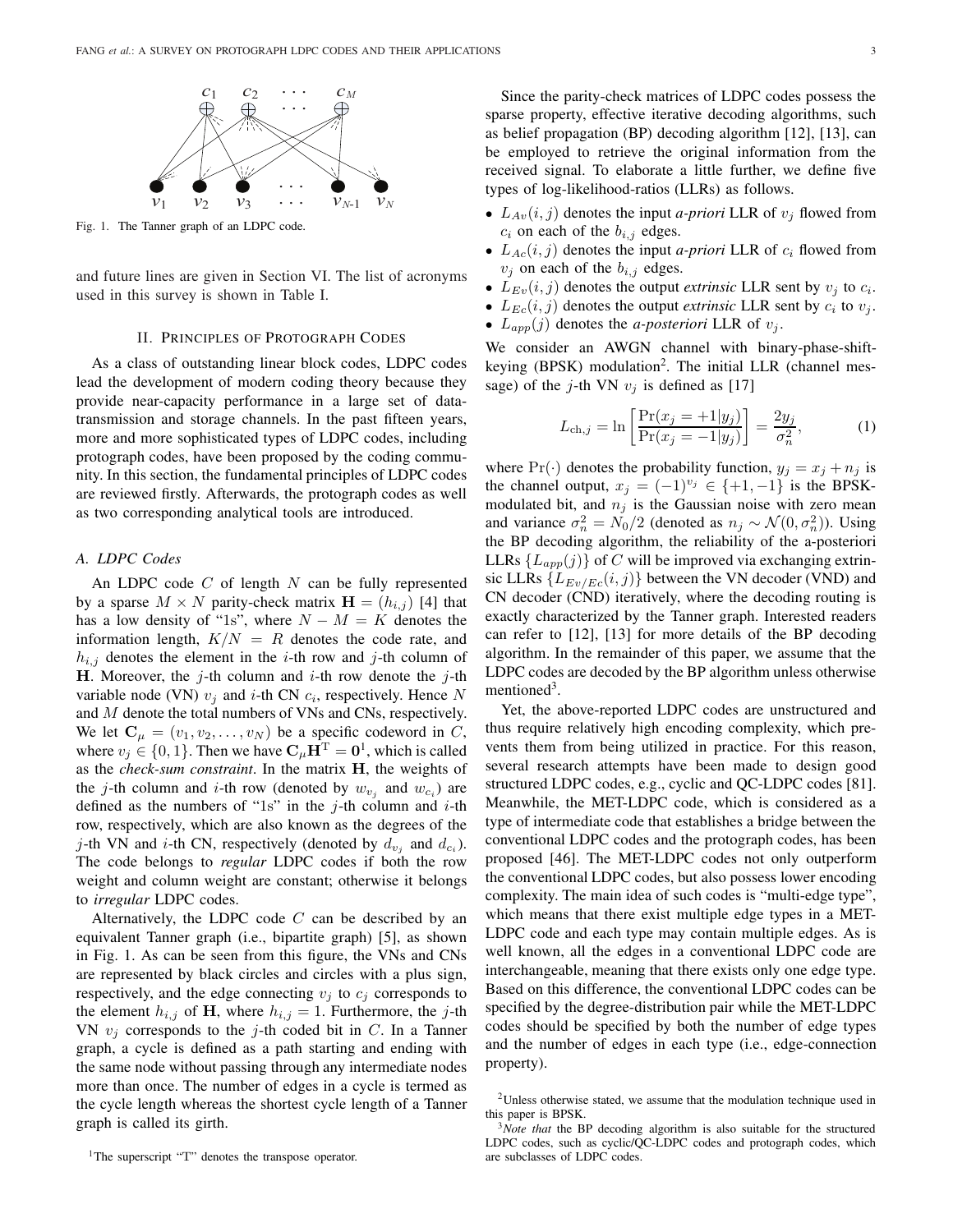Fig. 1. The Tanner graph of an LDPC code.

and future lines are given in Section VI. The list of acronyms used in this survey is shown in Table I.

## II. Principles of Protograph Codes

As a class of outstanding linear block codes, LDPC codes lead the development of modern coding theory because they provide near-capacity performance in a large set of data-transmission and storage channels. In the past fifteen years, more and more sophisticated types of LDPC codes, including protograph codes, have been proposed by the coding community. In this section, the fundamental principles of LDPC codes are reviewed firstly. Afterwards, the protograph codes as well as two corresponding analytical tools are introduced.

### A. LDPC Codes

An LDPC code $C$ of length $N$ can be fully represented by a sparse $M \times N$ parity-check matrix $\mathbf{H} = (h_{i,j})$ [4] that has a low density of "1s", where $N - M = K$ denotes the information length, $K/N = R$ denotes the code rate, and $h_{i,j}$ denotes the element in the $i$-th row and $j$-th column of $\mathbf{H}$. Moreover, the $j$-th column and $i$-th row denote the $j$-th variable node (VN) $v_j$ and $i$-th CN $c_i$, respectively. Hence $N$ and $M$ denote the total numbers of VNs and CNs, respectively. We let $\mathbf{C}_\mu = (v_1, v_2, \ldots, v_N)$ be a specific codeword in $C$, where $v_j \in \{0, 1\}$. Then we have $\mathbf{C}_\mu \mathbf{H}^{\mathrm{T}} = \mathbf{0}$[1], which is called as the *check-sum constraint*. In the matrix $\mathbf{H}$, the weights of the $j$-th column and $i$-th row (denoted by $w_{v_j}$ and $w_{c_i}$) are defined as the numbers of "1s" in the $j$-th column and $i$-th row, respectively, which are also known as the degrees of the $j$-th VN and $i$-th CN, respectively (denoted by $d_{v_j}$ and $d_{c_i}$). The code belongs to *regular* LDPC codes if both the row weight and column weight are constant; otherwise it belongs to *irregular* LDPC codes.

Alternatively, the LDPC code $C$ can be described by an equivalent Tanner graph (i.e., bipartite graph) [5], as shown in Fig. 1. As can be seen from this figure, the VNs and CNs are represented by black circles and circles with a plus sign, respectively, and the edge connecting $v_j$ to $c_j$ corresponds to the element $h_{i,j}$ of $\mathbf{H}$, where $h_{i,j} = 1$. Furthermore, the $j$-th VN $v_j$ corresponds to the $j$-th coded bit in $C$. In a Tanner graph, a cycle is defined as a path starting and ending with the same node without passing through any intermediate nodes more than once. The number of edges in a cycle is termed as the cycle length whereas the shortest cycle length of a Tanner graph is called its girth.

Since the parity-check matrices of LDPC codes possess the sparse property, effective iterative decoding algorithms, such as belief propagation (BP) decoding algorithm [12], [13], can be employed to retrieve the original information from the received signal. To elaborate a little further, we define five types of log-likelihood-ratios (LLRs) as follows.

- $L_{Av}(i, j)$ denotes the input *a-priori* LLR of $v_j$ flowed from $c_i$ on each of the $b_{i,j}$ edges.
- $L_{Ac}(i, j)$ denotes the input *a-priori* LLR of $c_i$ flowed from $v_j$ on each of the $b_{i,j}$ edges.
- $L_{Ev}(i, j)$ denotes the output *extrinsic* LLR sent by $v_j$ to $c_i$.
- $L_{Ec}(i, j)$ denotes the output *extrinsic* LLR sent by $c_i$ to $v_j$.
- $L_{app}(j)$ denotes the *a-posteriori* LLR of $v_j$.

We consider an AWGN channel with binary-phase-shift-keying (BPSK) modulation[2]. The initial LLR (channel message) of the $j$-th VN $v_j$ is defined as [17]

$$L_{\mathrm{ch},j} = \ln \left[ \frac{\Pr(x_j = +1|y_j)}{\Pr(x_j = -1|y_j)} \right] = \frac{2y_j}{\sigma_n^2}, \tag{1}$$

where $\Pr(\cdot)$ denotes the probability function, $y_j = x_j + n_j$ is the channel output, $x_j = (-1)^{v_j} \in \{+1, -1\}$ is the BPSK-modulated bit, and $n_j$ is the Gaussian noise with zero mean and variance $\sigma_n^2 = N_0/2$ (denoted as $n_j \sim \mathcal{N}(0, \sigma_n^2)$). Using the BP decoding algorithm, the reliability of the a-posteriori LLRs $\{L_{app}(j)\}$ of $C$ will be improved via exchanging extrinsic LLRs $\{L_{Ev/Ec}(i, j)\}$ between the VN decoder (VND) and CN decoder (CND) iteratively, where the decoding routing is exactly characterized by the Tanner graph. Interested readers can refer to [12], [13] for more details of the BP decoding algorithm. In the remainder of this paper, we assume that the LDPC codes are decoded by the BP algorithm unless otherwise mentioned[3].

Yet, the above-reported LDPC codes are unstructured and thus require relatively high encoding complexity, which prevents them from being utilized in practice. For this reason, several research attempts have been made to design good structured LDPC codes, e.g., cyclic and QC-LDPC codes [81]. Meanwhile, the MET-LDPC code, which is considered as a type of intermediate code that establishes a bridge between the conventional LDPC codes and the protograph codes, has been proposed [46]. The MET-LDPC codes not only outperform the conventional LDPC codes, but also possess lower encoding complexity. The main idea of such codes is "multi-edge type", which means that there exist multiple edge types in a MET-LDPC code and each type may contain multiple edges. As is well known, all the edges in a conventional LDPC code are interchangeable, meaning that there exists only one edge type. Based on this difference, the conventional LDPC codes can be specified by the degree-distribution pair while the MET-LDPC codes should be specified by both the number of edge types and the number of edges in each type (i.e., edge-connection property).

[1] The superscript "T" denotes the transpose operator.

[2] Unless otherwise stated, we assume that the modulation technique used in this paper is BPSK.

[3] *Note that* the BP decoding algorithm is also suitable for the structured LDPC codes, such as cyclic/QC-LDPC codes and protograph codes, which are subclasses of LDPC codes.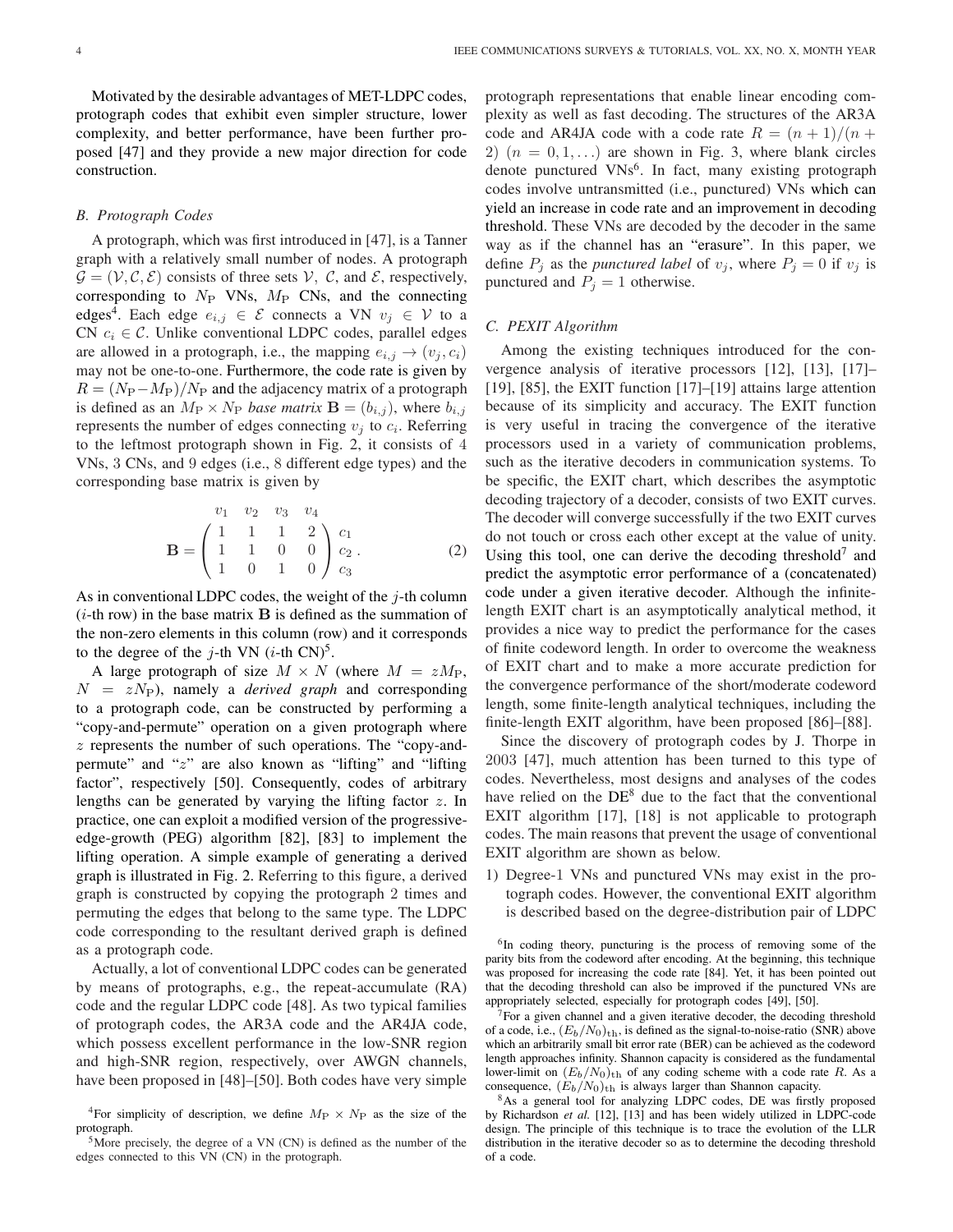Motivated by the desirable advantages of MET-LDPC codes, protograph codes that exhibit even simpler structure, lower complexity, and better performance, have been further proposed [47] and they provide a new major direction for code construction.

### B. Protograph Codes

A protograph, which was first introduced in [47], is a Tanner graph with a relatively small number of nodes. A protograph $\mathcal{G} = (\mathcal{V}, \mathcal{C}, \mathcal{E})$ consists of three sets $\mathcal{V}$, $\mathcal{C}$, and $\mathcal{E}$, respectively, corresponding to $N_{\rm P}$ VNs, $M_{\rm P}$ CNs, and the connecting edges[4]. Each edge $e_{i,j} \in \mathcal{E}$ connects a VN $v_j \in \mathcal{V}$ to a CN $c_i \in \mathcal{C}$. Unlike conventional LDPC codes, parallel edges are allowed in a protograph, i.e., the mapping $e_{i,j} \rightarrow (v_j, c_i)$ may not be one-to-one. Furthermore, the code rate is given by $R = (N_{\rm P} - M_{\rm P})/N_{\rm P}$ and the adjacency matrix of a protograph is defined as an $M_{\rm P} \times N_{\rm P}$ *base matrix* $\mathbf{B} = (b_{i,j})$, where $b_{i,j}$ represents the number of edges connecting $v_j$ to $c_i$. Referring to the leftmost protograph shown in Fig. 2, it consists of 4 VNs, 3 CNs, and 9 edges (i.e., 8 different edge types) and the corresponding base matrix is given by

$$\mathbf{B} = \begin{array}{c} \begin{array}{cccc} v_1 & v_2 & v_3 & v_4 \end{array} \\ \left( \begin{array}{cccc} 1 & 1 & 1 & 2 \\ 1 & 1 & 0 & 0 \\ 1 & 0 & 1 & 0 \end{array} \right) \end{array} \begin{array}{c} \\ c_1 \\ c_2 \\ c_3 \end{array}. \tag{2}$$

As in conventional LDPC codes, the weight of the $j$-th column ($i$-th row) in the base matrix $\mathbf{B}$ is defined as the summation of the non-zero elements in this column (row) and it corresponds to the degree of the $j$-th VN ($i$-th CN)[5].

A large protograph of size $M \times N$ (where $M = zM_{\rm P}$, $N = zN_{\rm P}$), namely a *derived graph* and corresponding to a protograph code, can be constructed by performing a "copy-and-permute" operation on a given protograph where $z$ represents the number of such operations. The "copy-and-permute" and "$z$" are also known as "lifting" and "lifting factor", respectively [50]. Consequently, codes of arbitrary lengths can be generated by varying the lifting factor $z$. In practice, one can exploit a modified version of the progressive-edge-growth (PEG) algorithm [82], [83] to implement the lifting operation. A simple example of generating a derived graph is illustrated in Fig. 2. Referring to this figure, a derived graph is constructed by copying the protograph 2 times and permuting the edges that belong to the same type. The LDPC code corresponding to the resultant derived graph is defined as a protograph code.

Actually, a lot of conventional LDPC codes can be generated by means of protographs, e.g., the repeat-accumulate (RA) code and the regular LDPC code [48]. As two typical families of protograph codes, the AR3A code and the AR4JA code, which possess excellent performance in the low-SNR region and high-SNR region, respectively, over AWGN channels, have been proposed in [48]–[50]. Both codes have very simple protograph representations that enable linear encoding complexity as well as fast decoding. The structures of the AR3A code and AR4JA code with a code rate $R = (n+1)/(n+2)$ $(n = 0, 1, \ldots)$ are shown in Fig. 3, where blank circles denote punctured VNs[6]. In fact, many existing protograph codes involve untransmitted (i.e., punctured) VNs which can yield an increase in code rate and an improvement in decoding threshold. These VNs are decoded by the decoder in the same way as if the channel has an "erasure". In this paper, we define $P_j$ as the *punctured label* of $v_j$, where $P_j = 0$ if $v_j$ is punctured and $P_j = 1$ otherwise.

### C. PEXIT Algorithm

Among the existing techniques introduced for the convergence analysis of iterative processors [12], [13], [17]–[19], [85], the EXIT function [17]–[19] attains large attention because of its simplicity and accuracy. The EXIT function is very useful in tracing the convergence of the iterative processors used in a variety of communication problems, such as the iterative decoders in communication systems. To be specific, the EXIT chart, which describes the asymptotic decoding trajectory of a decoder, consists of two EXIT curves. The decoder will converge successfully if the two EXIT curves do not touch or cross each other except at the value of unity. Using this tool, one can derive the decoding threshold[7] and predict the asymptotic error performance of a (concatenated) code under a given iterative decoder. Although the infinite-length EXIT chart is an asymptotically analytical method, it provides a nice way to predict the performance for the cases of finite codeword length. In order to overcome the weakness of EXIT chart and to make a more accurate prediction for the convergence performance of the short/moderate codeword length, some finite-length analytical techniques, including the finite-length EXIT algorithm, have been proposed [86]–[88].

Since the discovery of protograph codes by J. Thorpe in 2003 [47], much attention has been turned to this type of codes. Nevertheless, most designs and analyses of the codes have relied on the DE[8] due to the fact that the conventional EXIT algorithm [17], [18] is not applicable to protograph codes. The main reasons that prevent the usage of conventional EXIT algorithm are shown as below.

1) Degree-1 VNs and punctured VNs may exist in the protograph codes. However, the conventional EXIT algorithm is described based on the degree-distribution pair of LDPC

---

[4]For simplicity of description, we define $M_{\rm P} \times N_{\rm P}$ as the size of the protograph.

[5]More precisely, the degree of a VN (CN) is defined as the number of the edges connected to this VN (CN) in the protograph.

[6]In coding theory, puncturing is the process of removing some of the parity bits from the codeword after encoding. At the beginning, this technique was proposed for increasing the code rate [84]. Yet, it has been pointed out that the decoding threshold can also be improved if the punctured VNs are appropriately selected, especially for protograph codes [49], [50].

[7]For a given channel and a given iterative decoder, the decoding threshold of a code, i.e., $(E_b/N_0)_{\rm th}$, is defined as the signal-to-noise-ratio (SNR) above which an arbitrarily small bit error rate (BER) can be achieved as the codeword length approaches infinity. Shannon capacity is considered as the fundamental lower-limit on $(E_b/N_0)_{\rm th}$ of any coding scheme with a code rate $R$. As a consequence, $(E_b/N_0)_{\rm th}$ is always larger than Shannon capacity.

[8]As a general tool for analyzing LDPC codes, DE was firstly proposed by Richardson *et al.* [12], [13] and has been widely utilized in LDPC-code design. The principle of this technique is to trace the evolution of the LLR distribution in the iterative decoder so as to determine the decoding threshold of a code.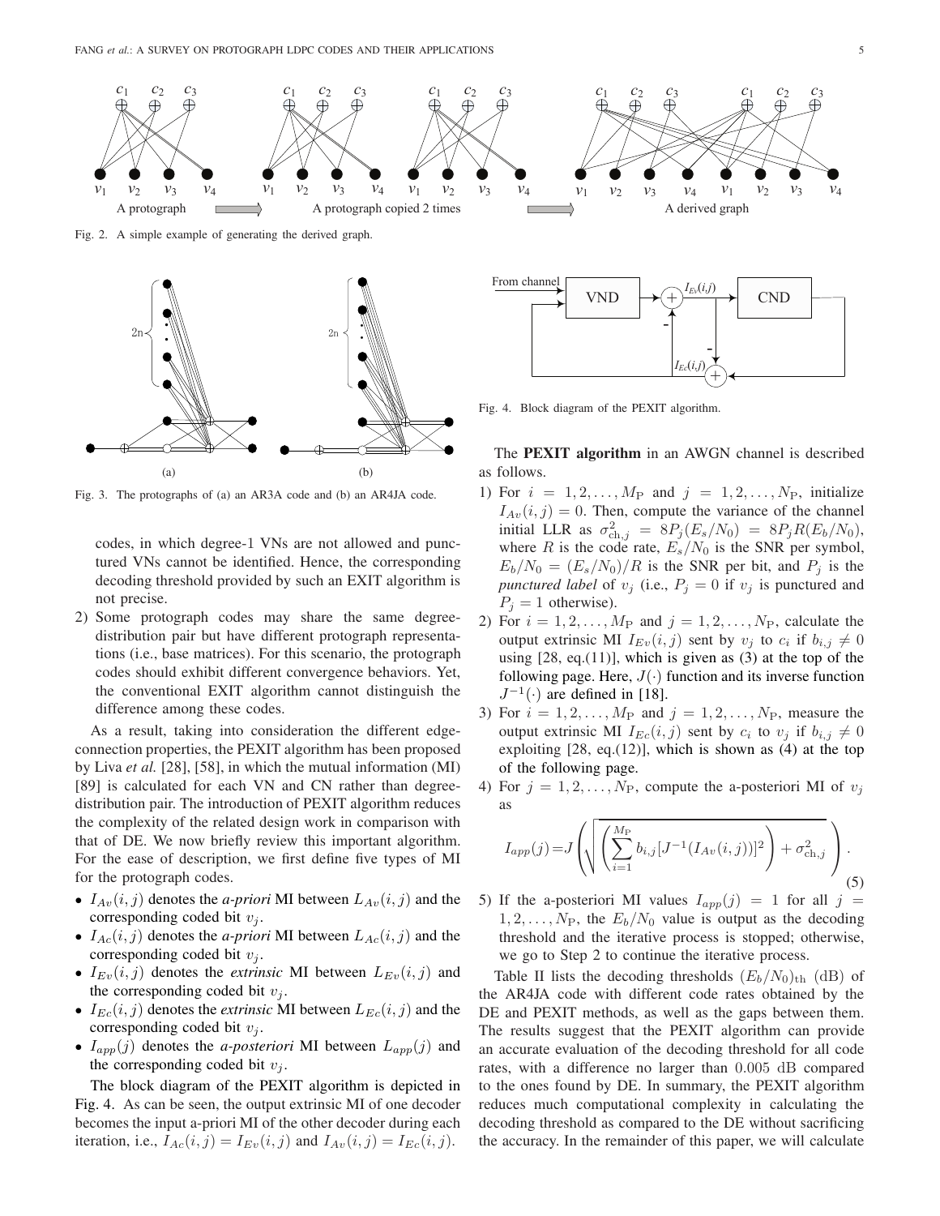Fig. 2. A simple example of generating the derived graph.

Fig. 3. The protographs of (a) an AR3A code and (b) an AR4JA code.

codes, in which degree-1 VNs are not allowed and punctured VNs cannot be identified. Hence, the corresponding decoding threshold provided by such an EXIT algorithm is not precise.

2) Some protograph codes may share the same degree-distribution pair but have different protograph representations (i.e., base matrices). For this scenario, the protograph codes should exhibit different convergence behaviors. Yet, the conventional EXIT algorithm cannot distinguish the difference among these codes.

As a result, taking into consideration the different edge-connection properties, the PEXIT algorithm has been proposed by Liva *et al.* [28], [58], in which the mutual information (MI) [89] is calculated for each VN and CN rather than degree-distribution pair. The introduction of PEXIT algorithm reduces the complexity of the related design work in comparison with that of DE. We now briefly review this important algorithm. For the ease of description, we first define five types of MI for the protograph codes.

- $I_{Av}(i,j)$ denotes the *a-priori* MI between $L_{Av}(i,j)$ and the corresponding coded bit $v_j$.
- $I_{Ac}(i,j)$ denotes the *a-priori* MI between $L_{Ac}(i,j)$ and the corresponding coded bit $v_j$.
- $I_{Ev}(i,j)$ denotes the *extrinsic* MI between $L_{Ev}(i,j)$ and the corresponding coded bit $v_j$.
- $I_{Ec}(i,j)$ denotes the *extrinsic* MI between $L_{Ec}(i,j)$ and the corresponding coded bit $v_j$.
- $I_{app}(j)$ denotes the *a-posteriori* MI between $L_{app}(j)$ and the corresponding coded bit $v_j$.

The block diagram of the PEXIT algorithm is depicted in Fig. 4. As can be seen, the output extrinsic MI of one decoder becomes the input a-priori MI of the other decoder during each iteration, i.e., $I_{Ac}(i,j) = I_{Ev}(i,j)$ and $I_{Av}(i,j) = I_{Ec}(i,j)$.

Fig. 4. Block diagram of the PEXIT algorithm.

The **PEXIT algorithm** in an AWGN channel is described as follows.

1) For $i = 1, 2, \ldots, M_{\rm P}$ and $j = 1, 2, \ldots, N_{\rm P}$, initialize $I_{Av}(i,j) = 0$. Then, compute the variance of the channel initial LLR as $\sigma^2_{{\rm ch},j} = 8P_j(E_s/N_0) = 8P_jR(E_b/N_0)$, where $R$ is the code rate, $E_s/N_0$ is the SNR per symbol, $E_b/N_0 = (E_s/N_0)/R$ is the SNR per bit, and $P_j$ is the *punctured label* of $v_j$ (i.e., $P_j = 0$ if $v_j$ is punctured and $P_j = 1$ otherwise).
2) For $i = 1, 2, \ldots, M_{\rm P}$ and $j = 1, 2, \ldots, N_{\rm P}$, calculate the output extrinsic MI $I_{Ev}(i,j)$ sent by $v_j$ to $c_i$ if $b_{i,j} \neq 0$ using [28, eq.(11)], which is given as (3) at the top of the following page. Here, $J(\cdot)$ function and its inverse function $J^{-1}(\cdot)$ are defined in [18].
3) For $i = 1, 2, \ldots, M_{\rm P}$ and $j = 1, 2, \ldots, N_{\rm P}$, measure the output extrinsic MI $I_{Ec}(i,j)$ sent by $c_i$ to $v_j$ if $b_{i,j} \neq 0$ exploiting [28, eq.(12)], which is shown as (4) at the top of the following page.
4) For $j = 1, 2, \ldots, N_{\rm P}$, compute the a-posteriori MI of $v_j$ as

$$I_{app}(j) = J\left(\sqrt{\left(\sum_{i=1}^{M_{\rm P}} b_{i,j}[J^{-1}(I_{Av}(i,j))]^2\right) + \sigma^2_{{\rm ch},j}}\right). \tag{5}$$

5) If the a-posteriori MI values $I_{app}(j) = 1$ for all $j = 1, 2, \ldots, N_{\rm P}$, the $E_b/N_0$ value is output as the decoding threshold and the iterative process is stopped; otherwise, we go to Step 2 to continue the iterative process.

Table II lists the decoding thresholds $(E_b/N_0)_{\rm th}$ (dB) of the AR4JA code with different code rates obtained by the DE and PEXIT methods, as well as the gaps between them. The results suggest that the PEXIT algorithm can provide an accurate evaluation of the decoding threshold for all code rates, with a difference no larger than 0.005 dB compared to the ones found by DE. In summary, the PEXIT algorithm reduces much computational complexity in calculating the decoding threshold as compared to the DE without sacrificing the accuracy. In the remainder of this paper, we will calculate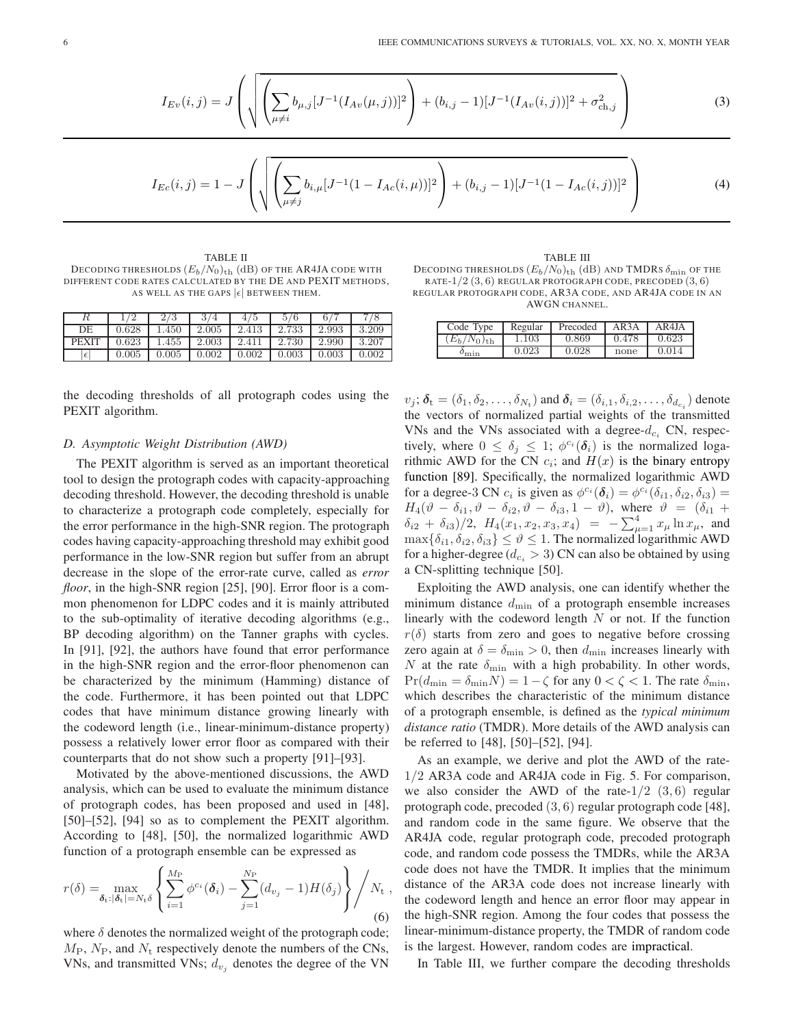$$I_{Ev}(i,j) = J\left(\sqrt{\left(\sum_{\mu \neq i} b_{\mu,j}[J^{-1}(I_{Av}(\mu,j))]^2\right) + (b_{i,j}-1)[J^{-1}(I_{Av}(i,j))]^2 + \sigma_{\mathrm{ch},j}^2}\right) \tag{3}$$

$$I_{Ec}(i,j) = 1 - J\left(\sqrt{\left(\sum_{\mu \neq j} b_{i,\mu}[J^{-1}(1-I_{Ac}(i,\mu))]^2\right) + (b_{i,j}-1)[J^{-1}(1-I_{Ac}(i,j))]^2}\right) \tag{4}$$

TABLE II
DECODING THRESHOLDS $(E_b/N_0)_{\mathrm{th}}$ (dB) OF THE AR4JA CODE WITH DIFFERENT CODE RATES CALCULATED BY THE DE AND PEXIT METHODS, AS WELL AS THE GAPS $|\epsilon|$ BETWEEN THEM.

| $R$ | $1/2$ | $2/3$ | $3/4$ | $4/5$ | $5/6$ | $6/7$ | $7/8$ |
|---|---|---|---|---|---|---|---|
| DE | 0.628 | 1.450 | 2.005 | 2.413 | 2.733 | 2.993 | 3.209 |
| PEXIT | 0.623 | 1.455 | 2.003 | 2.411 | 2.730 | 2.990 | 3.207 |
| $\lvert\epsilon\rvert$ | 0.005 | 0.005 | 0.002 | 0.002 | 0.003 | 0.003 | 0.002 |

TABLE III
DECODING THRESHOLDS $(E_b/N_0)_{\mathrm{th}}$ (dB) AND TMDRS $\delta_{\min}$ OF THE RATE-$1/2$ $(3,6)$ REGULAR PROTOGRAPH CODE, PRECODED $(3,6)$ REGULAR PROTOGRAPH CODE, AR3A CODE, AND AR4JA CODE IN AN AWGN CHANNEL.

| Code Type | Regular | Precoded | AR3A | AR4JA |
|---|---|---|---|---|
| $(E_b/N_0)_{\mathrm{th}}$ | 1.103 | 0.869 | 0.478 | 0.623 |
| $\delta_{\min}$ | 0.023 | 0.028 | none | 0.014 |

the decoding thresholds of all protograph codes using the PEXIT algorithm.

### D. Asymptotic Weight Distribution (AWD)

The PEXIT algorithm is served as an important theoretical tool to design the protograph codes with capacity-approaching decoding threshold. However, the decoding threshold is unable to characterize a protograph code completely, especially for the error performance in the high-SNR region. The protograph codes having capacity-approaching threshold may exhibit good performance in the low-SNR region but suffer from an abrupt decrease in the slope of the error-rate curve, called as *error floor*, in the high-SNR region [25], [90]. Error floor is a common phenomenon for LDPC codes and it is mainly attributed to the sub-optimality of iterative decoding algorithms (e.g., BP decoding algorithm) on the Tanner graphs with cycles. In [91], [92], the authors have found that error performance in the high-SNR region and the error-floor phenomenon can be characterized by the minimum (Hamming) distance of the code. Furthermore, it has been pointed out that LDPC codes that have minimum distance growing linearly with the codeword length (i.e., linear-minimum-distance property) possess a relatively lower error floor as compared with their counterparts that do not show such a property [91]–[93].

Motivated by the above-mentioned discussions, the AWD analysis, which can be used to evaluate the minimum distance of protograph codes, has been proposed and used in [48], [50]–[52], [94] so as to complement the PEXIT algorithm. According to [48], [50], the normalized logarithmic AWD function of a protograph ensemble can be expressed as

$$r(\delta) = \max_{\boldsymbol{\delta}_{\mathrm{t}}:|\boldsymbol{\delta}_{\mathrm{t}}|=N_{\mathrm{t}}\delta}\left\{\sum_{i=1}^{M_{\mathrm{P}}}\phi^{c_i}(\boldsymbol{\delta}_i) - \sum_{j=1}^{N_{\mathrm{P}}}(d_{v_j}-1)H(\delta_j)\right\}\Bigg/ N_{\mathrm{t}}\ , \tag{6}$$

where $\delta$ denotes the normalized weight of the protograph code; $M_{\mathrm{P}}$, $N_{\mathrm{P}}$, and $N_{\mathrm{t}}$ respectively denote the numbers of the CNs, VNs, and transmitted VNs; $d_{v_j}$ denotes the degree of the VN $v_j$; $\boldsymbol{\delta}_{\mathrm{t}} = (\delta_1, \delta_2, \ldots, \delta_{N_{\mathrm{t}}})$ and $\boldsymbol{\delta}_i = (\delta_{i,1}, \delta_{i,2}, \ldots, \delta_{d_{c_i}})$ denote the vectors of normalized partial weights of the transmitted VNs and the VNs associated with a degree-$d_{c_i}$ CN, respectively, where $0 \le \delta_j \le 1$; $\phi^{c_i}(\boldsymbol{\delta}_i)$ is the normalized logarithmic AWD for the CN $c_i$; and $H(x)$ is the binary entropy function [89]. Specifically, the normalized logarithmic AWD for a degree-3 CN $c_i$ is given as $\phi^{c_i}(\boldsymbol{\delta}_i) = \phi^{c_i}(\delta_{i1}, \delta_{i2}, \delta_{i3}) = H_4(\vartheta - \delta_{i1}, \vartheta - \delta_{i2}, \vartheta - \delta_{i3}, 1-\vartheta)$, where $\vartheta = (\delta_{i1} + \delta_{i2} + \delta_{i3})/2$, $H_4(x_1, x_2, x_3, x_4) = -\sum_{\mu=1}^{4} x_\mu \ln x_\mu$, and $\max\{\delta_{i1}, \delta_{i2}, \delta_{i3}\} \le \vartheta \le 1$. The normalized logarithmic AWD for a higher-degree ($d_{c_i} > 3$) CN can also be obtained by using a CN-splitting technique [50].

Exploiting the AWD analysis, one can identify whether the minimum distance $d_{\min}$ of a protograph ensemble increases linearly with the codeword length $N$ or not. If the function $r(\delta)$ starts from zero and goes to negative before crossing zero again at $\delta = \delta_{\min} > 0$, then $d_{\min}$ increases linearly with $N$ at the rate $\delta_{\min}$ with a high probability. In other words, $\Pr(d_{\min} = \delta_{\min} N) = 1 - \zeta$ for any $0 < \zeta < 1$. The rate $\delta_{\min}$, which describes the characteristic of the minimum distance of a protograph ensemble, is defined as the *typical minimum distance ratio* (TMDR). More details of the AWD analysis can be referred to [48], [50]–[52], [94].

As an example, we derive and plot the AWD of the rate-$1/2$ AR3A code and AR4JA code in Fig. 5. For comparison, we also consider the AWD of the rate-$1/2$ $(3,6)$ regular protograph code, precoded $(3,6)$ regular protograph code [48], and random code in the same figure. We observe that the AR4JA code, regular protograph code, precoded protograph code, and random code possess the TMDRs, while the AR3A code does not have the TMDR. It implies that the minimum distance of the AR3A code does not increase linearly with the codeword length and hence an error floor may appear in the high-SNR region. Among the four codes that possess the linear-minimum-distance property, the TMDR of random code is the largest. However, random codes are impractical.

In Table III, we further compare the decoding thresholds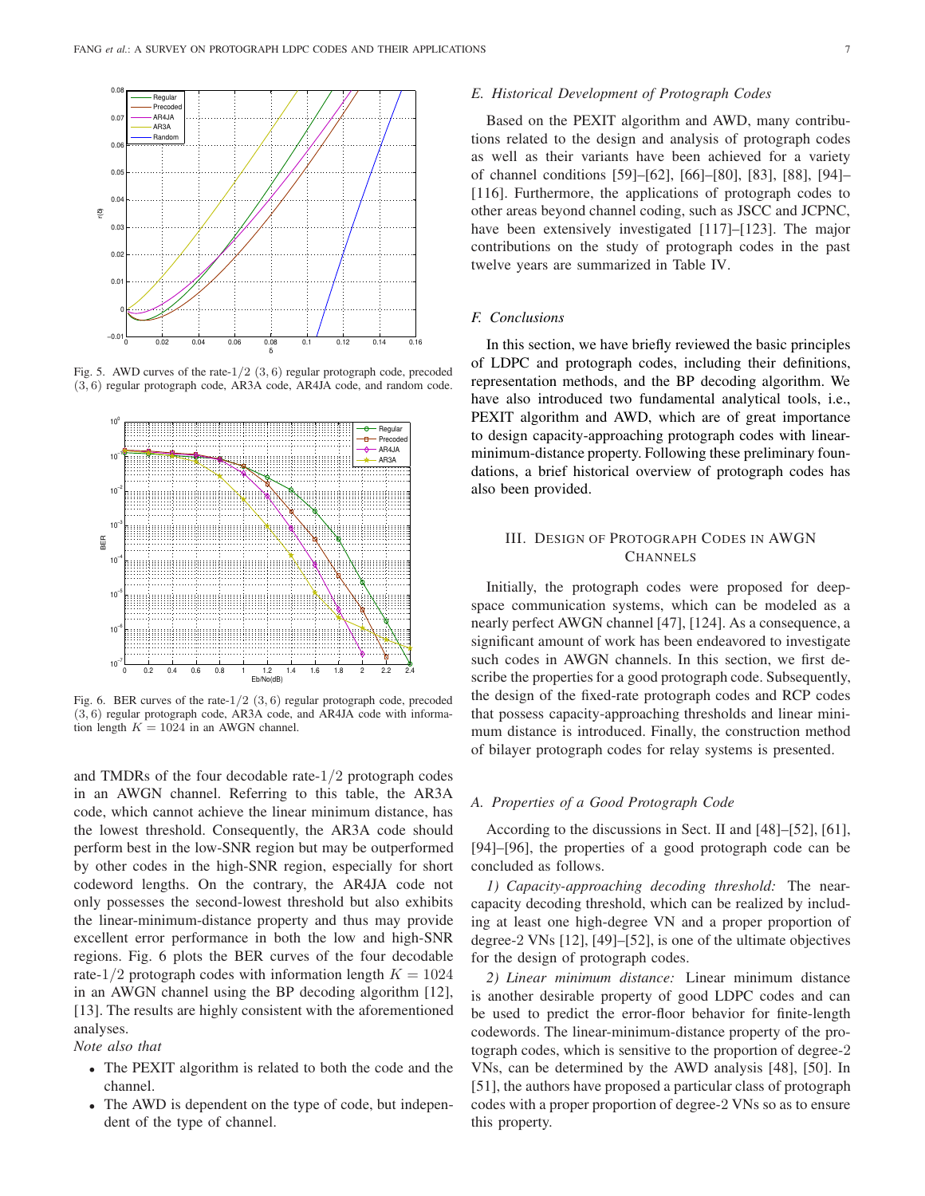Fig. 5. AWD curves of the rate-$1/2$ $(3,6)$ regular protograph code, precoded $(3,6)$ regular protograph code, AR3A code, AR4JA code, and random code.

Fig. 6. BER curves of the rate-$1/2$ $(3,6)$ regular protograph code, precoded $(3,6)$ regular protograph code, AR3A code, and AR4JA code with information length $K = 1024$ in an AWGN channel.

and TMDRs of the four decodable rate-$1/2$ protograph codes in an AWGN channel. Referring to this table, the AR3A code, which cannot achieve the linear minimum distance, has the lowest threshold. Consequently, the AR3A code should perform best in the low-SNR region but may be outperformed by other codes in the high-SNR region, especially for short codeword lengths. On the contrary, the AR4JA code not only possesses the second-lowest threshold but also exhibits the linear-minimum-distance property and thus may provide excellent error performance in both the low and high-SNR regions. Fig. 6 plots the BER curves of the four decodable rate-$1/2$ protograph codes with information length $K = 1024$ in an AWGN channel using the BP decoding algorithm [12], [13]. The results are highly consistent with the aforementioned analyses.

*Note also that*

- The PEXIT algorithm is related to both the code and the channel.
- The AWD is dependent on the type of code, but independent of the type of channel.

### E. Historical Development of Protograph Codes

Based on the PEXIT algorithm and AWD, many contributions related to the design and analysis of protograph codes as well as their variants have been achieved for a variety of channel conditions [59]–[62], [66]–[80], [83], [88], [94]–[116]. Furthermore, the applications of protograph codes to other areas beyond channel coding, such as JSCC and JCPNC, have been extensively investigated [117]–[123]. The major contributions on the study of protograph codes in the past twelve years are summarized in Table IV.

### F. Conclusions

In this section, we have briefly reviewed the basic principles of LDPC and protograph codes, including their definitions, representation methods, and the BP decoding algorithm. We have also introduced two fundamental analytical tools, i.e., PEXIT algorithm and AWD, which are of great importance to design capacity-approaching protograph codes with linear-minimum-distance property. Following these preliminary foundations, a brief historical overview of protograph codes has also been provided.

## III. Design of Protograph Codes in AWGN Channels

Initially, the protograph codes were proposed for deep-space communication systems, which can be modeled as a nearly perfect AWGN channel [47], [124]. As a consequence, a significant amount of work has been endeavored to investigate such codes in AWGN channels. In this section, we first describe the properties for a good protograph code. Subsequently, the design of the fixed-rate protograph codes and RCP codes that possess capacity-approaching thresholds and linear minimum distance is introduced. Finally, the construction method of bilayer protograph codes for relay systems is presented.

### A. Properties of a Good Protograph Code

According to the discussions in Sect. II and [48]–[52], [61], [94]–[96], the properties of a good protograph code can be concluded as follows.

*1) Capacity-approaching decoding threshold:* The near-capacity decoding threshold, which can be realized by including at least one high-degree VN and a proper proportion of degree-2 VNs [12], [49]–[52], is one of the ultimate objectives for the design of protograph codes.

*2) Linear minimum distance:* Linear minimum distance is another desirable property of good LDPC codes and can be used to predict the error-floor behavior for finite-length codewords. The linear-minimum-distance property of the protograph codes, which is sensitive to the proportion of degree-2 VNs, can be determined by the AWD analysis [48], [50]. In [51], the authors have proposed a particular class of protograph codes with a proper proportion of degree-2 VNs so as to ensure this property.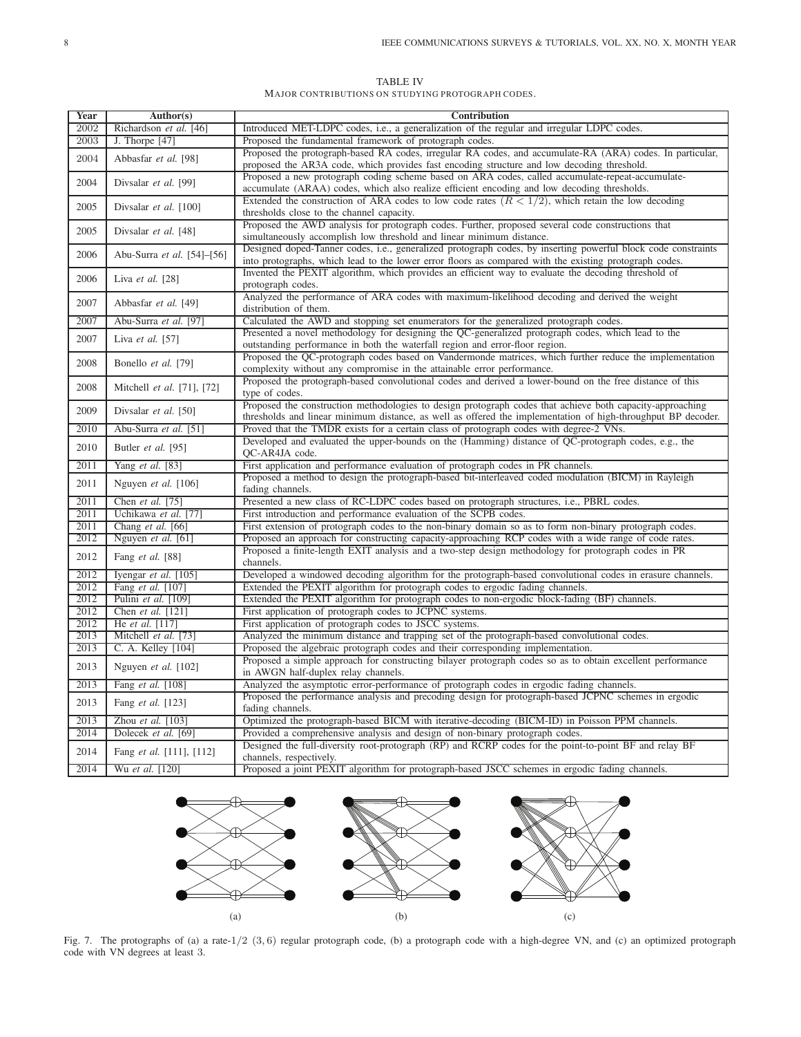TABLE IV
MAJOR CONTRIBUTIONS ON STUDYING PROTOGRAPH CODES.

| Year | Author(s) | Contribution |
|---|---|---|
| 2002 | Richardson *et al.* [46] | Introduced MET-LDPC codes, i.e., a generalization of the regular and irregular LDPC codes. |
| 2003 | J. Thorpe [47] | Proposed the fundamental framework of protograph codes. |
| 2004 | Abbasfar *et al.* [98] | Proposed the protograph-based RA codes, irregular RA codes, and accumulate-RA (ARA) codes. In particular, proposed the AR3A code, which provides fast encoding structure and low decoding threshold. |
| 2004 | Divsalar *et al.* [99] | Proposed a new protograph coding scheme based on ARA codes, called accumulate-repeat-accumulate-accumulate (ARAA) codes, which also realize efficient encoding and low decoding thresholds. |
| 2005 | Divsalar *et al.* [100] | Extended the construction of ARA codes to low code rates ($R < 1/2$), which retain the low decoding thresholds close to the channel capacity. |
| 2005 | Divsalar *et al.* [48] | Proposed the AWD analysis for protograph codes. Further, proposed several code constructions that simultaneously accomplish low threshold and linear minimum distance. |
| 2006 | Abu-Surra *et al.* [54]–[56] | Designed doped-Tanner codes, i.e., generalized protograph codes, by inserting powerful block code constraints into protographs, which lead to the lower error floors as compared with the existing protograph codes. |
| 2006 | Liva *et al.* [28] | Invented the PEXIT algorithm, which provides an efficient way to evaluate the decoding threshold of protograph codes. |
| 2007 | Abbasfar *et al.* [49] | Analyzed the performance of ARA codes with maximum-likelihood decoding and derived the weight distribution of them. |
| 2007 | Abu-Surra *et al.* [97] | Calculated the AWD and stopping set enumerators for the generalized protograph codes. |
| 2007 | Liva *et al.* [57] | Presented a novel methodology for designing the QC-generalized protograph codes, which lead to the outstanding performance in both the waterfall region and error-floor region. |
| 2008 | Bonello *et al.* [79] | Proposed the QC-protograph codes based on Vandermonde matrices, which further reduce the implementation complexity without any compromise in the attainable error performance. |
| 2008 | Mitchell *et al.* [71], [72] | Proposed the protograph-based convolutional codes and derived a lower-bound on the free distance of this type of codes. |
| 2009 | Divsalar *et al.* [50] | Proposed the construction methodologies to design protograph codes that achieve both capacity-approaching thresholds and linear minimum distance, as well as offered the implementation of high-throughput BP decoder. |
| 2010 | Abu-Surra *et al.* [51] | Proved that the TMDR exists for a certain class of protograph codes with degree-2 VNs. |
| 2010 | Butler *et al.* [95] | Developed and evaluated the upper-bounds on the (Hamming) distance of QC-protograph codes, e.g., the QC-AR4JA code. |
| 2011 | Yang *et al.* [83] | First application and performance evaluation of protograph codes in PR channels. |
| 2011 | Nguyen *et al.* [106] | Proposed a method to design the protograph-based bit-interleaved coded modulation (BICM) in Rayleigh fading channels. |
| 2011 | Chen *et al.* [75] | Presented a new class of RC-LDPC codes based on protograph structures, i.e., PBRL codes. |
| 2011 | Uchikawa *et al.* [77] | First introduction and performance evaluation of the SCPB codes. |
| 2011 | Chang *et al.* [66] | First extension of protograph codes to the non-binary domain so as to form non-binary protograph codes. |
| 2012 | Nguyen *et al.* [61] | Proposed an approach for constructing capacity-approaching RCP codes with a wide range of code rates. |
| 2012 | Fang *et al.* [88] | Proposed a finite-length EXIT analysis and a two-step design methodology for protograph codes in PR channels. |
| 2012 | Iyengar *et al.* [105] | Developed a windowed decoding algorithm for the protograph-based convolutional codes in erasure channels. |
| 2012 | Fang *et al.* [107] | Extended the PEXIT algorithm for protograph codes to ergodic fading channels. |
| 2012 | Pulini *et al.* [109] | Extended the PEXIT algorithm for protograph codes to non-ergodic block-fading (BF) channels. |
| 2012 | Chen *et al.* [121] | First application of protograph codes to JCPNC systems. |
| 2012 | He *et al.* [117] | First application of protograph codes to JSCC systems. |
| 2013 | Mitchell *et al.* [73] | Analyzed the minimum distance and trapping set of the protograph-based convolutional codes. |
| 2013 | C. A. Kelley [104] | Proposed the algebraic protograph codes and their corresponding implementation. |
| 2013 | Nguyen *et al.* [102] | Proposed a simple approach for constructing bilayer protograph codes so as to obtain excellent performance in AWGN half-duplex relay channels. |
| 2013 | Fang *et al.* [108] | Analyzed the asymptotic error-performance of protograph codes in ergodic fading channels. |
| 2013 | Fang *et al.* [123] | Proposed the performance analysis and precoding design for protograph-based JCPNC schemes in ergodic fading channels. |
| 2013 | Zhou *et al.* [103] | Optimized the protograph-based BICM with iterative-decoding (BICM-ID) in Poisson PPM channels. |
| 2014 | Dolecek *et al.* [69] | Provided a comprehensive analysis and design of non-binary protograph codes. |
| 2014 | Fang *et al.* [111], [112] | Designed the full-diversity root-protograph (RP) and RCRP codes for the point-to-point BF and relay BF channels, respectively. |
| 2014 | Wu *et al.* [120] | Proposed a joint PEXIT algorithm for protograph-based JSCC schemes in ergodic fading channels. |

(a) (b) (c)

Fig. 7. The protographs of (a) a rate-$1/2$ $(3, 6)$ regular protograph code, (b) a protograph code with a high-degree VN, and (c) an optimized protograph code with VN degrees at least 3.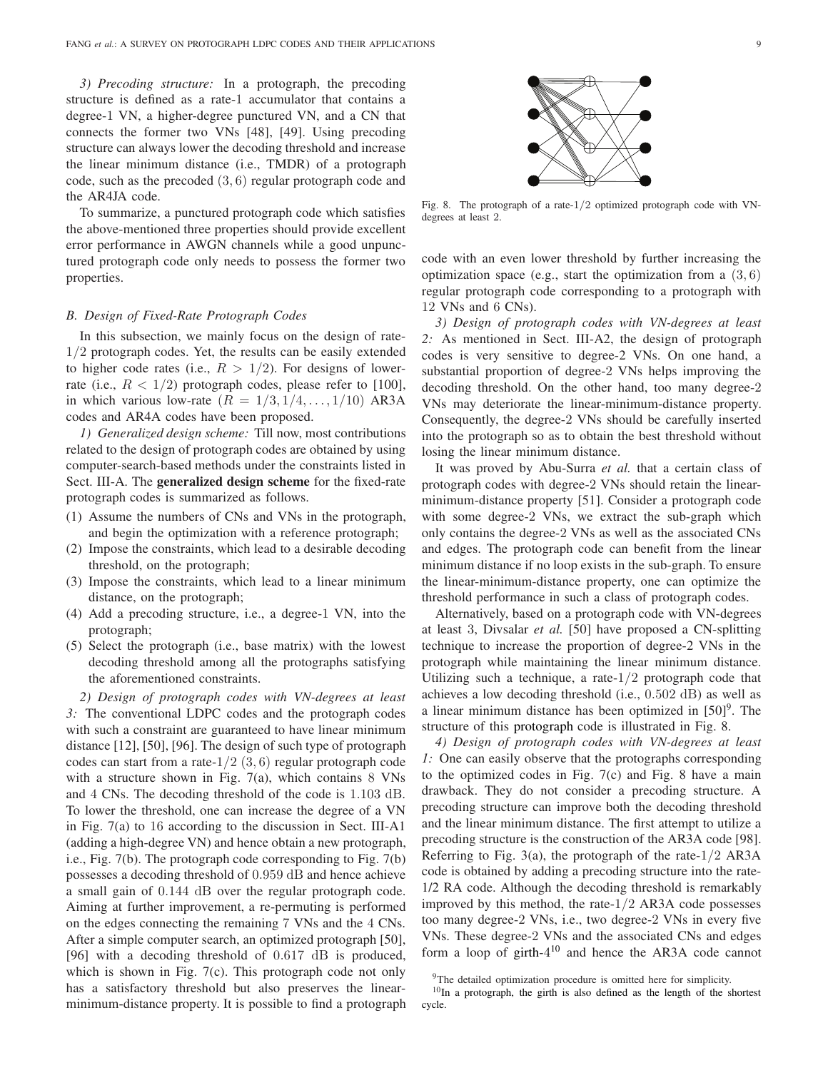*3) Precoding structure:* In a protograph, the precoding structure is defined as a rate-1 accumulator that contains a degree-1 VN, a higher-degree punctured VN, and a CN that connects the former two VNs [48], [49]. Using precoding structure can always lower the decoding threshold and increase the linear minimum distance (i.e., TMDR) of a protograph code, such as the precoded $(3, 6)$ regular protograph code and the AR4JA code.

To summarize, a punctured protograph code which satisfies the above-mentioned three properties should provide excellent error performance in AWGN channels while a good unpunctured protograph code only needs to possess the former two properties.

### B. Design of Fixed-Rate Protograph Codes

In this subsection, we mainly focus on the design of rate-$1/2$ protograph codes. Yet, the results can be easily extended to higher code rates (i.e., $R > 1/2$). For designs of lower-rate (i.e., $R < 1/2$) protograph codes, please refer to [100], in which various low-rate ($R = 1/3, 1/4, \ldots, 1/10$) AR3A codes and AR4A codes have been proposed.

*1) Generalized design scheme:* Till now, most contributions related to the design of protograph codes are obtained by using computer-search-based methods under the constraints listed in Sect. III-A. The **generalized design scheme** for the fixed-rate protograph codes is summarized as follows.

(1) Assume the numbers of CNs and VNs in the protograph, and begin the optimization with a reference protograph;
(2) Impose the constraints, which lead to a desirable decoding threshold, on the protograph;
(3) Impose the constraints, which lead to a linear minimum distance, on the protograph;
(4) Add a precoding structure, i.e., a degree-1 VN, into the protograph;
(5) Select the protograph (i.e., base matrix) with the lowest decoding threshold among all the protographs satisfying the aforementioned constraints.

*2) Design of protograph codes with VN-degrees at least 3:* The conventional LDPC codes and the protograph codes with such a constraint are guaranteed to have linear minimum distance [12], [50], [96]. The design of such type of protograph codes can start from a rate-$1/2$ $(3, 6)$ regular protograph code with a structure shown in Fig. 7(a), which contains 8 VNs and 4 CNs. The decoding threshold of the code is $1.103$ dB. To lower the threshold, one can increase the degree of a VN in Fig. 7(a) to 16 according to the discussion in Sect. III-A1 (adding a high-degree VN) and hence obtain a new protograph, i.e., Fig. 7(b). The protograph code corresponding to Fig. 7(b) possesses a decoding threshold of $0.959$ dB and hence achieve a small gain of $0.144$ dB over the regular protograph code. Aiming at further improvement, a re-permuting is performed on the edges connecting the remaining 7 VNs and the 4 CNs. After a simple computer search, an optimized protograph [50], [96] with a decoding threshold of $0.617$ dB is produced, which is shown in Fig. 7(c). This protograph code not only has a satisfactory threshold but also preserves the linear-minimum-distance property. It is possible to find a protograph code with an even lower threshold by further increasing the optimization space (e.g., start the optimization from a $(3, 6)$ regular protograph code corresponding to a protograph with 12 VNs and 6 CNs).

Fig. 8. The protograph of a rate-$1/2$ optimized protograph code with VN-degrees at least 2.

*3) Design of protograph codes with VN-degrees at least 2:* As mentioned in Sect. III-A2, the design of protograph codes is very sensitive to degree-2 VNs. On one hand, a substantial proportion of degree-2 VNs helps improving the decoding threshold. On the other hand, too many degree-2 VNs may deteriorate the linear-minimum-distance property. Consequently, the degree-2 VNs should be carefully inserted into the protograph so as to obtain the best threshold without losing the linear minimum distance.

It was proved by Abu-Surra *et al.* that a certain class of protograph codes with degree-2 VNs should retain the linear-minimum-distance property [51]. Consider a protograph code with some degree-2 VNs, we extract the sub-graph which only contains the degree-2 VNs as well as the associated CNs and edges. The protograph code can benefit from the linear minimum distance if no loop exists in the sub-graph. To ensure the linear-minimum-distance property, one can optimize the threshold performance in such a class of protograph codes.

Alternatively, based on a protograph code with VN-degrees at least 3, Divsalar *et al.* [50] have proposed a CN-splitting technique to increase the proportion of degree-2 VNs in the protograph while maintaining the linear minimum distance. Utilizing such a technique, a rate-$1/2$ protograph code that achieves a low decoding threshold (i.e., $0.502$ dB) as well as a linear minimum distance has been optimized in [50][9]. The structure of this protograph code is illustrated in Fig. 8.

*4) Design of protograph codes with VN-degrees at least 1:* One can easily observe that the protographs corresponding to the optimized codes in Fig. 7(c) and Fig. 8 have a main drawback. They do not consider a precoding structure. A precoding structure can improve both the decoding threshold and the linear minimum distance. The first attempt to utilize a precoding structure is the construction of the AR3A code [98]. Referring to Fig. 3(a), the protograph of the rate-$1/2$ AR3A code is obtained by adding a precoding structure into the rate-1/2 RA code. Although the decoding threshold is remarkably improved by this method, the rate-$1/2$ AR3A code possesses too many degree-2 VNs, i.e., two degree-2 VNs in every five VNs. These degree-2 VNs and the associated CNs and edges form a loop of girth-4[10] and hence the AR3A code cannot

[9] The detailed optimization procedure is omitted here for simplicity.

[10] In a protograph, the girth is also defined as the length of the shortest cycle.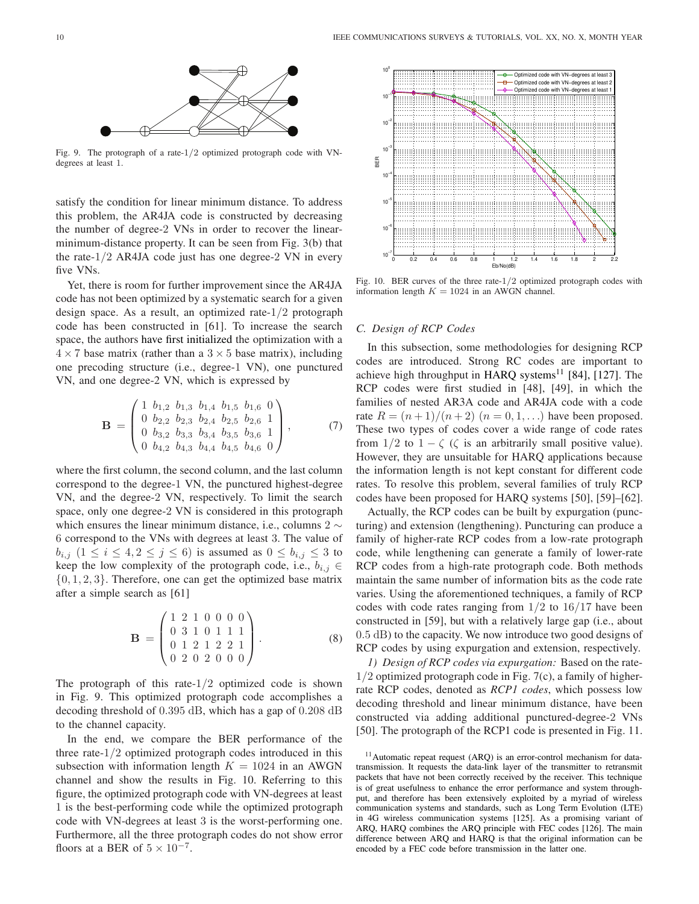Fig. 9. The protograph of a rate-$1/2$ optimized protograph code with VN-degrees at least 1.

satisfy the condition for linear minimum distance. To address this problem, the AR4JA code is constructed by decreasing the number of degree-2 VNs in order to recover the linear-minimum-distance property. It can be seen from Fig. 3(b) that the rate-$1/2$ AR4JA code just has one degree-2 VN in every five VNs.

Yet, there is room for further improvement since the AR4JA code has not been optimized by a systematic search for a given design space. As a result, an optimized rate-$1/2$ protograph code has been constructed in [61]. To increase the search space, the authors have first initialized the optimization with a $4 \times 7$ base matrix (rather than a $3 \times 5$ base matrix), including one precoding structure (i.e., degree-1 VN), one punctured VN, and one degree-2 VN, which is expressed by

$$\mathbf{B} = \begin{pmatrix} 1 & b_{1,2} & b_{1,3} & b_{1,4} & b_{1,5} & b_{1,6} & 0 \\ 0 & b_{2,2} & b_{2,3} & b_{2,4} & b_{2,5} & b_{2,6} & 1 \\ 0 & b_{3,2} & b_{3,3} & b_{3,4} & b_{3,5} & b_{3,6} & 1 \\ 0 & b_{4,2} & b_{4,3} & b_{4,4} & b_{4,5} & b_{4,6} & 0 \end{pmatrix}, \tag{7}$$

where the first column, the second column, and the last column correspond to the degree-1 VN, the punctured highest-degree VN, and the degree-2 VN, respectively. To limit the search space, only one degree-2 VN is considered in this protograph which ensures the linear minimum distance, i.e., columns $2 \sim 6$ correspond to the VNs with degrees at least 3. The value of $b_{i,j}$ $(1 \leq i \leq 4, 2 \leq j \leq 6)$ is assumed as $0 \leq b_{i,j} \leq 3$ to keep the low complexity of the protograph code, i.e., $b_{i,j} \in \{0, 1, 2, 3\}$. Therefore, one can get the optimized base matrix after a simple search as [61]

$$\mathbf{B} = \begin{pmatrix} 1 & 2 & 1 & 0 & 0 & 0 & 0 \\ 0 & 3 & 1 & 0 & 1 & 1 & 1 \\ 0 & 1 & 2 & 1 & 2 & 2 & 1 \\ 0 & 2 & 0 & 2 & 0 & 0 & 0 \end{pmatrix}. \tag{8}$$

The protograph of this rate-$1/2$ optimized code is shown in Fig. 9. This optimized protograph code accomplishes a decoding threshold of $0.395$ dB, which has a gap of $0.208$ dB to the channel capacity.

In the end, we compare the BER performance of the three rate-$1/2$ optimized protograph codes introduced in this subsection with information length $K = 1024$ in an AWGN channel and show the results in Fig. 10. Referring to this figure, the optimized protograph code with VN-degrees at least 1 is the best-performing code while the optimized protograph code with VN-degrees at least 3 is the worst-performing one. Furthermore, all the three protograph codes do not show error floors at a BER of $5 \times 10^{-7}$.

Fig. 10. BER curves of the three rate-$1/2$ optimized protograph codes with information length $K = 1024$ in an AWGN channel.

### C. Design of RCP Codes

In this subsection, some methodologies for designing RCP codes are introduced. Strong RC codes are important to achieve high throughput in HARQ systems[11] [84], [127]. The RCP codes were first studied in [48], [49], in which the families of nested AR3A code and AR4JA code with a code rate $R = (n+1)/(n+2)$ $(n = 0, 1, \ldots)$ have been proposed. These two types of codes cover a wide range of code rates from $1/2$ to $1 - \zeta$ ($\zeta$ is an arbitrarily small positive value). However, they are unsuitable for HARQ applications because the information length is not kept constant for different code rates. To resolve this problem, several families of truly RCP codes have been proposed for HARQ systems [50], [59]–[62].

Actually, the RCP codes can be built by expurgation (puncturing) and extension (lengthening). Puncturing can produce a family of higher-rate RCP codes from a low-rate protograph code, while lengthening can generate a family of lower-rate RCP codes from a high-rate protograph code. Both methods maintain the same number of information bits as the code rate varies. Using the aforementioned techniques, a family of RCP codes with code rates ranging from $1/2$ to $16/17$ have been constructed in [59], but with a relatively large gap (i.e., about $0.5$ dB) to the capacity. We now introduce two good designs of RCP codes by using expurgation and extension, respectively.

*1) Design of RCP codes via expurgation:* Based on the rate-$1/2$ optimized protograph code in Fig. 7(c), a family of higher-rate RCP codes, denoted as *RCP1 codes*, which possess low decoding threshold and linear minimum distance, have been constructed via adding additional punctured-degree-2 VNs [50]. The protograph of the RCP1 code is presented in Fig. 11.

[11] Automatic repeat request (ARQ) is an error-control mechanism for data-transmission. It requests the data-link layer of the transmitter to retransmit packets that have not been correctly received by the receiver. This technique is of great usefulness to enhance the error performance and system throughput, and therefore has been extensively exploited by a myriad of wireless communication systems and standards, such as Long Term Evolution (LTE) in 4G wireless communication systems [125]. As a promising variant of ARQ, HARQ combines the ARQ principle with FEC codes [126]. The main difference between ARQ and HARQ is that the original information can be encoded by a FEC code before transmission in the latter one.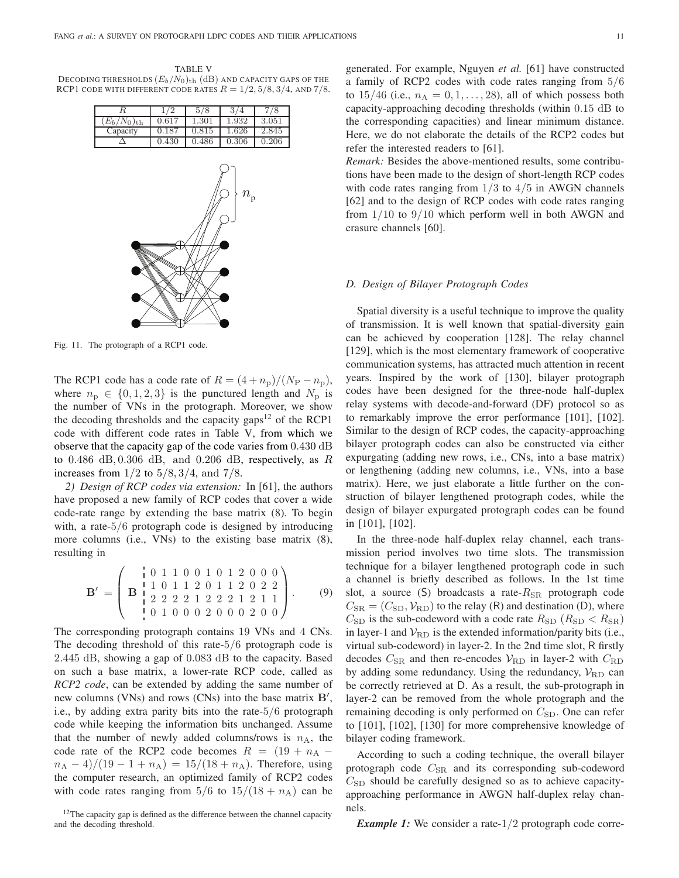TABLE V
DECODING THRESHOLDS $(E_b/N_0)_{\rm th}$ (dB) AND CAPACITY GAPS OF THE RCP1 CODE WITH DIFFERENT CODE RATES $R = 1/2, 5/8, 3/4$, AND $7/8$.

| $R$ | $1/2$ | $5/8$ | $3/4$ | $7/8$ |
|---|---|---|---|---|
| $(E_b/N_0)_{\rm th}$ | 0.617 | 1.301 | 1.932 | 3.051 |
| Capacity | 0.187 | 0.815 | 1.626 | 2.845 |
| $\Delta$ | 0.430 | 0.486 | 0.306 | 0.206 |

Fig. 11. The protograph of a RCP1 code.

The RCP1 code has a code rate of $R = (4+n_{\rm p})/(N_{\rm P} - n_{\rm p})$, where $n_{\rm p} \in \{0, 1, 2, 3\}$ is the punctured length and $N_{\rm p}$ is the number of VNs in the protograph. Moreover, we show the decoding thresholds and the capacity gaps[12] of the RCP1 code with different code rates in Table V, from which we observe that the capacity gap of the code varies from 0.430 dB to 0.486 dB, 0.306 dB, and 0.206 dB, respectively, as $R$ increases from $1/2$ to $5/8, 3/4$, and $7/8$.

*2) Design of RCP codes via extension:* In [61], the authors have proposed a new family of RCP codes that cover a wide code-rate range by extending the base matrix (8). To begin with, a rate-$5/6$ protograph code is designed by introducing more columns (i.e., VNs) to the existing base matrix (8), resulting in

$$\mathbf{B}' = \left( \begin{array}{c|cccccccccccc} & 0 & 1 & 1 & 0 & 0 & 1 & 0 & 1 & 2 & 0 & 0 & 0 \\ \mathbf{B} & 1 & 0 & 1 & 1 & 2 & 0 & 1 & 1 & 2 & 0 & 2 & 2 \\ & 2 & 2 & 2 & 2 & 1 & 2 & 2 & 2 & 1 & 2 & 1 & 1 \\ & 0 & 1 & 0 & 0 & 0 & 2 & 0 & 0 & 0 & 2 & 0 & 0 \end{array} \right). \quad (9)$$

The corresponding protograph contains 19 VNs and 4 CNs. The decoding threshold of this rate-$5/6$ protograph code is 2.445 dB, showing a gap of 0.083 dB to the capacity. Based on such a base matrix, a lower-rate RCP code, called as *RCP2 code*, can be extended by adding the same number of new columns (VNs) and rows (CNs) into the base matrix $\mathbf{B}'$, i.e., by adding extra parity bits into the rate-$5/6$ protograph code while keeping the information bits unchanged. Assume that the number of newly added columns/rows is $n_{\rm A}$, the code rate of the RCP2 code becomes $R = (19 + n_{\rm A} - n_{\rm A} - 4)/(19 - 1 + n_{\rm A}) = 15/(18 + n_{\rm A})$. Therefore, using the computer research, an optimized family of RCP2 codes with code rates ranging from $5/6$ to $15/(18 + n_{\rm A})$ can be generated. For example, Nguyen *et al.* [61] have constructed a family of RCP2 codes with code rates ranging from $5/6$ to $15/46$ (i.e., $n_{\rm A} = 0, 1, \ldots, 28$), all of which possess both capacity-approaching decoding thresholds (within 0.15 dB to the corresponding capacities) and linear minimum distance. Here, we do not elaborate the details of the RCP2 codes but refer the interested readers to [61].

*Remark:* Besides the above-mentioned results, some contributions have been made to the design of short-length RCP codes with code rates ranging from $1/3$ to $4/5$ in AWGN channels [62] and to the design of RCP codes with code rates ranging from $1/10$ to $9/10$ which perform well in both AWGN and erasure channels [60].

### D. Design of Bilayer Protograph Codes

Spatial diversity is a useful technique to improve the quality of transmission. It is well known that spatial-diversity gain can be achieved by cooperation [128]. The relay channel [129], which is the most elementary framework of cooperative communication systems, has attracted much attention in recent years. Inspired by the work of [130], bilayer protograph codes have been designed for the three-node half-duplex relay systems with decode-and-forward (DF) protocol so as to remarkably improve the error performance [101], [102]. Similar to the design of RCP codes, the capacity-approaching bilayer protograph codes can also be constructed via either expurgating (adding new rows, i.e., CNs, into a base matrix) or lengthening (adding new columns, i.e., VNs, into a base matrix). Here, we just elaborate a little further on the construction of bilayer lengthened protograph codes, while the design of bilayer expurgated protograph codes can be found in [101], [102].

In the three-node half-duplex relay channel, each transmission period involves two time slots. The transmission technique for a bilayer lengthened protograph code in such a channel is briefly described as follows. In the 1st time slot, a source (S) broadcasts a rate-$R_{\rm SR}$ protograph code $C_{\rm SR} = (C_{\rm SD}, \mathcal{V}_{\rm RD})$ to the relay (R) and destination (D), where $C_{\rm SD}$ is the sub-codeword with a code rate $R_{\rm SD}$ ($R_{\rm SD} < R_{\rm SR}$) in layer-1 and $\mathcal{V}_{\rm RD}$ is the extended information/parity bits (i.e., virtual sub-codeword) in layer-2. In the 2nd time slot, R firstly decodes $C_{\rm SR}$ and then re-encodes $\mathcal{V}_{\rm RD}$ in layer-2 with $C_{\rm RD}$ by adding some redundancy. Using the redundancy, $\mathcal{V}_{\rm RD}$ can be correctly retrieved at D. As a result, the sub-protograph in layer-2 can be removed from the whole protograph and the remaining decoding is only performed on $C_{\rm SD}$. One can refer to [101], [102], [130] for more comprehensive knowledge of bilayer coding framework.

According to such a coding technique, the overall bilayer protograph code $C_{\rm SR}$ and its corresponding sub-codeword $C_{\rm SD}$ should be carefully designed so as to achieve capacity-approaching performance in AWGN half-duplex relay channels.

***Example 1:*** We consider a rate-$1/2$ protograph code corre-

[12]The capacity gap is defined as the difference between the channel capacity and the decoding threshold.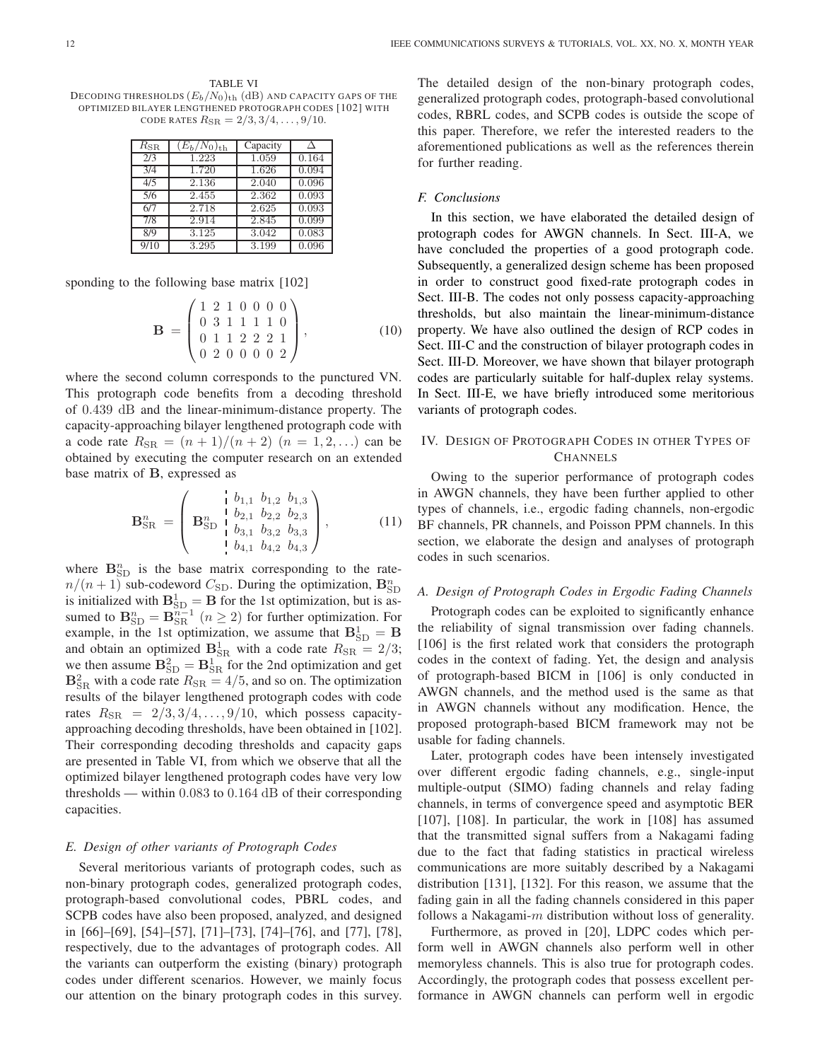TABLE VI
DECODING THRESHOLDS $(E_b/N_0)_{\rm th}$ (dB) AND CAPACITY GAPS OF THE OPTIMIZED BILAYER LENGTHENED PROTOGRAPH CODES [102] WITH CODE RATES $R_{\rm SR} = 2/3, 3/4, \ldots, 9/10$.

| $R_{\rm SR}$ | $(E_b/N_0)_{\rm th}$ | Capacity | $\Delta$ |
|---|---|---|---|
| 2/3 | 1.223 | 1.059 | 0.164 |
| 3/4 | 1.720 | 1.626 | 0.094 |
| 4/5 | 2.136 | 2.040 | 0.096 |
| 5/6 | 2.455 | 2.362 | 0.093 |
| 6/7 | 2.718 | 2.625 | 0.093 |
| 7/8 | 2.914 | 2.845 | 0.099 |
| 8/9 | 3.125 | 3.042 | 0.083 |
| 9/10 | 3.295 | 3.199 | 0.096 |

sponding to the following base matrix [102]

$$\mathbf{B} = \begin{pmatrix} 1 & 2 & 1 & 0 & 0 & 0 & 0 \\ 0 & 3 & 1 & 1 & 1 & 1 & 0 \\ 0 & 1 & 1 & 2 & 2 & 2 & 1 \\ 0 & 2 & 0 & 0 & 0 & 0 & 2 \end{pmatrix}, \tag{10}$$

where the second column corresponds to the punctured VN. This protograph code benefits from a decoding threshold of $0.439$ dB and the linear-minimum-distance property. The capacity-approaching bilayer lengthened protograph code with a code rate $R_{\rm SR} = (n+1)/(n+2)$ $(n = 1, 2, \ldots)$ can be obtained by executing the computer research on an extended base matrix of $\mathbf{B}$, expressed as

$$\mathbf{B}_{\rm SR}^{n} = \left( \begin{array}{c|ccc} & b_{1,1} & b_{1,2} & b_{1,3} \\ \mathbf{B}_{\rm SD}^{n} & b_{2,1} & b_{2,2} & b_{2,3} \\ & b_{3,1} & b_{3,2} & b_{3,3} \\ & b_{4,1} & b_{4,2} & b_{4,3} \end{array} \right), \tag{11}$$

where $\mathbf{B}_{\rm SD}^{n}$ is the base matrix corresponding to the rate-$n/(n+1)$ sub-codeword $C_{\rm SD}$. During the optimization, $\mathbf{B}_{\rm SD}^{n}$ is initialized with $\mathbf{B}_{\rm SD}^{1} = \mathbf{B}$ for the 1st optimization, but is assumed to $\mathbf{B}_{\rm SD}^{n} = \mathbf{B}_{\rm SR}^{n-1}$ $(n \geq 2)$ for further optimization. For example, in the 1st optimization, we assume that $\mathbf{B}_{\rm SD}^{1} = \mathbf{B}$ and obtain an optimized $\mathbf{B}_{\rm SR}^{1}$ with a code rate $R_{\rm SR} = 2/3$; we then assume $\mathbf{B}_{\rm SD}^{2} = \mathbf{B}_{\rm SR}^{1}$ for the 2nd optimization and get $\mathbf{B}_{\rm SR}^{2}$ with a code rate $R_{\rm SR} = 4/5$, and so on. The optimization results of the bilayer lengthened protograph codes with code rates $R_{\rm SR} = 2/3, 3/4, \ldots, 9/10$, which possess capacity-approaching decoding thresholds, have been obtained in [102]. Their corresponding decoding thresholds and capacity gaps are presented in Table VI, from which we observe that all the optimized bilayer lengthened protograph codes have very low thresholds — within $0.083$ to $0.164$ dB of their corresponding capacities.

### E. Design of other variants of Protograph Codes

Several meritorious variants of protograph codes, such as non-binary protograph codes, generalized protograph codes, protograph-based convolutional codes, PBRL codes, and SCPB codes have also been proposed, analyzed, and designed in [66]–[69], [54]–[57], [71]–[73], [74]–[76], and [77], [78], respectively, due to the advantages of protograph codes. All the variants can outperform the existing (binary) protograph codes under different scenarios. However, we mainly focus our attention on the binary protograph codes in this survey. The detailed design of the non-binary protograph codes, generalized protograph codes, protograph-based convolutional codes, RBRL codes, and SCPB codes is outside the scope of this paper. Therefore, we refer the interested readers to the aforementioned publications as well as the references therein for further reading.

### F. Conclusions

In this section, we have elaborated the detailed design of protograph codes for AWGN channels. In Sect. III-A, we have concluded the properties of a good protograph code. Subsequently, a generalized design scheme has been proposed in order to construct good fixed-rate protograph codes in Sect. III-B. The codes not only possess capacity-approaching thresholds, but also maintain the linear-minimum-distance property. We have also outlined the design of RCP codes in Sect. III-C and the construction of bilayer protograph codes in Sect. III-D. Moreover, we have shown that bilayer protograph codes are particularly suitable for half-duplex relay systems. In Sect. III-E, we have briefly introduced some meritorious variants of protograph codes.

## IV. Design of Protograph Codes in other Types of Channels

Owing to the superior performance of protograph codes in AWGN channels, they have been further applied to other types of channels, i.e., ergodic fading channels, non-ergodic BF channels, PR channels, and Poisson PPM channels. In this section, we elaborate the design and analyses of protograph codes in such scenarios.

### A. Design of Protograph Codes in Ergodic Fading Channels

Protograph codes can be exploited to significantly enhance the reliability of signal transmission over fading channels. [106] is the first related work that considers the protograph codes in the context of fading. Yet, the design and analysis of protograph-based BICM in [106] is only conducted in AWGN channels, and the method used is the same as that in AWGN channels without any modification. Hence, the proposed protograph-based BICM framework may not be usable for fading channels.

Later, protograph codes have been intensely investigated over different ergodic fading channels, e.g., single-input multiple-output (SIMO) fading channels and relay fading channels, in terms of convergence speed and asymptotic BER [107], [108]. In particular, the work in [108] has assumed that the transmitted signal suffers from a Nakagami fading due to the fact that fading statistics in practical wireless communications are more suitably described by a Nakagami distribution [131], [132]. For this reason, we assume that the fading gain in all the fading channels considered in this paper follows a Nakagami-$m$ distribution without loss of generality.

Furthermore, as proved in [20], LDPC codes which perform well in AWGN channels also perform well in other memoryless channels. This is also true for protograph codes. Accordingly, the protograph codes that possess excellent performance in AWGN channels can perform well in ergodic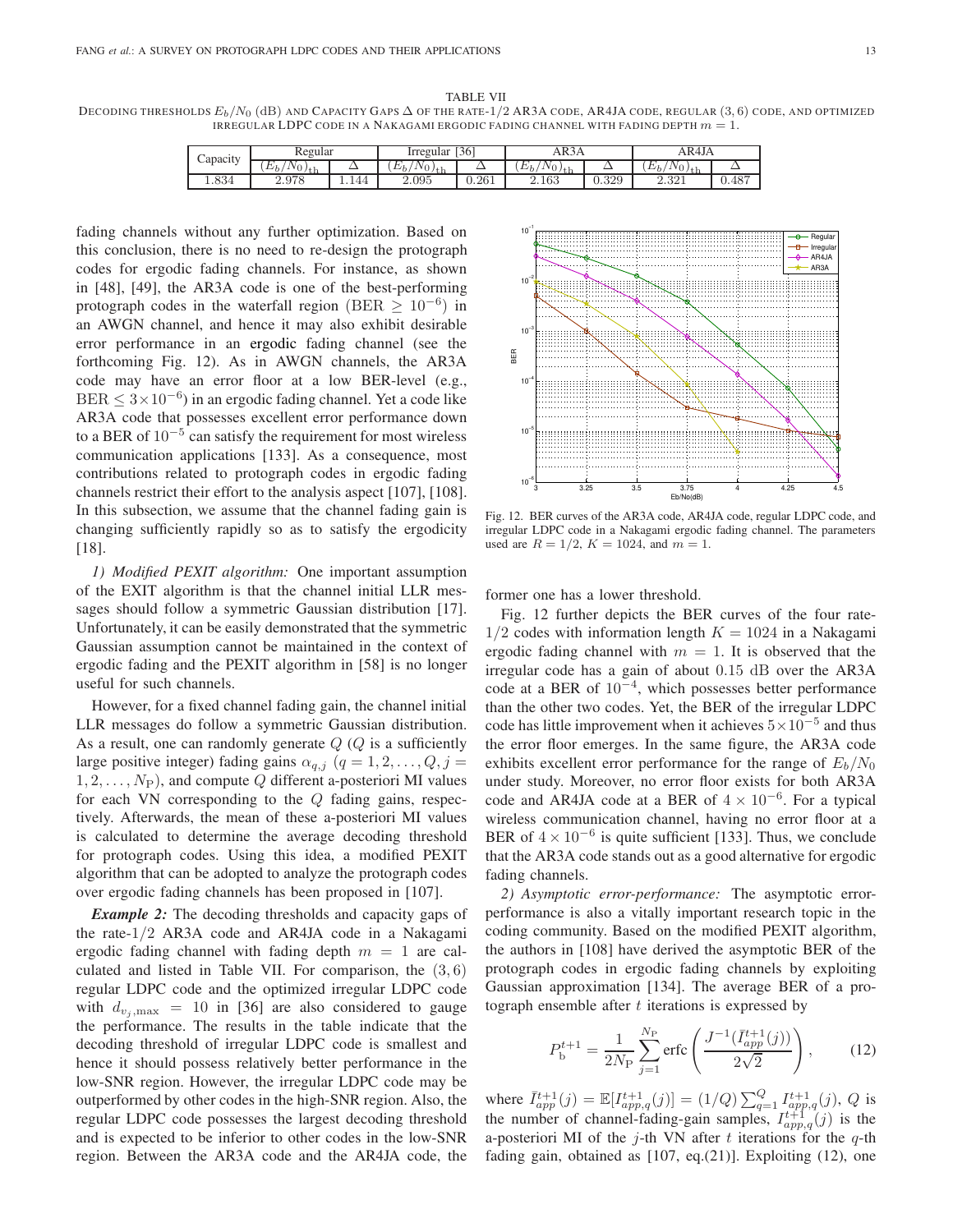TABLE VII

DECODING THRESHOLDS $E_b/N_0$ (dB) AND CAPACITY GAPS $\Delta$ OF THE RATE-1/2 AR3A CODE, AR4JA CODE, REGULAR (3, 6) CODE, AND OPTIMIZED IRREGULAR LDPC CODE IN A NAKAGAMI ERGODIC FADING CHANNEL WITH FADING DEPTH $m = 1$.

| Capacity | Regular | | Irregular [36] | | AR3A | | AR4JA | |
|---|---|---|---|---|---|---|---|---|
| | $(E_b/N_0)_{\rm th}$ | $\Delta$ | $(E_b/N_0)_{\rm th}$ | $\Delta$ | $(E_b/N_0)_{\rm th}$ | $\Delta$ | $(E_b/N_0)_{\rm th}$ | $\Delta$ |
| 1.834 | 2.978 | 1.144 | 2.095 | 0.261 | 2.163 | 0.329 | 2.321 | 0.487 |

fading channels without any further optimization. Based on this conclusion, there is no need to re-design the protograph codes for ergodic fading channels. For instance, as shown in [48], [49], the AR3A code is one of the best-performing protograph codes in the waterfall region (BER $\geq 10^{-6}$) in an AWGN channel, and hence it may also exhibit desirable error performance in an ergodic fading channel (see the forthcoming Fig. 12). As in AWGN channels, the AR3A code may have an error floor at a low BER-level (e.g., BER $\leq 3\times10^{-6}$) in an ergodic fading channel. Yet a code like AR3A code that possesses excellent error performance down to a BER of $10^{-5}$ can satisfy the requirement for most wireless communication applications [133]. As a consequence, most contributions related to protograph codes in ergodic fading channels restrict their effort to the analysis aspect [107], [108]. In this subsection, we assume that the channel fading gain is changing sufficiently rapidly so as to satisfy the ergodicity [18].

*1) Modified PEXIT algorithm:* One important assumption of the EXIT algorithm is that the channel initial LLR messages should follow a symmetric Gaussian distribution [17]. Unfortunately, it can be easily demonstrated that the symmetric Gaussian assumption cannot be maintained in the context of ergodic fading and the PEXIT algorithm in [58] is no longer useful for such channels.

However, for a fixed channel fading gain, the channel initial LLR messages do follow a symmetric Gaussian distribution. As a result, one can randomly generate $Q$ ($Q$ is a sufficiently large positive integer) fading gains $\alpha_{q,j}$ ($q = 1, 2, \ldots, Q, j = 1, 2, \ldots, N_{\rm P}$), and compute $Q$ different a-posteriori MI values for each VN corresponding to the $Q$ fading gains, respectively. Afterwards, the mean of these a-posteriori MI values is calculated to determine the average decoding threshold for protograph codes. Using this idea, a modified PEXIT algorithm that can be adopted to analyze the protograph codes over ergodic fading channels has been proposed in [107].

***Example 2:*** The decoding thresholds and capacity gaps of the rate-1/2 AR3A code and AR4JA code in a Nakagami ergodic fading channel with fading depth $m = 1$ are calculated and listed in Table VII. For comparison, the (3, 6) regular LDPC code and the optimized irregular LDPC code with $d_{v_j,\max} = 10$ in [36] are also considered to gauge the performance. The results in the table indicate that the decoding threshold of irregular LDPC code is smallest and hence it should possess relatively better performance in the low-SNR region. However, the irregular LDPC code may be outperformed by other codes in the high-SNR region. Also, the regular LDPC code possesses the largest decoding threshold and is expected to be inferior to other codes in the low-SNR region. Between the AR3A code and the AR4JA code, the former one has a lower threshold.

Fig. 12. BER curves of the AR3A code, AR4JA code, regular LDPC code, and irregular LDPC code in a Nakagami ergodic fading channel. The parameters used are $R = 1/2$, $K = 1024$, and $m = 1$.

Fig. 12 further depicts the BER curves of the four rate-1/2 codes with information length $K = 1024$ in a Nakagami ergodic fading channel with $m = 1$. It is observed that the irregular code has a gain of about 0.15 dB over the AR3A code at a BER of $10^{-4}$, which possesses better performance than the other two codes. Yet, the BER of the irregular LDPC code has little improvement when it achieves $5\times10^{-5}$ and thus the error floor emerges. In the same figure, the AR3A code exhibits excellent error performance for the range of $E_b/N_0$ under study. Moreover, no error floor exists for both AR3A code and AR4JA code at a BER of $4 \times 10^{-6}$. For a typical wireless communication channel, having no error floor at a BER of $4 \times 10^{-6}$ is quite sufficient [133]. Thus, we conclude that the AR3A code stands out as a good alternative for ergodic fading channels.

*2) Asymptotic error-performance:* The asymptotic error-performance is also a vitally important research topic in the coding community. Based on the modified PEXIT algorithm, the authors in [108] have derived the asymptotic BER of the protograph codes in ergodic fading channels by exploiting Gaussian approximation [134]. The average BER of a protograph ensemble after $t$ iterations is expressed by

$$P_{\rm b}^{t+1} = \frac{1}{2N_{\rm P}} \sum_{j=1}^{N_{\rm P}} {\rm erfc}\left(\frac{J^{-1}(\bar{I}_{app}^{t+1}(j))}{2\sqrt{2}}\right), \tag{12}$$

where $\bar{I}_{app}^{t+1}(j) = \mathbb{E}[I_{app,q}^{t+1}(j)] = (1/Q)\sum_{q=1}^{Q} I_{app,q}^{t+1}(j)$, $Q$ is the number of channel-fading-gain samples, $I_{app,q}^{t+1}(j)$ is the a-posteriori MI of the $j$-th VN after $t$ iterations for the $q$-th fading gain, obtained as [107, eq.(21)]. Exploiting (12), one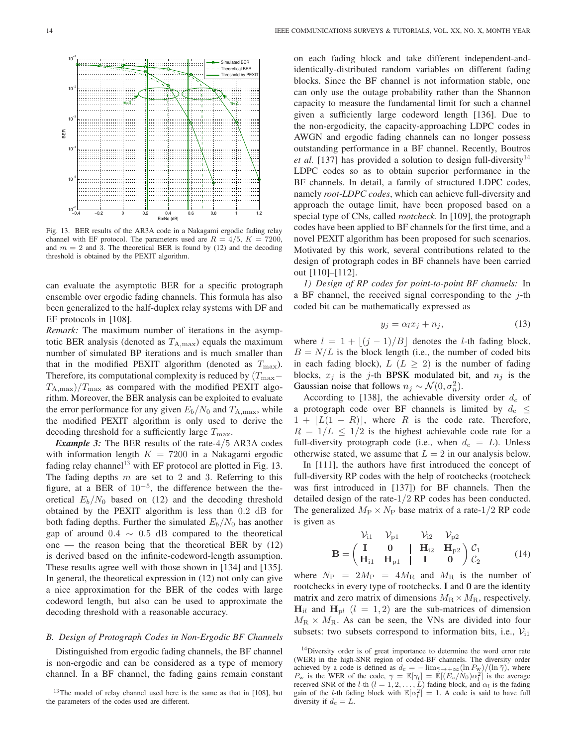Fig. 13. BER results of the AR3A code in a Nakagami ergodic fading relay channel with EF protocol. The parameters used are $R = 4/5$, $K = 7200$, and $m = 2$ and 3. The theoretical BER is found by (12) and the decoding threshold is obtained by the PEXIT algorithm.

can evaluate the asymptotic BER for a specific protograph ensemble over ergodic fading channels. This formula has also been generalized to the half-duplex relay systems with DF and EF protocols in [108].

*Remark:* The maximum number of iterations in the asymptotic BER analysis (denoted as $T_{\mathrm{A,max}}$) equals the maximum number of simulated BP iterations and is much smaller than that in the modified PEXIT algorithm (denoted as $T_{\max}$). Therefore, its computational complexity is reduced by $(T_{\max} - T_{\mathrm{A,max}})/T_{\max}$ as compared with the modified PEXIT algorithm. Moreover, the BER analysis can be exploited to evaluate the error performance for any given $E_b/N_0$ and $T_{\mathrm{A,max}}$, while the modified PEXIT algorithm is only used to derive the decoding threshold for a sufficiently large $T_{\max}$.

***Example 3:*** The BER results of the rate-4/5 AR3A codes with information length $K = 7200$ in a Nakagami ergodic fading relay channel[13] with EF protocol are plotted in Fig. 13. The fading depths $m$ are set to 2 and 3. Referring to this figure, at a BER of $10^{-5}$, the difference between the theoretical $E_b/N_0$ based on (12) and the decoding threshold obtained by the PEXIT algorithm is less than 0.2 dB for both fading depths. Further the simulated $E_b/N_0$ has another gap of around $0.4 \sim 0.5$ dB compared to the theoretical one — the reason being that the theoretical BER by (12) is derived based on the infinite-codeword-length assumption. These results agree well with those shown in [134] and [135]. In general, the theoretical expression in (12) not only can give a nice approximation for the BER of the codes with large codeword length, but also can be used to approximate the decoding threshold with a reasonable accuracy.

### B. Design of Protograph Codes in Non-Ergodic BF Channels

Distinguished from ergodic fading channels, the BF channel is non-ergodic and can be considered as a type of memory channel. In a BF channel, the fading gains remain constant on each fading block and take different independent-and-identically-distributed random variables on different fading blocks. Since the BF channel is not information stable, one can only use the outage probability rather than the Shannon capacity to measure the fundamental limit for such a channel given a sufficiently large codeword length [136]. Due to the non-ergodicity, the capacity-approaching LDPC codes in AWGN and ergodic fading channels can no longer possess outstanding performance in a BF channel. Recently, Boutros *et al.* [137] has provided a solution to design full-diversity[14] LDPC codes so as to obtain superior performance in the BF channels. In detail, a family of structured LDPC codes, namely *root-LDPC codes*, which can achieve full-diversity and approach the outage limit, have been proposed based on a special type of CNs, called *rootcheck*. In [109], the protograph codes have been applied to BF channels for the first time, and a novel PEXIT algorithm has been proposed for such scenarios. Motivated by this work, several contributions related to the design of protograph codes in BF channels have been carried out [110]–[112].

*1) Design of RP codes for point-to-point BF channels:* In a BF channel, the received signal corresponding to the $j$-th coded bit can be mathematically expressed as

$$y_j = \alpha_l x_j + n_j, \tag{13}$$

where $l = 1 + \lfloor (j-1)/B \rfloor$ denotes the $l$-th fading block, $B = N/L$ is the block length (i.e., the number of coded bits in each fading block), $L$ ($L \geq 2$) is the number of fading blocks, $x_j$ is the $j$-th BPSK modulated bit, and $n_j$ is the Gaussian noise that follows $n_j \sim \mathcal{N}(0, \sigma_n^2)$.

According to [138], the achievable diversity order $d_c$ of a protograph code over BF channels is limited by $d_c \leq 1 + \lfloor L(1-R) \rfloor$, where $R$ is the code rate. Therefore, $R = 1/L \leq 1/2$ is the highest achievable code rate for a full-diversity protograph code (i.e., when $d_c = L$). Unless otherwise stated, we assume that $L = 2$ in our analysis below.

In [111], the authors have first introduced the concept of full-diversity RP codes with the help of rootchecks (rootcheck was first introduced in [137]) for BF channels. Then the detailed design of the rate-1/2 RP codes has been conducted. The generalized $M_{\mathrm{P}} \times N_{\mathrm{P}}$ base matrix of a rate-1/2 RP code is given as

$$\mathbf{B} = \begin{array}{c} \begin{array}{cccc} \mathcal{V}_{\mathrm{i}1} & \mathcal{V}_{\mathrm{p}1} & \mathcal{V}_{\mathrm{i}2} & \mathcal{V}_{\mathrm{p}2} \end{array} \\ \left( \begin{array}{cc|cc} \mathbf{I} & \mathbf{0} & \mathbf{H}_{\mathrm{i}2} & \mathbf{H}_{\mathrm{p}2} \\ \mathbf{H}_{\mathrm{i}1} & \mathbf{H}_{\mathrm{p}1} & \mathbf{I} & \mathbf{0} \end{array} \right) \begin{array}{c} \mathcal{C}_1 \\ \mathcal{C}_2 \end{array} \end{array} \tag{14}$$

where $N_{\mathrm{P}} = 2M_{\mathrm{P}} = 4M_{\mathrm{R}}$ and $M_{\mathrm{R}}$ is the number of rootchecks in every type of rootchecks. $\mathbf{I}$ and $\mathbf{0}$ are the identity matrix and zero matrix of dimensions $M_{\mathrm{R}} \times M_{\mathrm{R}}$, respectively. $\mathbf{H}_{\mathrm{i}l}$ and $\mathbf{H}_{\mathrm{p}l}$ ($l = 1, 2$) are the sub-matrices of dimension $M_{\mathrm{R}} \times M_{\mathrm{R}}$. As can be seen, the VNs are divided into four subsets: two subsets correspond to information bits, i.e., $\mathcal{V}_{\mathrm{i}1}$

[13] The model of relay channel used here is the same as that in [108], but the parameters of the codes used are different.

[14] Diversity order is of great importance to determine the word error rate (WER) in the high-SNR region of coded-BF channels. The diversity order achieved by a code is defined as $d_c = -\lim_{\bar{\gamma}\to+\infty}(\ln P_{\mathrm{w}})/(\ln \bar{\gamma})$, where $P_{\mathrm{w}}$ is the WER of the code, $\bar{\gamma} = \mathbb{E}[\gamma_l] = \mathbb{E}[(E_s/N_0)\alpha_l^2]$ is the average received SNR of the $l$-th ($l = 1, 2, \ldots, L$) fading block, and $\alpha_l$ is the fading gain of the $l$-th fading block with $\mathbb{E}[\alpha_l^2] = 1$. A code is said to have full diversity if $d_c = L$.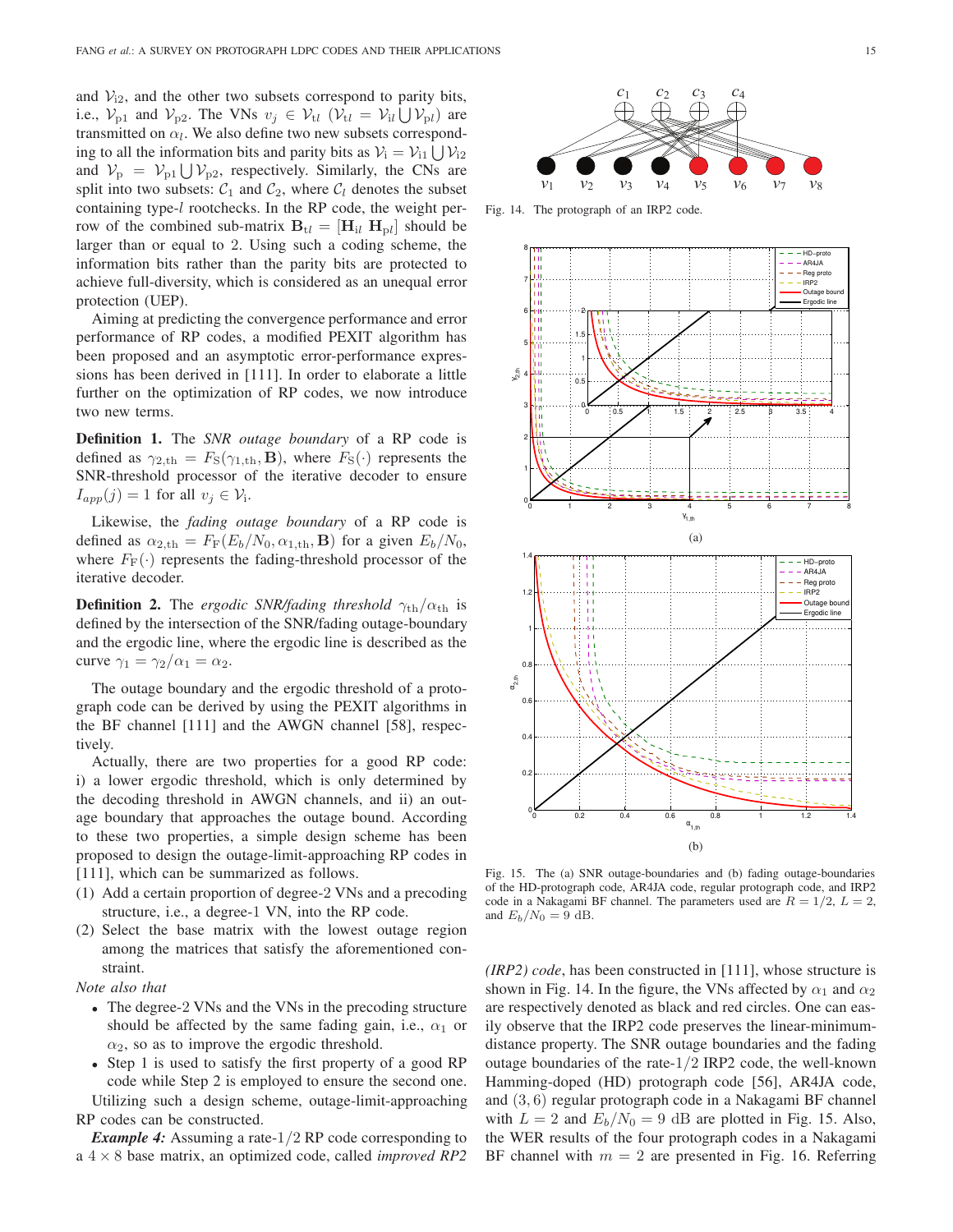and $\mathcal{V}_{i2}$, and the other two subsets correspond to parity bits, i.e., $\mathcal{V}_{p1}$ and $\mathcal{V}_{p2}$. The VNs $v_j \in \mathcal{V}_{tl}$ ($\mathcal{V}_{tl} = \mathcal{V}_{il} \bigcup \mathcal{V}_{pl}$) are transmitted on $\alpha_l$. We also define two new subsets corresponding to all the information bits and parity bits as $\mathcal{V}_{i} = \mathcal{V}_{i1} \bigcup \mathcal{V}_{i2}$ and $\mathcal{V}_{p} = \mathcal{V}_{p1} \bigcup \mathcal{V}_{p2}$, respectively. Similarly, the CNs are split into two subsets: $\mathcal{C}_1$ and $\mathcal{C}_2$, where $\mathcal{C}_l$ denotes the subset containing type-$l$ rootchecks. In the RP code, the weight perrow of the combined sub-matrix $\mathbf{B}_{tl} = [\mathbf{H}_{il}\ \mathbf{H}_{pl}]$ should be larger than or equal to 2. Using such a coding scheme, the information bits rather than the parity bits are protected to achieve full-diversity, which is considered as an unequal error protection (UEP).

Aiming at predicting the convergence performance and error performance of RP codes, a modified PEXIT algorithm has been proposed and an asymptotic error-performance expressions has been derived in [111]. In order to elaborate a little further on the optimization of RP codes, we now introduce two new terms.

**Definition 1.** The *SNR outage boundary* of a RP code is defined as $\gamma_{2,\text{th}} = F_{\text{S}}(\gamma_{1,\text{th}}, \mathbf{B})$, where $F_{\text{S}}(\cdot)$ represents the SNR-threshold processor of the iterative decoder to ensure $I_{app}(j) = 1$ for all $v_j \in \mathcal{V}_{\text{i}}$.

Likewise, the *fading outage boundary* of a RP code is defined as $\alpha_{2,\text{th}} = F_{\text{F}}(E_b/N_0, \alpha_{1,\text{th}}, \mathbf{B})$ for a given $E_b/N_0$, where $F_{\text{F}}(\cdot)$ represents the fading-threshold processor of the iterative decoder.

**Definition 2.** The *ergodic SNR/fading threshold* $\gamma_{\text{th}}/\alpha_{\text{th}}$ is defined by the intersection of the SNR/fading outage-boundary and the ergodic line, where the ergodic line is described as the curve $\gamma_1 = \gamma_2/\alpha_1 = \alpha_2$.

The outage boundary and the ergodic threshold of a protograph code can be derived by using the PEXIT algorithms in the BF channel [111] and the AWGN channel [58], respectively.

Actually, there are two properties for a good RP code: i) a lower ergodic threshold, which is only determined by the decoding threshold in AWGN channels, and ii) an outage boundary that approaches the outage bound. According to these two properties, a simple design scheme has been proposed to design the outage-limit-approaching RP codes in [111], which can be summarized as follows.

(1) Add a certain proportion of degree-2 VNs and a precoding structure, i.e., a degree-1 VN, into the RP code.
(2) Select the base matrix with the lowest outage region among the matrices that satisfy the aforementioned constraint.

*Note also that*

- The degree-2 VNs and the VNs in the precoding structure should be affected by the same fading gain, i.e., $\alpha_1$ or $\alpha_2$, so as to improve the ergodic threshold.
- Step 1 is used to satisfy the first property of a good RP code while Step 2 is employed to ensure the second one.

Utilizing such a design scheme, outage-limit-approaching RP codes can be constructed.

***Example 4:*** Assuming a rate-1/2 RP code corresponding to a $4 \times 8$ base matrix, an optimized code, called *improved RP2 (IRP2) code*, has been constructed in [111], whose structure is shown in Fig. 14. In the figure, the VNs affected by $\alpha_1$ and $\alpha_2$ are respectively denoted as black and red circles. One can easily observe that the IRP2 code preserves the linear-minimum-distance property. The SNR outage boundaries and the fading outage boundaries of the rate-1/2 IRP2 code, the well-known Hamming-doped (HD) protograph code [56], AR4JA code, and $(3, 6)$ regular protograph code in a Nakagami BF channel with $L = 2$ and $E_b/N_0 = 9$ dB are plotted in Fig. 15. Also, the WER results of the four protograph codes in a Nakagami BF channel with $m = 2$ are presented in Fig. 16. Referring

Fig. 14. The protograph of an IRP2 code.

Fig. 15. The (a) SNR outage-boundaries and (b) fading outage-boundaries of the HD-protograph code, AR4JA code, regular protograph code, and IRP2 code in a Nakagami BF channel. The parameters used are $R = 1/2$, $L = 2$, and $E_b/N_0 = 9$ dB.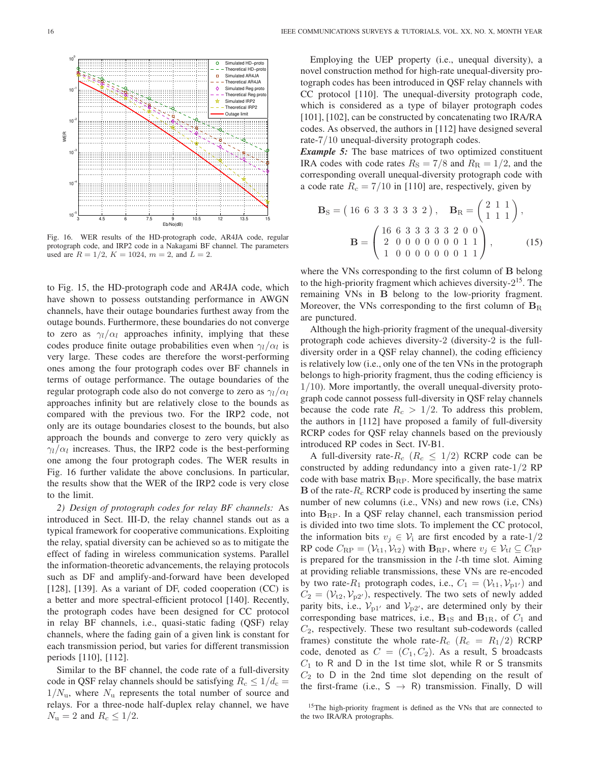Fig. 16. WER results of the HD-protograph code, AR4JA code, regular protograph code, and IRP2 code in a Nakagami BF channel. The parameters used are $R = 1/2$, $K = 1024$, $m = 2$, and $L = 2$.

to Fig. 15, the HD-protograph code and AR4JA code, which have shown to possess outstanding performance in AWGN channels, have their outage boundaries furthest away from the outage bounds. Furthermore, these boundaries do not converge to zero as $\gamma_l/\alpha_l$ approaches infinity, implying that these codes produce finite outage probabilities even when $\gamma_l/\alpha_l$ is very large. These codes are therefore the worst-performing ones among the four protograph codes over BF channels in terms of outage performance. The outage boundaries of the regular protograph code also do not converge to zero as $\gamma_l/\alpha_l$ approaches infinity but are relatively close to the bounds as compared with the previous two. For the IRP2 code, not only are its outage boundaries closest to the bounds, but also approach the bounds and converge to zero very quickly as $\gamma_l/\alpha_l$ increases. Thus, the IRP2 code is the best-performing one among the four protograph codes. The WER results in Fig. 16 further validate the above conclusions. In particular, the results show that the WER of the IRP2 code is very close to the limit.

*2) Design of protograph codes for relay BF channels:* As introduced in Sect. III-D, the relay channel stands out as a typical framework for cooperative communications. Exploiting the relay, spatial diversity can be achieved so as to mitigate the effect of fading in wireless communication systems. Parallel the information-theoretic advancements, the relaying protocols such as DF and amplify-and-forward have been developed [128], [139]. As a variant of DF, coded cooperation (CC) is a better and more spectral-efficient protocol [140]. Recently, the protograph codes have been designed for CC protocol in relay BF channels, i.e., quasi-static fading (QSF) relay channels, where the fading gain of a given link is constant for each transmission period, but varies for different transmission periods [110], [112].

Similar to the BF channel, the code rate of a full-diversity code in QSF relay channels should be satisfying $R_c \leq 1/d_c = 1/N_u$, where $N_u$ represents the total number of source and relays. For a three-node half-duplex relay channel, we have $N_u = 2$ and $R_c \leq 1/2$.

Employing the UEP property (i.e., unequal diversity), a novel construction method for high-rate unequal-diversity protograph codes has been introduced in QSF relay channels with CC protocol [110]. The unequal-diversity protograph code, which is considered as a type of bilayer protograph codes [101], [102], can be constructed by concatenating two IRA/RA codes. As observed, the authors in [112] have designed several rate-$7/10$ unequal-diversity protograph codes.

***Example 5:*** The base matrices of two optimized constituent IRA codes with code rates $R_S = 7/8$ and $R_R = 1/2$, and the corresponding overall unequal-diversity protograph code with a code rate $R_c = 7/10$ in [110] are, respectively, given by

$$\mathbf{B}_S = \begin{pmatrix} 16 & 6 & 3 & 3 & 3 & 3 & 3 & 2 \end{pmatrix}, \quad \mathbf{B}_R = \begin{pmatrix} 2 & 1 & 1 \\ 1 & 1 & 1 \end{pmatrix},$$
$$\mathbf{B} = \begin{pmatrix} 16 & 6 & 3 & 3 & 3 & 3 & 3 & 2 & 0 & 0 \\ 2 & 0 & 0 & 0 & 0 & 0 & 0 & 0 & 1 & 1 \\ 1 & 0 & 0 & 0 & 0 & 0 & 0 & 0 & 1 & 1 \end{pmatrix}, \qquad (15)$$

where the VNs corresponding to the first column of $\mathbf{B}$ belong to the high-priority fragment which achieves diversity-2[15]. The remaining VNs in $\mathbf{B}$ belong to the low-priority fragment. Moreover, the VNs corresponding to the first column of $\mathbf{B}_R$ are punctured.

Although the high-priority fragment of the unequal-diversity protograph code achieves diversity-2 (diversity-2 is the full-diversity order in a QSF relay channel), the coding efficiency is relatively low (i.e., only one of the ten VNs in the protograph belongs to high-priority fragment, thus the coding efficiency is $1/10$). More importantly, the overall unequal-diversity protograph code cannot possess full-diversity in QSF relay channels because the code rate $R_c > 1/2$. To address this problem, the authors in [112] have proposed a family of full-diversity RCRP codes for QSF relay channels based on the previously introduced RP codes in Sect. IV-B1.

A full-diversity rate-$R_c$ ($R_c \leq 1/2$) RCRP code can be constructed by adding redundancy into a given rate-$1/2$ RP code with base matrix $\mathbf{B}_{RP}$. More specifically, the base matrix $\mathbf{B}$ of the rate-$R_c$ RCRP code is produced by inserting the same number of new columns (i.e., VNs) and new rows (i.e, CNs) into $\mathbf{B}_{RP}$. In a QSF relay channel, each transmission period is divided into two time slots. To implement the CC protocol, the information bits $v_j \in \mathcal{V}_i$ are first encoded by a rate-$1/2$ RP code $C_{RP} = (\mathcal{V}_{t1}, \mathcal{V}_{t2})$ with $\mathbf{B}_{RP}$, where $v_j \in \mathcal{V}_{tl} \subseteq C_{RP}$ is prepared for the transmission in the $l$-th time slot. Aiming at providing reliable transmissions, these VNs are re-encoded by two rate-$R_1$ protograph codes, i.e., $C_1 = (\mathcal{V}_{t1}, \mathcal{V}_{p1'})$ and $C_2 = (\mathcal{V}_{t2}, \mathcal{V}_{p2'})$, respectively. The two sets of newly added parity bits, i.e., $\mathcal{V}_{p1'}$ and $\mathcal{V}_{p2'}$, are determined only by their corresponding base matrices, i.e., $\mathbf{B}_{1S}$ and $\mathbf{B}_{1R}$, of $C_1$ and $C_2$, respectively. These two resultant sub-codewords (called frames) constitute the whole rate-$R_c$ ($R_c = R_1/2$) RCRP code, denoted as $C = (C_1, C_2)$. As a result, S broadcasts $C_1$ to R and D in the 1st time slot, while R or S transmits $C_2$ to D in the 2nd time slot depending on the result of the first-frame (i.e., S $\rightarrow$ R) transmission. Finally, D will

[15] The high-priority fragment is defined as the VNs that are connected to the two IRA/RA protographs.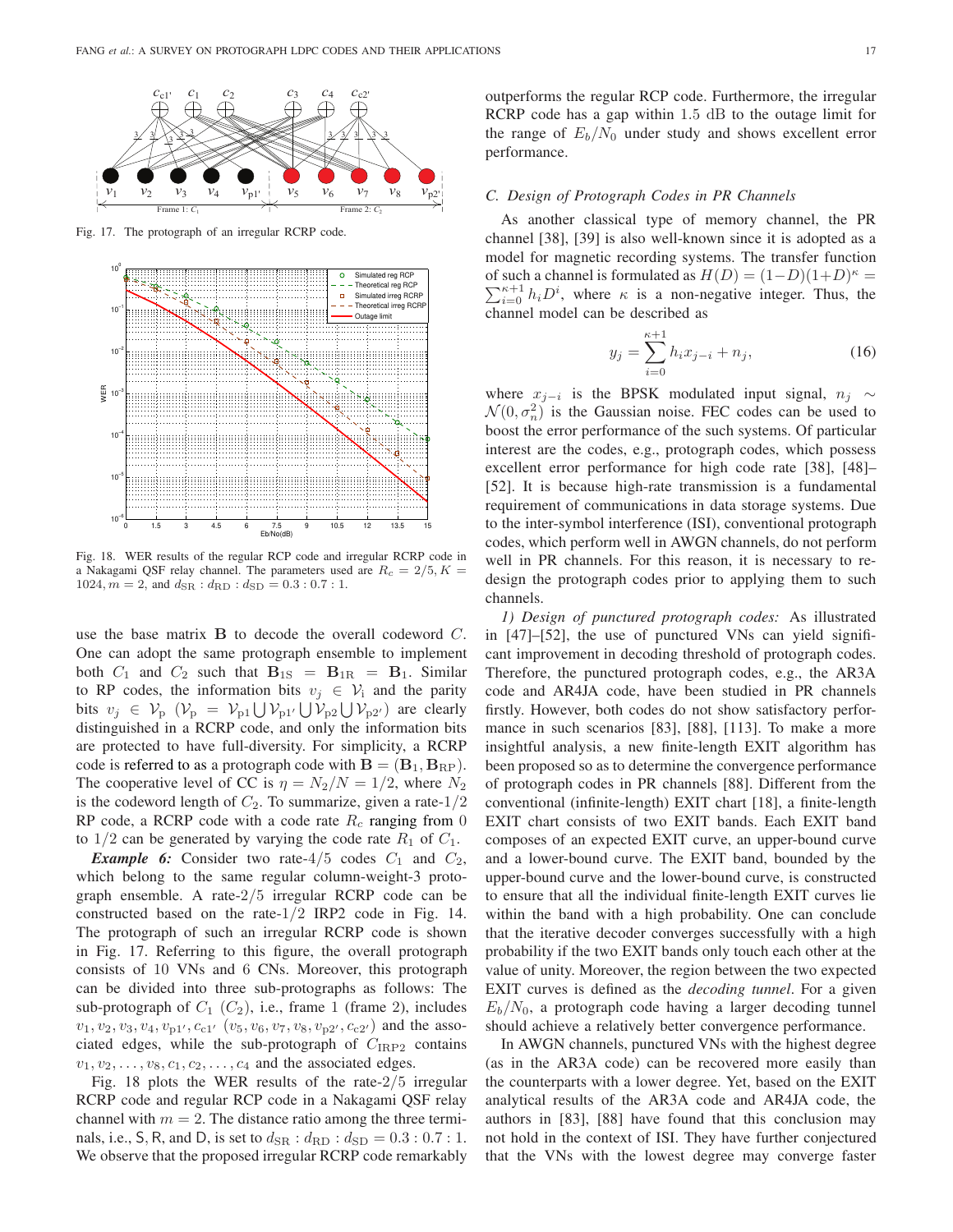Fig. 17. The protograph of an irregular RCRP code.

Fig. 18. WER results of the regular RCP code and irregular RCRP code in a Nakagami QSF relay channel. The parameters used are $R_c = 2/5, K = 1024, m = 2$, and $d_{\rm SR} : d_{\rm RD} : d_{\rm SD} = 0.3 : 0.7 : 1$.

use the base matrix $\mathbf{B}$ to decode the overall codeword $C$. One can adopt the same protograph ensemble to implement both $C_1$ and $C_2$ such that $\mathbf{B}_{\rm 1S} = \mathbf{B}_{\rm 1R} = \mathbf{B}_1$. Similar to RP codes, the information bits $v_j \in \mathcal{V}_{\rm i}$ and the parity bits $v_j \in \mathcal{V}_{\rm p}$ ($\mathcal{V}_{\rm p} = \mathcal{V}_{\rm p1} \bigcup \mathcal{V}_{\rm p1'} \bigcup \mathcal{V}_{\rm p2} \bigcup \mathcal{V}_{\rm p2'}$) are clearly distinguished in a RCRP code, and only the information bits are protected to have full-diversity. For simplicity, a RCRP code is referred to as a protograph code with $\mathbf{B} = (\mathbf{B}_1, \mathbf{B}_{\rm RP})$. The cooperative level of CC is $\eta = N_2/N = 1/2$, where $N_2$ is the codeword length of $C_2$. To summarize, given a rate-$1/2$ RP code, a RCRP code with a code rate $R_c$ ranging from 0 to $1/2$ can be generated by varying the code rate $R_1$ of $C_1$.

***Example 6:*** Consider two rate-$4/5$ codes $C_1$ and $C_2$, which belong to the same regular column-weight-3 protograph ensemble. A rate-$2/5$ irregular RCRP code can be constructed based on the rate-$1/2$ IRP2 code in Fig. 14. The protograph of such an irregular RCRP code is shown in Fig. 17. Referring to this figure, the overall protograph consists of 10 VNs and 6 CNs. Moreover, this protograph can be divided into three sub-protographs as follows: The sub-protograph of $C_1$ ($C_2$), i.e., frame 1 (frame 2), includes $v_1, v_2, v_3, v_4, v_{\rm p1'}, c_{\rm c1'}$ ($v_5, v_6, v_7, v_8, v_{\rm p2'}, c_{\rm c2'}$) and the associated edges, while the sub-protograph of $C_{\rm IRP2}$ contains $v_1, v_2, \ldots, v_8, c_1, c_2, \ldots, c_4$ and the associated edges.

Fig. 18 plots the WER results of the rate-$2/5$ irregular RCRP code and regular RCP code in a Nakagami QSF relay channel with $m = 2$. The distance ratio among the three terminals, i.e., S, R, and D, is set to $d_{\rm SR} : d_{\rm RD} : d_{\rm SD} = 0.3 : 0.7 : 1$. We observe that the proposed irregular RCRP code remarkably outperforms the regular RCP code. Furthermore, the irregular RCRP code has a gap within 1.5 dB to the outage limit for the range of $E_b/N_0$ under study and shows excellent error performance.

### C. Design of Protograph Codes in PR Channels

As another classical type of memory channel, the PR channel [38], [39] is also well-known since it is adopted as a model for magnetic recording systems. The transfer function of such a channel is formulated as $H(D) = (1-D)(1+D)^\kappa = \sum_{i=0}^{\kappa+1} h_i D^i$, where $\kappa$ is a non-negative integer. Thus, the channel model can be described as

$$y_j = \sum_{i=0}^{\kappa+1} h_i x_{j-i} + n_j, \tag{16}$$

where $x_{j-i}$ is the BPSK modulated input signal, $n_j \sim \mathcal{N}(0, \sigma_n^2)$ is the Gaussian noise. FEC codes can be used to boost the error performance of the such systems. Of particular interest are the codes, e.g., protograph codes, which possess excellent error performance for high code rate [38], [48]–[52]. It is because high-rate transmission is a fundamental requirement of communications in data storage systems. Due to the inter-symbol interference (ISI), conventional protograph codes, which perform well in AWGN channels, do not perform well in PR channels. For this reason, it is necessary to re-design the protograph codes prior to applying them to such channels.

*1) Design of punctured protograph codes:* As illustrated in [47]–[52], the use of punctured VNs can yield significant improvement in decoding threshold of protograph codes. Therefore, the punctured protograph codes, e.g., the AR3A code and AR4JA code, have been studied in PR channels firstly. However, both codes do not show satisfactory performance in such scenarios [83], [88], [113]. To make a more insightful analysis, a new finite-length EXIT algorithm has been proposed so as to determine the convergence performance of protograph codes in PR channels [88]. Different from the conventional (infinite-length) EXIT chart [18], a finite-length EXIT chart consists of two EXIT bands. Each EXIT band composes of an expected EXIT curve, an upper-bound curve and a lower-bound curve. The EXIT band, bounded by the upper-bound curve and the lower-bound curve, is constructed to ensure that all the individual finite-length EXIT curves lie within the band with a high probability. One can conclude that the iterative decoder converges successfully with a high probability if the two EXIT bands only touch each other at the value of unity. Moreover, the region between the two expected EXIT curves is defined as the *decoding tunnel*. For a given $E_b/N_0$, a protograph code having a larger decoding tunnel should achieve a relatively better convergence performance.

In AWGN channels, punctured VNs with the highest degree (as in the AR3A code) can be recovered more easily than the counterparts with a lower degree. Yet, based on the EXIT analytical results of the AR3A code and AR4JA code, the authors in [83], [88] have found that this conclusion may not hold in the context of ISI. They have further conjectured that the VNs with the lowest degree may converge faster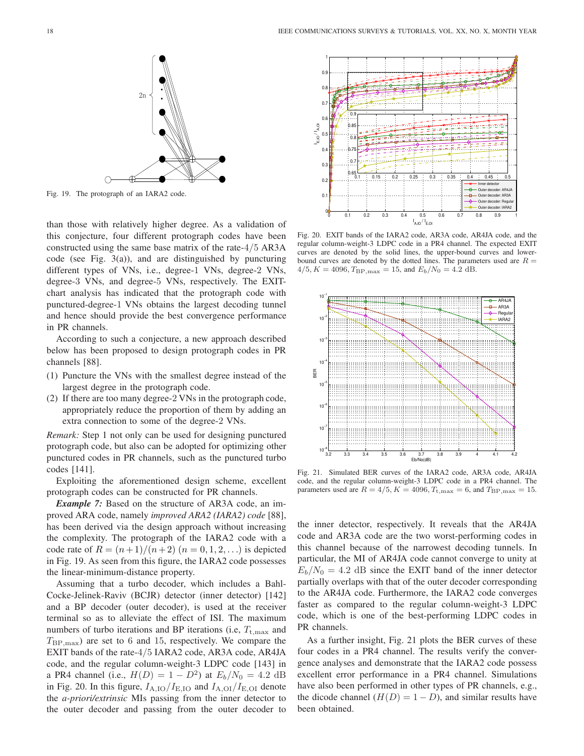Fig. 19. The protograph of an IARA2 code.

than those with relatively higher degree. As a validation of this conjecture, four different protograph codes have been constructed using the same base matrix of the rate-$4/5$ AR3A code (see Fig. 3(a)), and are distinguished by puncturing different types of VNs, i.e., degree-1 VNs, degree-2 VNs, degree-3 VNs, and degree-5 VNs, respectively. The EXIT-chart analysis has indicated that the protograph code with punctured-degree-1 VNs obtains the largest decoding tunnel and hence should provide the best convergence performance in PR channels.

According to such a conjecture, a new approach described below has been proposed to design protograph codes in PR channels [88].

(1) Puncture the VNs with the smallest degree instead of the largest degree in the protograph code.
(2) If there are too many degree-2 VNs in the protograph code, appropriately reduce the proportion of them by adding an extra connection to some of the degree-2 VNs.

*Remark:* Step 1 not only can be used for designing punctured protograph code, but also can be adopted for optimizing other punctured codes in PR channels, such as the punctured turbo codes [141].

Exploiting the aforementioned design scheme, excellent protograph codes can be constructed for PR channels.

***Example 7:*** Based on the structure of AR3A code, an improved ARA code, namely *improved ARA2 (IARA2) code* [88], has been derived via the design approach without increasing the complexity. The protograph of the IARA2 code with a code rate of $R = (n+1)/(n+2)$ $(n = 0, 1, 2, \ldots)$ is depicted in Fig. 19. As seen from this figure, the IARA2 code possesses the linear-minimum-distance property.

Assuming that a turbo decoder, which includes a Bahl-Cocke-Jelinek-Raviv (BCJR) detector (inner detector) [142] and a BP decoder (outer decoder), is used at the receiver terminal so as to alleviate the effect of ISI. The maximum numbers of turbo iterations and BP iterations (i.e, $T_{\mathrm{t,max}}$ and $T_{\mathrm{BP,max}}$) are set to 6 and 15, respectively. We compare the EXIT bands of the rate-$4/5$ IARA2 code, AR3A code, AR4JA code, and the regular column-weight-3 LDPC code [143] in a PR4 channel (i.e., $H(D) = 1 - D^2$) at $E_b/N_0 = 4.2$ dB in Fig. 20. In this figure, $I_{\mathrm{A,IO}}/I_{\mathrm{E,IO}}$ and $I_{\mathrm{A,OI}}/I_{\mathrm{E,OI}}$ denote the *a-priori/extrinsic* MIs passing from the inner detector to the outer decoder and passing from the outer decoder to the inner detector, respectively. It reveals that the AR4JA code and AR3A code are the two worst-performing codes in this channel because of the narrowest decoding tunnels. In particular, the MI of AR4JA code cannot converge to unity at $E_b/N_0 = 4.2$ dB since the EXIT band of the inner detector partially overlaps with that of the outer decoder corresponding to the AR4JA code. Furthermore, the IARA2 code converges faster as compared to the regular column-weight-3 LDPC code, which is one of the best-performing LDPC codes in PR channels.

Fig. 20. EXIT bands of the IARA2 code, AR3A code, AR4JA code, and the regular column-weight-3 LDPC code in a PR4 channel. The expected EXIT curves are denoted by the solid lines, the upper-bound curves and lower-bound curves are denoted by the dotted lines. The parameters used are $R = 4/5$, $K = 4096$, $T_{\mathrm{BP,max}} = 15$, and $E_b/N_0 = 4.2$ dB.

Fig. 21. Simulated BER curves of the IARA2 code, AR3A code, AR4JA code, and the regular column-weight-3 LDPC code in a PR4 channel. The parameters used are $R = 4/5$, $K = 4096$, $T_{\mathrm{t,max}} = 6$, and $T_{\mathrm{BP,max}} = 15$.

As a further insight, Fig. 21 plots the BER curves of these four codes in a PR4 channel. The results verify the convergence analyses and demonstrate that the IARA2 code possess excellent error performance in a PR4 channel. Simulations have also been performed in other types of PR channels, e.g., the dicode channel ($H(D) = 1 - D$), and similar results have been obtained.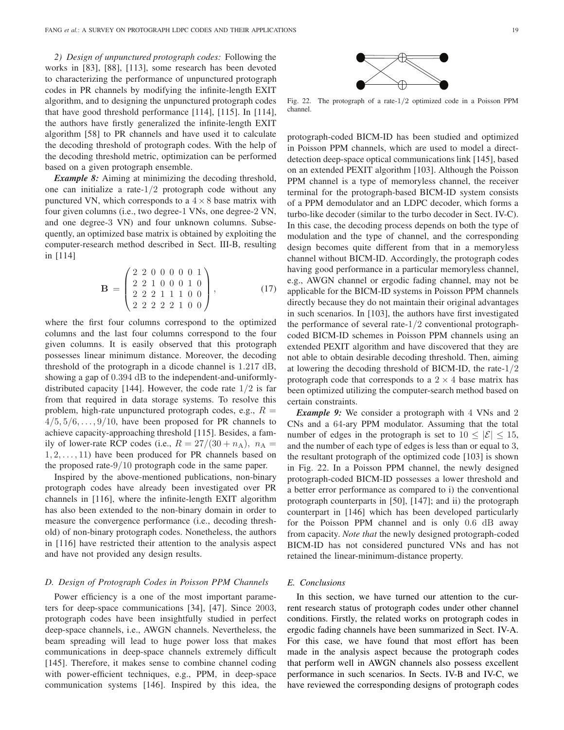*2) Design of unpunctured protograph codes:* Following the works in [83], [88], [113], some research has been devoted to characterizing the performance of unpunctured protograph codes in PR channels by modifying the infinite-length EXIT algorithm, and to designing the unpunctured protograph codes that have good threshold performance [114], [115]. In [114], the authors have firstly generalized the infinite-length EXIT algorithm [58] to PR channels and have used it to calculate the decoding threshold of protograph codes. With the help of the decoding threshold metric, optimization can be performed based on a given protograph ensemble.

***Example 8:*** Aiming at minimizing the decoding threshold, one can initialize a rate-$1/2$ protograph code without any punctured VN, which corresponds to a $4 \times 8$ base matrix with four given columns (i.e., two degree-1 VNs, one degree-2 VN, and one degree-3 VN) and four unknown columns. Subsequently, an optimized base matrix is obtained by exploiting the computer-research method described in Sect. III-B, resulting in [114]

$$\mathbf{B} = \begin{pmatrix} 2 & 2 & 0 & 0 & 0 & 0 & 0 & 1 \\ 2 & 2 & 1 & 0 & 0 & 0 & 1 & 0 \\ 2 & 2 & 2 & 1 & 1 & 1 & 0 & 0 \\ 2 & 2 & 2 & 2 & 2 & 1 & 0 & 0 \end{pmatrix}, \tag{17}$$

where the first four columns correspond to the optimized columns and the last four columns correspond to the four given columns. It is easily observed that this protograph possesses linear minimum distance. Moreover, the decoding threshold of the protograph in a dicode channel is $1.217$ dB, showing a gap of $0.394$ dB to the independent-and-uniformly-distributed capacity [144]. However, the code rate $1/2$ is far from that required in data storage systems. To resolve this problem, high-rate unpunctured protograph codes, e.g., $R = 4/5, 5/6, \ldots, 9/10$, have been proposed for PR channels to achieve capacity-approaching threshold [115]. Besides, a family of lower-rate RCP codes (i.e., $R = 27/(30 + n_{\mathrm{A}}),\ n_{\mathrm{A}} = 1, 2, \ldots, 11$) have been produced for PR channels based on the proposed rate-$9/10$ protograph code in the same paper.

Inspired by the above-mentioned publications, non-binary protograph codes have already been investigated over PR channels in [116], where the infinite-length EXIT algorithm has also been extended to the non-binary domain in order to measure the convergence performance (i.e., decoding threshold) of non-binary protograph codes. Nonetheless, the authors in [116] have restricted their attention to the analysis aspect and have not provided any design results.

### D. Design of Protograph Codes in Poisson PPM Channels

Power efficiency is a one of the most important parameters for deep-space communications [34], [47]. Since 2003, protograph codes have been insightfully studied in perfect deep-space channels, i.e., AWGN channels. Nevertheless, the beam spreading will lead to huge power loss that makes communications in deep-space channels extremely difficult [145]. Therefore, it makes sense to combine channel coding with power-efficient techniques, e.g., PPM, in deep-space communication systems [146]. Inspired by this idea, the protograph-coded BICM-ID has been studied and optimized in Poisson PPM channels, which are used to model a direct-detection deep-space optical communications link [145], based on an extended PEXIT algorithm [103]. Although the Poisson PPM channel is a type of memoryless channel, the receiver terminal for the protograph-based BICM-ID system consists of a PPM demodulator and an LDPC decoder, which forms a turbo-like decoder (similar to the turbo decoder in Sect. IV-C). In this case, the decoding process depends on both the type of modulation and the type of channel, and the corresponding design becomes quite different from that in a memoryless channel without BICM-ID. Accordingly, the protograph codes having good performance in a particular memoryless channel, e.g., AWGN channel or ergodic fading channel, may not be applicable for the BICM-ID systems in Poisson PPM channels directly because they do not maintain their original advantages in such scenarios. In [103], the authors have first investigated the performance of several rate-$1/2$ conventional protograph-coded BICM-ID schemes in Poisson PPM channels using an extended PEXIT algorithm and have discovered that they are not able to obtain desirable decoding threshold. Then, aiming at lowering the decoding threshold of BICM-ID, the rate-$1/2$ protograph code that corresponds to a $2 \times 4$ base matrix has been optimized utilizing the computer-search method based on certain constraints.

Fig. 22. The protograph of a rate-$1/2$ optimized code in a Poisson PPM channel.

***Example 9:*** We consider a protograph with 4 VNs and 2 CNs and a 64-ary PPM modulator. Assuming that the total number of edges in the protograph is set to $10 \leq |\mathcal{E}| \leq 15$, and the number of each type of edges is less than or equal to 3, the resultant protograph of the optimized code [103] is shown in Fig. 22. In a Poisson PPM channel, the newly designed protograph-coded BICM-ID possesses a lower threshold and a better error performance as compared to i) the conventional protograph counterparts in [50], [147]; and ii) the protograph counterpart in [146] which has been developed particularly for the Poisson PPM channel and is only $0.6$ dB away from capacity. *Note that* the newly designed protograph-coded BICM-ID has not considered punctured VNs and has not retained the linear-minimum-distance property.

### E. Conclusions

In this section, we have turned our attention to the current research status of protograph codes under other channel conditions. Firstly, the related works on protograph codes in ergodic fading channels have been summarized in Sect. IV-A. For this case, we have found that most effort has been made in the analysis aspect because the protograph codes that perform well in AWGN channels also possess excellent performance in such scenarios. In Sects. IV-B and IV-C, we have reviewed the corresponding designs of protograph codes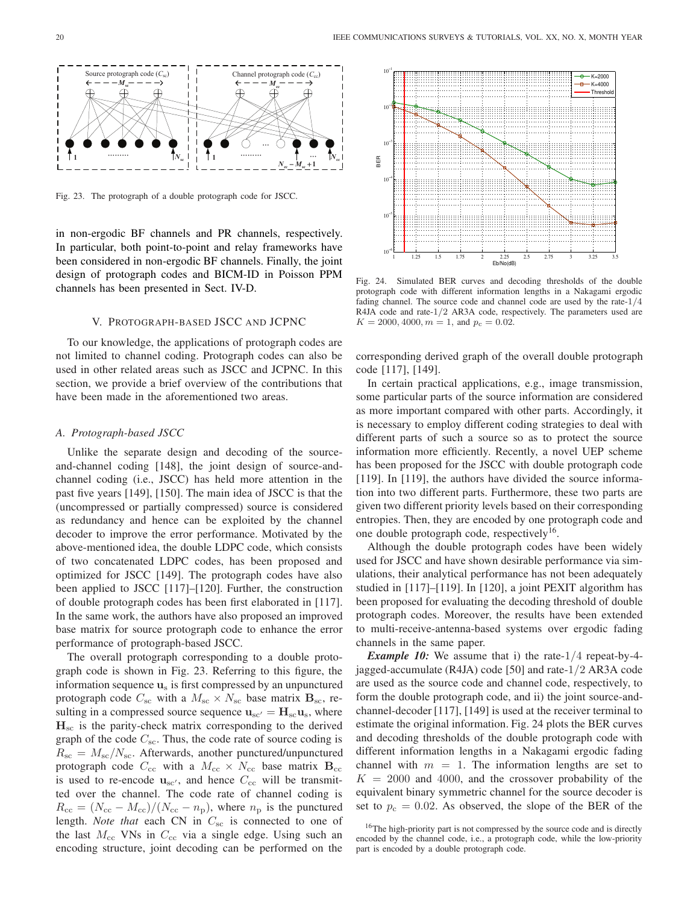Fig. 23. The protograph of a double protograph code for JSCC.

in non-ergodic BF channels and PR channels, respectively. In particular, both point-to-point and relay frameworks have been considered in non-ergodic BF channels. Finally, the joint design of protograph codes and BICM-ID in Poisson PPM channels has been presented in Sect. IV-D.

## V. Protograph-based JSCC and JCPNC

To our knowledge, the applications of protograph codes are not limited to channel coding. Protograph codes can also be used in other related areas such as JSCC and JCPNC. In this section, we provide a brief overview of the contributions that have been made in the aforementioned two areas.

### A. Protograph-based JSCC

Unlike the separate design and decoding of the source-and-channel coding [148], the joint design of source-and-channel coding (i.e., JSCC) has held more attention in the past five years [149], [150]. The main idea of JSCC is that the (uncompressed or partially compressed) source is considered as redundancy and hence can be exploited by the channel decoder to improve the error performance. Motivated by the above-mentioned idea, the double LDPC code, which consists of two concatenated LDPC codes, has been proposed and optimized for JSCC [149]. The protograph codes have also been applied to JSCC [117]–[120]. Further, the construction of double protograph codes has been first elaborated in [117]. In the same work, the authors have also proposed an improved base matrix for source protograph code to enhance the error performance of protograph-based JSCC.

The overall protograph corresponding to a double protograph code is shown in Fig. 23. Referring to this figure, the information sequence $\mathbf{u}_{\rm s}$ is first compressed by an unpunctured protograph code $C_{\rm sc}$ with a $M_{\rm sc} \times N_{\rm sc}$ base matrix $\mathbf{B}_{\rm sc}$, resulting in a compressed source sequence $\mathbf{u}_{\rm sc'} = \mathbf{H}_{\rm sc}\mathbf{u}_{\rm s}$, where $\mathbf{H}_{\rm sc}$ is the parity-check matrix corresponding to the derived graph of the code $C_{\rm sc}$. Thus, the code rate of source coding is $R_{\rm sc} = M_{\rm sc}/N_{\rm sc}$. Afterwards, another punctured/unpunctured protograph code $C_{\rm cc}$ with a $M_{\rm cc} \times N_{\rm cc}$ base matrix $\mathbf{B}_{\rm cc}$ is used to re-encode $\mathbf{u}_{\rm sc'}$, and hence $C_{\rm cc}$ will be transmitted over the channel. The code rate of channel coding is $R_{\rm cc} = (N_{\rm cc} - M_{\rm cc})/(N_{\rm cc} - n_{\rm p})$, where $n_{\rm p}$ is the punctured length. *Note that* each CN in $C_{\rm sc}$ is connected to one of the last $M_{\rm cc}$ VNs in $C_{\rm cc}$ via a single edge. Using such an encoding structure, joint decoding can be performed on the corresponding derived graph of the overall double protograph code [117], [149].

Fig. 24. Simulated BER curves and decoding thresholds of the double protograph code with different information lengths in a Nakagami ergodic fading channel. The source code and channel code are used by the rate-$1/4$ R4JA code and rate-$1/2$ AR3A code, respectively. The parameters used are $K = 2000, 4000$, $m = 1$, and $p_{\rm c} = 0.02$.

In certain practical applications, e.g., image transmission, some particular parts of the source information are considered as more important compared with other parts. Accordingly, it is necessary to employ different coding strategies to deal with different parts of such a source so as to protect the source information more efficiently. Recently, a novel UEP scheme has been proposed for the JSCC with double protograph code [119]. In [119], the authors have divided the source information into two different parts. Furthermore, these two parts are given two different priority levels based on their corresponding entropies. Then, they are encoded by one protograph code and one double protograph code, respectively[16].

Although the double protograph codes have been widely used for JSCC and have shown desirable performance via simulations, their analytical performance has not been adequately studied in [117]–[119]. In [120], a joint PEXIT algorithm has been proposed for evaluating the decoding threshold of double protograph codes. Moreover, the results have been extended to multi-receive-antenna-based systems over ergodic fading channels in the same paper.

***Example 10:*** We assume that i) the rate-$1/4$ repeat-by-4-jagged-accumulate (R4JA) code [50] and rate-$1/2$ AR3A code are used as the source code and channel code, respectively, to form the double protograph code, and ii) the joint source-and-channel-decoder [117], [149] is used at the receiver terminal to estimate the original information. Fig. 24 plots the BER curves and decoding thresholds of the double protograph code with different information lengths in a Nakagami ergodic fading channel with $m = 1$. The information lengths are set to $K = 2000$ and $4000$, and the crossover probability of the equivalent binary symmetric channel for the source decoder is set to $p_{\rm c} = 0.02$. As observed, the slope of the BER of the

[16] The high-priority part is not compressed by the source code and is directly encoded by the channel code, i.e., a protograph code, while the low-priority part is encoded by a double protograph code.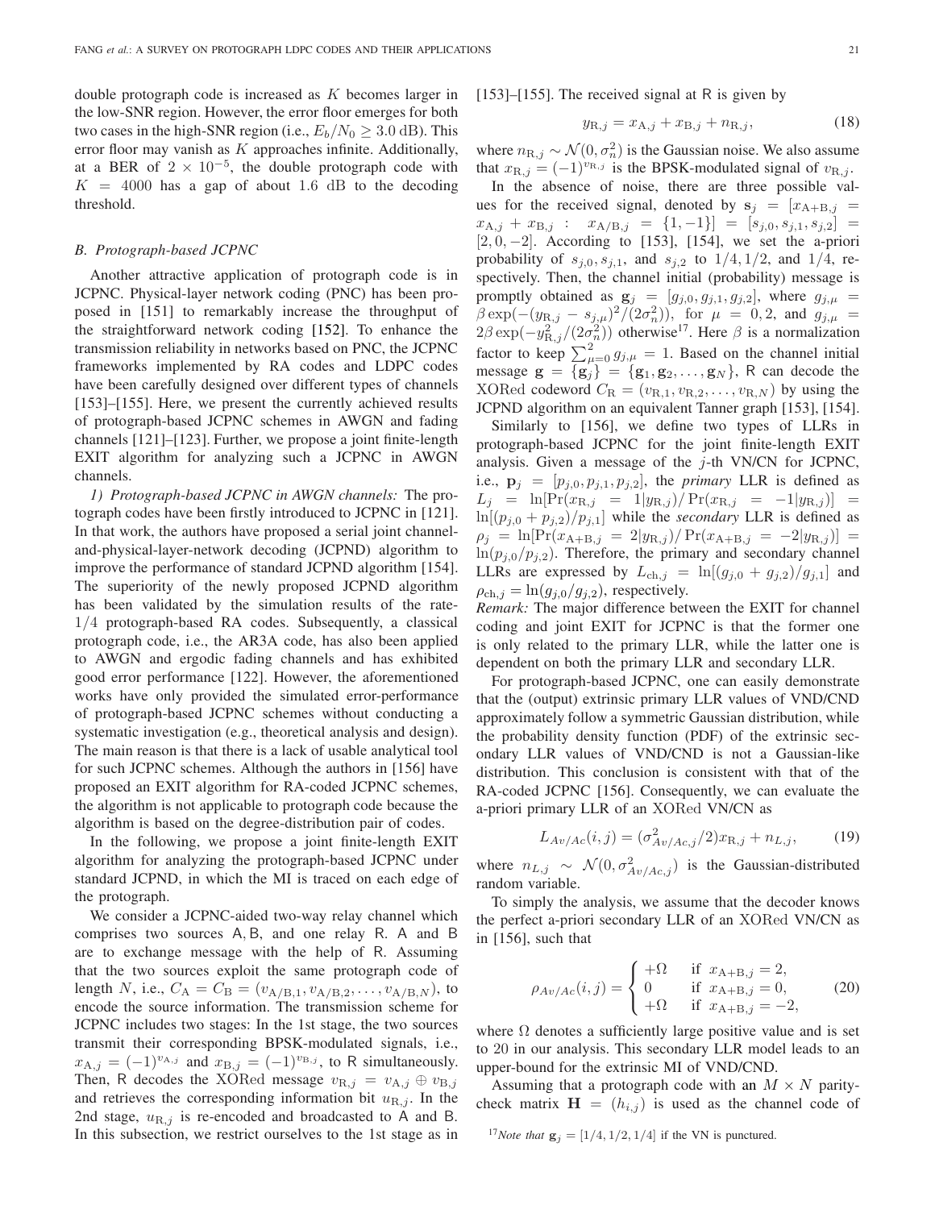double protograph code is increased as $K$ becomes larger in the low-SNR region. However, the error floor emerges for both two cases in the high-SNR region (i.e., $E_b/N_0 \geq 3.0$ dB). This error floor may vanish as $K$ approaches infinite. Additionally, at a BER of $2 \times 10^{-5}$, the double protograph code with $K = 4000$ has a gap of about 1.6 dB to the decoding threshold.

### B. Protograph-based JCPNC

Another attractive application of protograph code is in JCPNC. Physical-layer network coding (PNC) has been proposed in [151] to remarkably increase the throughput of the straightforward network coding [152]. To enhance the transmission reliability in networks based on PNC, the JCPNC frameworks implemented by RA codes and LDPC codes have been carefully designed over different types of channels [153]–[155]. Here, we present the currently achieved results of protograph-based JCPNC schemes in AWGN and fading channels [121]–[123]. Further, we propose a joint finite-length EXIT algorithm for analyzing such a JCPNC in AWGN channels.

*1) Protograph-based JCPNC in AWGN channels:* The protograph codes have been firstly introduced to JCPNC in [121]. In that work, the authors have proposed a serial joint channel-and-physical-layer-network decoding (JCPND) algorithm to improve the performance of standard JCPND algorithm [154]. The superiority of the newly proposed JCPND algorithm has been validated by the simulation results of the rate-$1/4$ protograph-based RA codes. Subsequently, a classical protograph code, i.e., the AR3A code, has also been applied to AWGN and ergodic fading channels and has exhibited good error performance [122]. However, the aforementioned works have only provided the simulated error-performance of protograph-based JCPNC schemes without conducting a systematic investigation (e.g., theoretical analysis and design). The main reason is that there is a lack of usable analytical tool for such JCPNC schemes. Although the authors in [156] have proposed an EXIT algorithm for RA-coded JCPNC schemes, the algorithm is not applicable to protograph code because the algorithm is based on the degree-distribution pair of codes.

In the following, we propose a joint finite-length EXIT algorithm for analyzing the protograph-based JCPNC under standard JCPND, in which the MI is traced on each edge of the protograph.

We consider a JCPNC-aided two-way relay channel which comprises two sources A, B, and one relay R. A and B are to exchange message with the help of R. Assuming that the two sources exploit the same protograph code of length $N$, i.e., $C_{\rm A} = C_{\rm B} = (v_{{\rm A/B},1}, v_{{\rm A/B},2}, \ldots, v_{{\rm A/B},N})$, to encode the source information. The transmission scheme for JCPNC includes two stages: In the 1st stage, the two sources transmit their corresponding BPSK-modulated signals, i.e., $x_{{\rm A},j} = (-1)^{v_{{\rm A},j}}$ and $x_{{\rm B},j} = (-1)^{v_{{\rm B},j}}$, to R simultaneously. Then, R decodes the XORed message $v_{{\rm R},j} = v_{{\rm A},j} \oplus v_{{\rm B},j}$ and retrieves the corresponding information bit $u_{{\rm R},j}$. In the 2nd stage, $u_{{\rm R},j}$ is re-encoded and broadcasted to A and B. In this subsection, we restrict ourselves to the 1st stage as in [153]–[155]. The received signal at R is given by

$$y_{{\rm R},j} = x_{{\rm A},j} + x_{{\rm B},j} + n_{{\rm R},j}, \tag{18}$$

where $n_{{\rm R},j} \sim \mathcal{N}(0, \sigma_n^2)$ is the Gaussian noise. We also assume that $x_{{\rm R},j} = (-1)^{v_{{\rm R},j}}$ is the BPSK-modulated signal of $v_{{\rm R},j}$.

In the absence of noise, there are three possible values for the received signal, denoted by $\mathbf{s}_j = [x_{{\rm A+B},j} = x_{{\rm A},j} + x_{{\rm B},j} : x_{{\rm A/B},j} = \{1, -1\}] = [s_{j,0}, s_{j,1}, s_{j,2}] = [2, 0, -2]$. According to [153], [154], we set the a-priori probability of $s_{j,0}, s_{j,1}$, and $s_{j,2}$ to $1/4, 1/2$, and $1/4$, respectively. Then, the channel initial (probability) message is promptly obtained as $\mathbf{g}_j = [g_{j,0}, g_{j,1}, g_{j,2}]$, where $g_{j,\mu} = \beta \exp(-(y_{{\rm R},j} - s_{j,\mu})^2/(2\sigma_n^2))$, for $\mu = 0, 2$, and $g_{j,\mu} = 2\beta \exp(-y_{{\rm R},j}^2/(2\sigma_n^2))$ otherwise[17]. Here $\beta$ is a normalization factor to keep $\sum_{\mu=0}^{2} g_{j,\mu} = 1$. Based on the channel initial message $\mathbf{g} = \{\mathbf{g}_j\} = \{\mathbf{g}_1, \mathbf{g}_2, \ldots, \mathbf{g}_N\}$, R can decode the XORed codeword $C_{\rm R} = (v_{{\rm R},1}, v_{{\rm R},2}, \ldots, v_{{\rm R},N})$ by using the JCPND algorithm on an equivalent Tanner graph [153], [154].

Similarly to [156], we define two types of LLRs in protograph-based JCPNC for the joint finite-length EXIT analysis. Given a message of the $j$-th VN/CN for JCPNC, i.e., $\mathbf{p}_j = [p_{j,0}, p_{j,1}, p_{j,2}]$, the *primary* LLR is defined as $L_j = \ln[\Pr(x_{{\rm R},j} = 1|y_{{\rm R},j}) / \Pr(x_{{\rm R},j} = -1|y_{{\rm R},j})] = \ln[(p_{j,0} + p_{j,2})/p_{j,1}]$ while the *secondary* LLR is defined as $\rho_j = \ln[\Pr(x_{{\rm A+B},j} = 2|y_{{\rm R},j}) / \Pr(x_{{\rm A+B},j} = -2|y_{{\rm R},j})] = \ln(p_{j,0}/p_{j,2})$. Therefore, the primary and secondary channel LLRs are expressed by $L_{{\rm ch},j} = \ln[(g_{j,0} + g_{j,2})/g_{j,1}]$ and $\rho_{{\rm ch},j} = \ln(g_{j,0}/g_{j,2})$, respectively.

*Remark:* The major difference between the EXIT for channel coding and joint EXIT for JCPNC is that the former one is only related to the primary LLR, while the latter one is dependent on both the primary LLR and secondary LLR.

For protograph-based JCPNC, one can easily demonstrate that the (output) extrinsic primary LLR values of VND/CND approximately follow a symmetric Gaussian distribution, while the probability density function (PDF) of the extrinsic secondary LLR values of VND/CND is not a Gaussian-like distribution. This conclusion is consistent with that of the RA-coded JCPNC [156]. Consequently, we can evaluate the a-priori primary LLR of an XORed VN/CN as

$$L_{Av/Ac}(i,j) = (\sigma_{Av/Ac,j}^2/2) x_{{\rm R},j} + n_{L,j}, \tag{19}$$

where $n_{L,j} \sim \mathcal{N}(0, \sigma_{Av/Ac,j}^2)$ is the Gaussian-distributed random variable.

To simply the analysis, we assume that the decoder knows the perfect a-priori secondary LLR of an XORed VN/CN as in [156], such that

$$\rho_{Av/Ac}(i,j) = \begin{cases} +\Omega & \text{if } x_{{\rm A+B},j} = 2, \\ 0 & \text{if } x_{{\rm A+B},j} = 0, \\ +\Omega & \text{if } x_{{\rm A+B},j} = -2, \end{cases} \tag{20}$$

where $\Omega$ denotes a sufficiently large positive value and is set to 20 in our analysis. This secondary LLR model leads to an upper-bound for the extrinsic MI of VND/CND.

Assuming that a protograph code with an $M \times N$ parity-check matrix $\mathbf{H} = (h_{i,j})$ is used as the channel code of

[17] *Note that* $\mathbf{g}_j = [1/4, 1/2, 1/4]$ if the VN is punctured.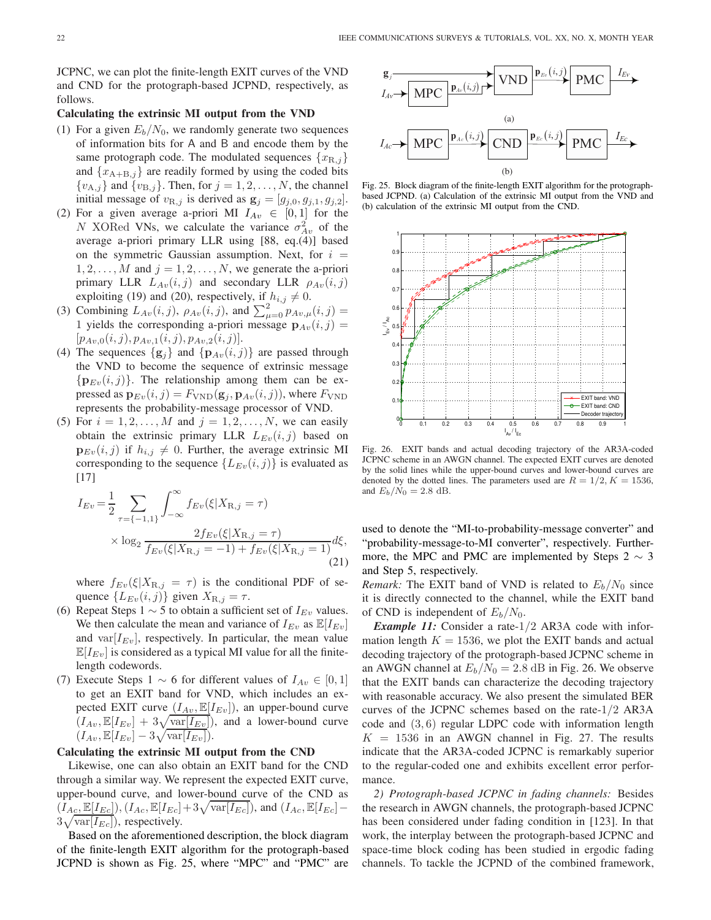JCPNC, we can plot the finite-length EXIT curves of the VND and CND for the protograph-based JCPND, respectively, as follows.

**Calculating the extrinsic MI output from the VND**

(1) For a given $E_b/N_0$, we randomly generate two sequences of information bits for A and B and encode them by the same protograph code. The modulated sequences $\{x_{\mathrm{R},j}\}$ and $\{x_{\mathrm{A+B},j}\}$ are readily formed by using the coded bits $\{v_{\mathrm{A},j}\}$ and $\{v_{\mathrm{B},j}\}$. Then, for $j = 1, 2, \ldots, N$, the channel initial message of $v_{\mathrm{R},j}$ is derived as $\mathbf{g}_j = [g_{j,0}, g_{j,1}, g_{j,2}]$.

(2) For a given average a-priori MI $I_{Av} \in [0, 1]$ for the $N$ XORed VNs, we calculate the variance $\sigma^2_{Av}$ of the average a-priori primary LLR using [88, eq.(4)] based on the symmetric Gaussian assumption. Next, for $i = 1, 2, \ldots, M$ and $j = 1, 2, \ldots, N$, we generate the a-priori primary LLR $L_{Av}(i, j)$ and secondary LLR $\rho_{Av}(i, j)$ exploiting (19) and (20), respectively, if $h_{i,j} \neq 0$.

(3) Combining $L_{Av}(i, j)$, $\rho_{Av}(i, j)$, and $\sum_{\mu=0}^{2} p_{Av,\mu}(i, j) = 1$ yields the corresponding a-priori message $\mathbf{p}_{Av}(i, j) = [p_{Av,0}(i, j), p_{Av,1}(i, j), p_{Av,2}(i, j)]$.

(4) The sequences $\{\mathbf{g}_j\}$ and $\{\mathbf{p}_{Av}(i, j)\}$ are passed through the VND to become the sequence of extrinsic message $\{\mathbf{p}_{Ev}(i, j)\}$. The relationship among them can be expressed as $\mathbf{p}_{Ev}(i, j) = F_{\mathrm{VND}}(\mathbf{g}_j, \mathbf{p}_{Av}(i, j))$, where $F_{\mathrm{VND}}$ represents the probability-message processor of VND.

(5) For $i = 1, 2, \ldots, M$ and $j = 1, 2, \ldots, N$, we can easily obtain the extrinsic primary LLR $L_{Ev}(i, j)$ based on $\mathbf{p}_{Ev}(i, j)$ if $h_{i,j} \neq 0$. Further, the average extrinsic MI corresponding to the sequence $\{L_{Ev}(i, j)\}$ is evaluated as [17]

$$I_{Ev} = \frac{1}{2} \sum_{\tau=\{-1,1\}} \int_{-\infty}^{\infty} f_{Ev}(\xi|X_{\mathrm{R},j} = \tau) \times \log_2 \frac{2 f_{Ev}(\xi|X_{\mathrm{R},j} = \tau)}{f_{Ev}(\xi|X_{\mathrm{R},j} = -1) + f_{Ev}(\xi|X_{\mathrm{R},j} = 1)} d\xi, \tag{21}$$

where $f_{Ev}(\xi|X_{\mathrm{R},j} = \tau)$ is the conditional PDF of sequence $\{L_{Ev}(i, j)\}$ given $X_{\mathrm{R},j} = \tau$.

(6) Repeat Steps 1 $\sim$ 5 to obtain a sufficient set of $I_{Ev}$ values. We then calculate the mean and variance of $I_{Ev}$ as $\mathbb{E}[I_{Ev}]$ and $\mathrm{var}[I_{Ev}]$, respectively. In particular, the mean value $\mathbb{E}[I_{Ev}]$ is considered as a typical MI value for all the finite-length codewords.

(7) Execute Steps 1 $\sim$ 6 for different values of $I_{Av} \in [0, 1]$ to get an EXIT band for VND, which includes an expected EXIT curve $(I_{Av}, \mathbb{E}[I_{Ev}])$, an upper-bound curve $(I_{Av}, \mathbb{E}[I_{Ev}] + 3\sqrt{\mathrm{var}[I_{Ev}]})$, and a lower-bound curve $(I_{Av}, \mathbb{E}[I_{Ev}] - 3\sqrt{\mathrm{var}[I_{Ev}]})$.

**Calculating the extrinsic MI output from the CND**

Likewise, one can also obtain an EXIT band for the CND through a similar way. We represent the expected EXIT curve, upper-bound curve, and lower-bound curve of the CND as $(I_{Ac}, \mathbb{E}[I_{Ec}])$, $(I_{Ac}, \mathbb{E}[I_{Ec}] + 3\sqrt{\mathrm{var}[I_{Ec}]})$, and $(I_{Ac}, \mathbb{E}[I_{Ec}] - 3\sqrt{\mathrm{var}[I_{Ec}]})$, respectively.

Based on the aforementioned description, the block diagram of the finite-length EXIT algorithm for the protograph-based JCPND is shown as Fig. 25, where "MPC" and "PMC" are used to denote the "MI-to-probability-message converter" and "probability-message-to-MI converter", respectively. Furthermore, the MPC and PMC are implemented by Steps 2 $\sim$ 3 and Step 5, respectively.

Fig. 25. Block diagram of the finite-length EXIT algorithm for the protograph-based JCPND. (a) Calculation of the extrinsic MI output from the VND and (b) calculation of the extrinsic MI output from the CND.

Fig. 26. EXIT bands and actual decoding trajectory of the AR3A-coded JCPNC scheme in an AWGN channel. The expected EXIT curves are denoted by the solid lines while the upper-bound curves and lower-bound curves are denoted by the dotted lines. The parameters used are $R = 1/2$, $K = 1536$, and $E_b/N_0 = 2.8$ dB.

*Remark:* The EXIT band of VND is related to $E_b/N_0$ since it is directly connected to the channel, while the EXIT band of CND is independent of $E_b/N_0$.

***Example 11:*** Consider a rate-1/2 AR3A code with information length $K = 1536$, we plot the EXIT bands and actual decoding trajectory of the protograph-based JCPNC scheme in an AWGN channel at $E_b/N_0 = 2.8$ dB in Fig. 26. We observe that the EXIT bands can characterize the decoding trajectory with reasonable accuracy. We also present the simulated BER curves of the JCPNC schemes based on the rate-1/2 AR3A code and $(3, 6)$ regular LDPC code with information length $K = 1536$ in an AWGN channel in Fig. 27. The results indicate that the AR3A-coded JCPNC is remarkably superior to the regular-coded one and exhibits excellent error performance.

*2) Protograph-based JCPNC in fading channels:* Besides the research in AWGN channels, the protograph-based JCPNC has been considered under fading condition in [123]. In that work, the interplay between the protograph-based JCPNC and space-time block coding has been studied in ergodic fading channels. To tackle the JCPND of the combined framework,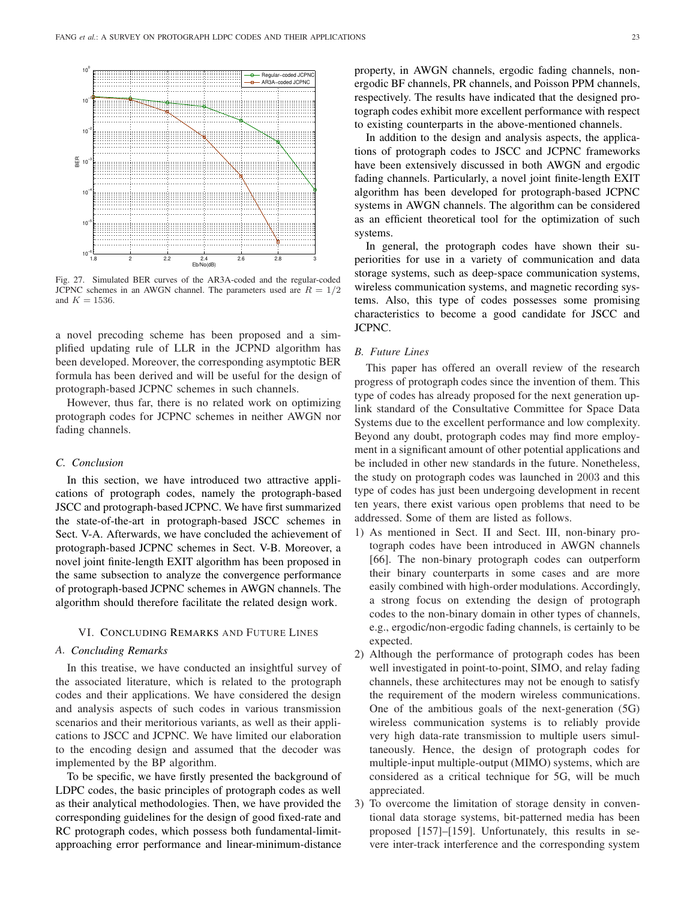Fig. 27. Simulated BER curves of the AR3A-coded and the regular-coded JCPNC schemes in an AWGN channel. The parameters used are $R = 1/2$ and $K = 1536$.

a novel precoding scheme has been proposed and a simplified updating rule of LLR in the JCPND algorithm has been developed. Moreover, the corresponding asymptotic BER formula has been derived and will be useful for the design of protograph-based JCPNC schemes in such channels.

However, thus far, there is no related work on optimizing protograph codes for JCPNC schemes in neither AWGN nor fading channels.

### C. Conclusion

In this section, we have introduced two attractive applications of protograph codes, namely the protograph-based JSCC and protograph-based JCPNC. We have first summarized the state-of-the-art in protograph-based JSCC schemes in Sect. V-A. Afterwards, we have concluded the achievement of protograph-based JCPNC schemes in Sect. V-B. Moreover, a novel joint finite-length EXIT algorithm has been proposed in the same subsection to analyze the convergence performance of protograph-based JCPNC schemes in AWGN channels. The algorithm should therefore facilitate the related design work.

## VI. Concluding Remarks and Future Lines

### A. Concluding Remarks

In this treatise, we have conducted an insightful survey of the associated literature, which is related to the protograph codes and their applications. We have considered the design and analysis aspects of such codes in various transmission scenarios and their meritorious variants, as well as their applications to JSCC and JCPNC. We have limited our elaboration to the encoding design and assumed that the decoder was implemented by the BP algorithm.

To be specific, we have firstly presented the background of LDPC codes, the basic principles of protograph codes as well as their analytical methodologies. Then, we have provided the corresponding guidelines for the design of good fixed-rate and RC protograph codes, which possess both fundamental-limit-approaching error performance and linear-minimum-distance property, in AWGN channels, ergodic fading channels, non-ergodic BF channels, PR channels, and Poisson PPM channels, respectively. The results have indicated that the designed protograph codes exhibit more excellent performance with respect to existing counterparts in the above-mentioned channels.

In addition to the design and analysis aspects, the applications of protograph codes to JSCC and JCPNC frameworks have been extensively discussed in both AWGN and ergodic fading channels. Particularly, a novel joint finite-length EXIT algorithm has been developed for protograph-based JCPNC systems in AWGN channels. The algorithm can be considered as an efficient theoretical tool for the optimization of such systems.

In general, the protograph codes have shown their superiorities for use in a variety of communication and data storage systems, such as deep-space communication systems, wireless communication systems, and magnetic recording systems. Also, this type of codes possesses some promising characteristics to become a good candidate for JSCC and JCPNC.

### B. Future Lines

This paper has offered an overall review of the research progress of protograph codes since the invention of them. This type of codes has already proposed for the next generation uplink standard of the Consultative Committee for Space Data Systems due to the excellent performance and low complexity. Beyond any doubt, protograph codes may find more employment in a significant amount of other potential applications and be included in other new standards in the future. Nonetheless, the study on protograph codes was launched in 2003 and this type of codes has just been undergoing development in recent ten years, there exist various open problems that need to be addressed. Some of them are listed as follows.

1) As mentioned in Sect. II and Sect. III, non-binary protograph codes have been introduced in AWGN channels [66]. The non-binary protograph codes can outperform their binary counterparts in some cases and are more easily combined with high-order modulations. Accordingly, a strong focus on extending the design of protograph codes to the non-binary domain in other types of channels, e.g., ergodic/non-ergodic fading channels, is certainly to be expected.
2) Although the performance of protograph codes has been well investigated in point-to-point, SIMO, and relay fading channels, these architectures may not be enough to satisfy the requirement of the modern wireless communications. One of the ambitious goals of the next-generation (5G) wireless communication systems is to reliably provide very high data-rate transmission to multiple users simultaneously. Hence, the design of protograph codes for multiple-input multiple-output (MIMO) systems, which are considered as a critical technique for 5G, will be much appreciated.
3) To overcome the limitation of storage density in conventional data storage systems, bit-patterned media has been proposed [157]–[159]. Unfortunately, this results in severe inter-track interference and the corresponding system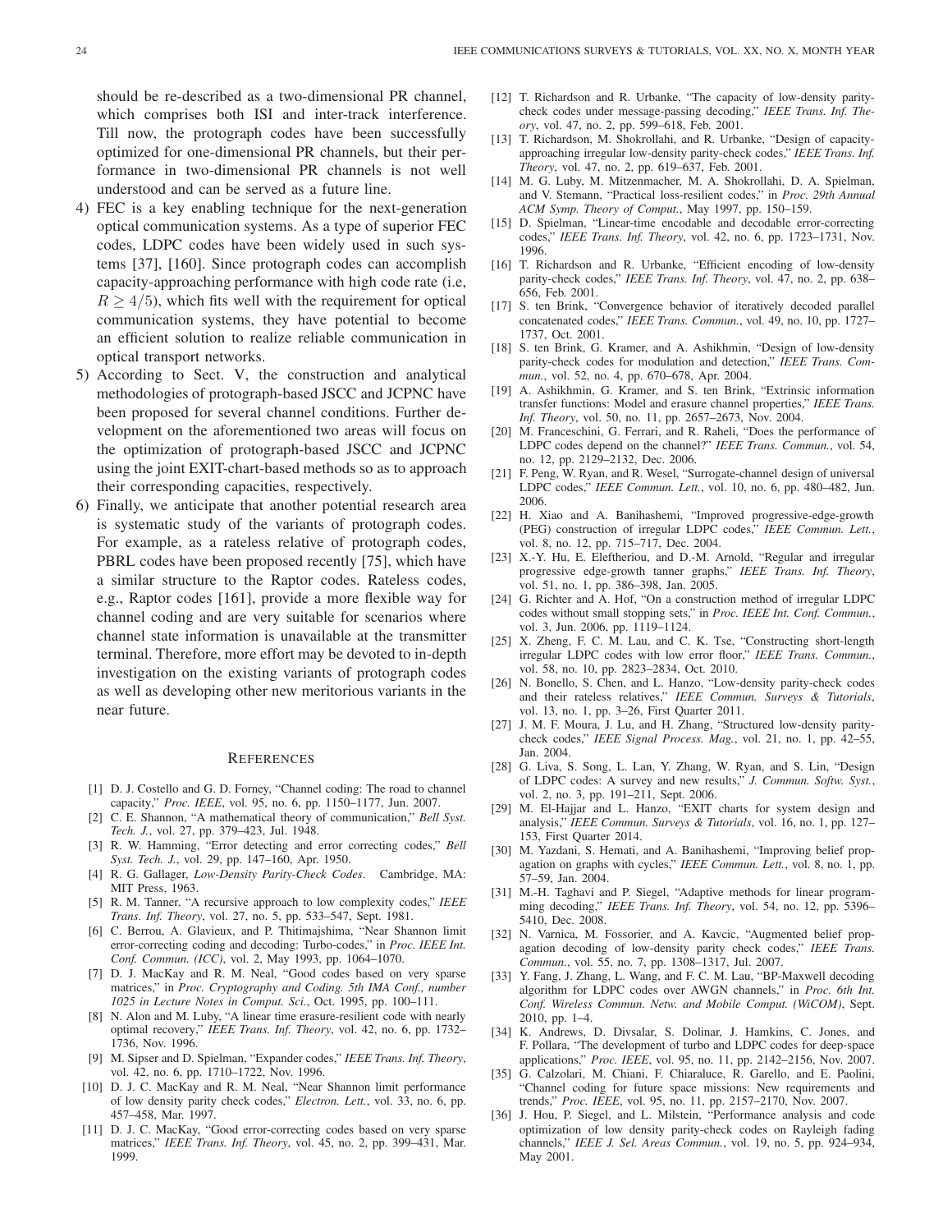should be re-described as a two-dimensional PR channel, which comprises both ISI and inter-track interference. Till now, the protograph codes have been successfully optimized for one-dimensional PR channels, but their performance in two-dimensional PR channels is not well understood and can be served as a future line.

4) FEC is a key enabling technique for the next-generation optical communication systems. As a type of superior FEC codes, LDPC codes have been widely used in such systems [37], [160]. Since protograph codes can accomplish capacity-approaching performance with high code rate (i.e, $R \geq 4/5$), which fits well with the requirement for optical communication systems, they have potential to become an efficient solution to realize reliable communication in optical transport networks.
5) According to Sect. V, the construction and analytical methodologies of protograph-based JSCC and JCPNC have been proposed for several channel conditions. Further development on the aforementioned two areas will focus on the optimization of protograph-based JSCC and JCPNC using the joint EXIT-chart-based methods so as to approach their corresponding capacities, respectively.
6) Finally, we anticipate that another potential research area is systematic study of the variants of protograph codes. For example, as a rateless relative of protograph codes, PBRL codes have been proposed recently [75], which have a similar structure to the Raptor codes. Rateless codes, e.g., Raptor codes [161], provide a more flexible way for channel coding and are very suitable for scenarios where channel state information is unavailable at the transmitter terminal. Therefore, more effort may be devoted to in-depth investigation on the existing variants of protograph codes as well as developing other new meritorious variants in the near future.

## References

[1] D. J. Costello and G. D. Forney, "Channel coding: The road to channel capacity," *Proc. IEEE*, vol. 95, no. 6, pp. 1150–1177, Jun. 2007.

[2] C. E. Shannon, "A mathematical theory of communication," *Bell Syst. Tech. J.*, vol. 27, pp. 379–423, Jul. 1948.

[3] R. W. Hamming, "Error detecting and error correcting codes," *Bell Syst. Tech. J.*, vol. 29, pp. 147–160, Apr. 1950.

[4] R. G. Gallager, *Low-Density Parity-Check Codes*. Cambridge, MA: MIT Press, 1963.

[5] R. M. Tanner, "A recursive approach to low complexity codes," *IEEE Trans. Inf. Theory*, vol. 27, no. 5, pp. 533–547, Sept. 1981.

[6] C. Berrou, A. Glavieux, and P. Thitimajshima, "Near Shannon limit error-correcting coding and decoding: Turbo-codes," in *Proc. IEEE Int. Conf. Commun. (ICC)*, vol. 2, May 1993, pp. 1064–1070.

[7] D. J. MacKay and R. M. Neal, "Good codes based on very sparse matrices," in *Proc. Cryptography and Coding. 5th IMA Conf., number 1025 in Lecture Notes in Comput. Sci.*, Oct. 1995, pp. 100–111.

[8] N. Alon and M. Luby, "A linear time erasure-resilient code with nearly optimal recovery," *IEEE Trans. Inf. Theory*, vol. 42, no. 6, pp. 1732–1736, Nov. 1996.

[9] M. Sipser and D. Spielman, "Expander codes," *IEEE Trans. Inf. Theory*, vol. 42, no. 6, pp. 1710–1722, Nov. 1996.

[10] D. J. C. MacKay and R. M. Neal, "Near Shannon limit performance of low density parity check codes," *Electron. Lett.*, vol. 33, no. 6, pp. 457–458, Mar. 1997.

[11] D. J. C. MacKay, "Good error-correcting codes based on very sparse matrices," *IEEE Trans. Inf. Theory*, vol. 45, no. 2, pp. 399–431, Mar. 1999.

[12] T. Richardson and R. Urbanke, "The capacity of low-density parity-check codes under message-passing decoding," *IEEE Trans. Inf. Theory*, vol. 47, no. 2, pp. 599–618, Feb. 2001.

[13] T. Richardson, M. Shokrollahi, and R. Urbanke, "Design of capacity-approaching irregular low-density parity-check codes," *IEEE Trans. Inf. Theory*, vol. 47, no. 2, pp. 619–637, Feb. 2001.

[14] M. G. Luby, M. Mitzenmacher, M. A. Shokrollahi, D. A. Spielman, and V. Stemann, "Practical loss-resilient codes," in *Proc. 29th Annual ACM Symp. Theory of Comput.*, May 1997, pp. 150–159.

[15] D. Spielman, "Linear-time encodable and decodable error-correcting codes," *IEEE Trans. Inf. Theory*, vol. 42, no. 6, pp. 1723–1731, Nov. 1996.

[16] T. Richardson and R. Urbanke, "Efficient encoding of low-density parity-check codes," *IEEE Trans. Inf. Theory*, vol. 47, no. 2, pp. 638–656, Feb. 2001.

[17] S. ten Brink, "Convergence behavior of iteratively decoded parallel concatenated codes," *IEEE Trans. Commun.*, vol. 49, no. 10, pp. 1727–1737, Oct. 2001.

[18] S. ten Brink, G. Kramer, and A. Ashikhmin, "Design of low-density parity-check codes for modulation and detection," *IEEE Trans. Commun.*, vol. 52, no. 4, pp. 670–678, Apr. 2004.

[19] A. Ashikhmin, G. Kramer, and S. ten Brink, "Extrinsic information transfer functions: Model and erasure channel properties," *IEEE Trans. Inf. Theory*, vol. 50, no. 11, pp. 2657–2673, Nov. 2004.

[20] M. Franceschini, G. Ferrari, and R. Raheli, "Does the performance of LDPC codes depend on the channel?" *IEEE Trans. Commun.*, vol. 54, no. 12, pp. 2129–2132, Dec. 2006.

[21] F. Peng, W. Ryan, and R. Wesel, "Surrogate-channel design of universal LDPC codes," *IEEE Commun. Lett.*, vol. 10, no. 6, pp. 480–482, Jun. 2006.

[22] H. Xiao and A. Banihashemi, "Improved progressive-edge-growth (PEG) construction of irregular LDPC codes," *IEEE Commun. Lett.*, vol. 8, no. 12, pp. 715–717, Dec. 2004.

[23] X.-Y. Hu, E. Eleftheriou, and D.-M. Arnold, "Regular and irregular progressive edge-growth tanner graphs," *IEEE Trans. Inf. Theory*, vol. 51, no. 1, pp. 386–398, Jan. 2005.

[24] G. Richter and A. Hof, "On a construction method of irregular LDPC codes without small stopping sets," in *Proc. IEEE Int. Conf. Commun.*, vol. 3, Jun. 2006, pp. 1119–1124.

[25] X. Zheng, F. C. M. Lau, and C. K. Tse, "Constructing short-length irregular LDPC codes with low error floor," *IEEE Trans. Commun.*, vol. 58, no. 10, pp. 2823–2834, Oct. 2010.

[26] N. Bonello, S. Chen, and L. Hanzo, "Low-density parity-check codes and their rateless relatives," *IEEE Commun. Surveys & Tutorials*, vol. 13, no. 1, pp. 3–26, First Quarter 2011.

[27] J. M. F. Moura, J. Lu, and H. Zhang, "Structured low-density parity-check codes," *IEEE Signal Process. Mag.*, vol. 21, no. 1, pp. 42–55, Jan. 2004.

[28] G. Liva, S. Song, L. Lan, Y. Zhang, W. Ryan, and S. Lin, "Design of LDPC codes: A survey and new results," *J. Commun. Softw. Syst.*, vol. 2, no. 3, pp. 191–211, Sept. 2006.

[29] M. El-Hajjar and L. Hanzo, "EXIT charts for system design and analysis," *IEEE Commun. Surveys & Tutorials*, vol. 16, no. 1, pp. 127–153, First Quarter 2014.

[30] M. Yazdani, S. Hemati, and A. Banihashemi, "Improving belief propagation on graphs with cycles," *IEEE Commun. Lett.*, vol. 8, no. 1, pp. 57–59, Jan. 2004.

[31] M.-H. Taghavi and P. Siegel, "Adaptive methods for linear programming decoding," *IEEE Trans. Inf. Theory*, vol. 54, no. 12, pp. 5396–5410, Dec. 2008.

[32] N. Varnica, M. Fossorier, and A. Kavcic, "Augmented belief propagation decoding of low-density parity check codes," *IEEE Trans. Commun.*, vol. 55, no. 7, pp. 1308–1317, Jul. 2007.

[33] Y. Fang, J. Zhang, L. Wang, and F. C. M. Lau, "BP-Maxwell decoding algorithm for LDPC codes over AWGN channels," in *Proc. 6th Int. Conf. Wireless Commun. Netw. and Mobile Comput. (WiCOM)*, Sept. 2010, pp. 1–4.

[34] K. Andrews, D. Divsalar, S. Dolinar, J. Hamkins, C. Jones, and F. Pollara, "The development of turbo and LDPC codes for deep-space applications," *Proc. IEEE*, vol. 95, no. 11, pp. 2142–2156, Nov. 2007.

[35] G. Calzolari, M. Chiani, F. Chiaraluce, R. Garello, and E. Paolini, "Channel coding for future space missions: New requirements and trends," *Proc. IEEE*, vol. 95, no. 11, pp. 2157–2170, Nov. 2007.

[36] J. Hou, P. Siegel, and L. Milstein, "Performance analysis and code optimization of low density parity-check codes on Rayleigh fading channels," *IEEE J. Sel. Areas Commun.*, vol. 19, no. 5, pp. 924–934, May 2001.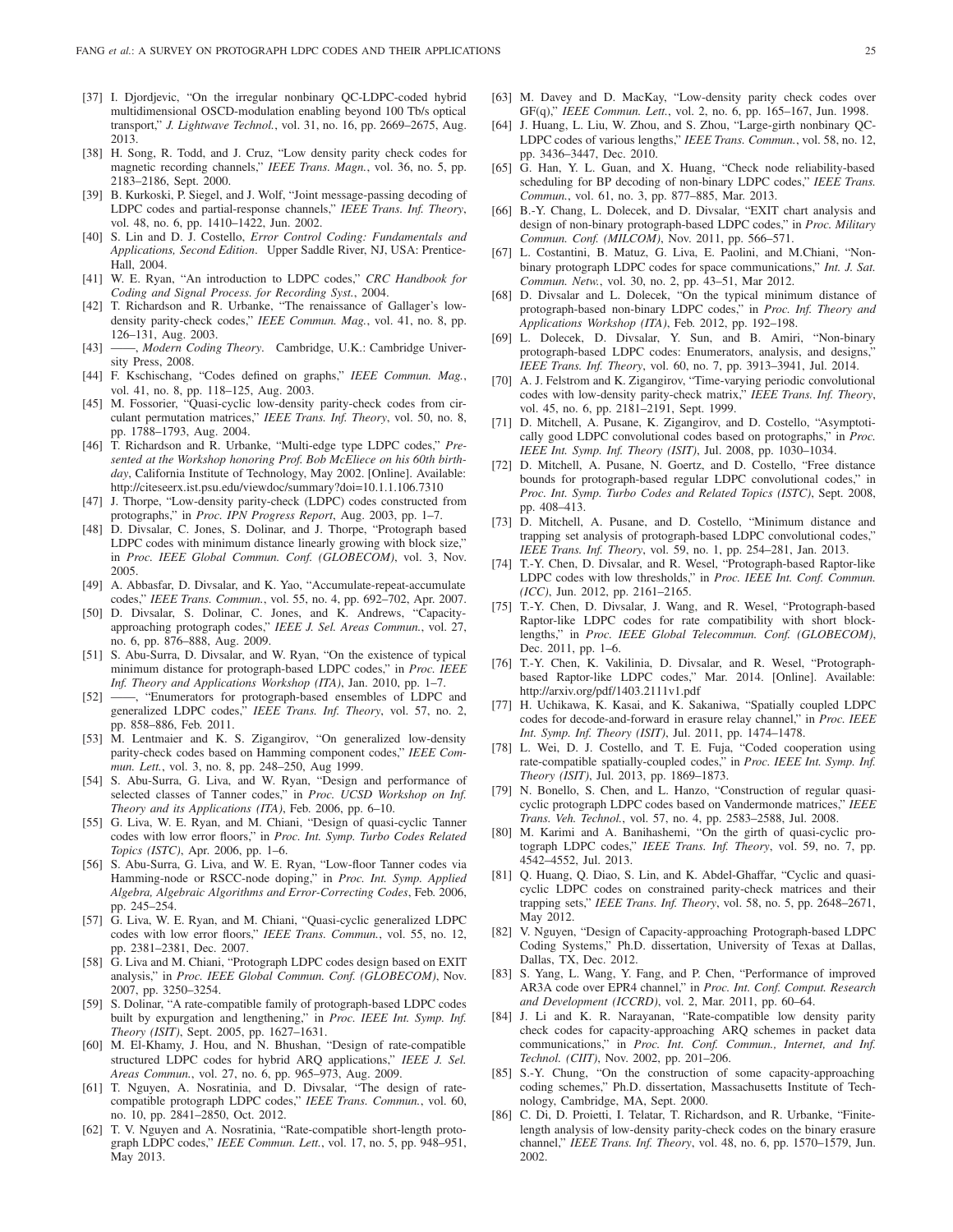- [37] I. Djordjevic, "On the irregular nonbinary QC-LDPC-coded hybrid multidimensional OSCD-modulation enabling beyond 100 Tb/s optical transport," *J. Lightwave Technol.*, vol. 31, no. 16, pp. 2669–2675, Aug. 2013.
- [38] H. Song, R. Todd, and J. Cruz, "Low density parity check codes for magnetic recording channels," *IEEE Trans. Magn.*, vol. 36, no. 5, pp. 2183–2186, Sept. 2000.
- [39] B. Kurkoski, P. Siegel, and J. Wolf, "Joint message-passing decoding of LDPC codes and partial-response channels," *IEEE Trans. Inf. Theory*, vol. 48, no. 6, pp. 1410–1422, Jun. 2002.
- [40] S. Lin and D. J. Costello, *Error Control Coding: Fundamentals and Applications, Second Edition*. Upper Saddle River, NJ, USA: Prentice-Hall, 2004.
- [41] W. E. Ryan, "An introduction to LDPC codes," *CRC Handbook for Coding and Signal Process. for Recording Syst.*, 2004.
- [42] T. Richardson and R. Urbanke, "The renaissance of Gallager's low-density parity-check codes," *IEEE Commun. Mag.*, vol. 41, no. 8, pp. 126–131, Aug. 2003.
- [43] ——, *Modern Coding Theory*. Cambridge, U.K.: Cambridge University Press, 2008.
- [44] F. Kschischang, "Codes defined on graphs," *IEEE Commun. Mag.*, vol. 41, no. 8, pp. 118–125, Aug. 2003.
- [45] M. Fossorier, "Quasi-cyclic low-density parity-check codes from circulant permutation matrices," *IEEE Trans. Inf. Theory*, vol. 50, no. 8, pp. 1788–1793, Aug. 2004.
- [46] T. Richardson and R. Urbanke, "Multi-edge type LDPC codes," *Presented at the Workshop honoring Prof. Bob McEliece on his 60th birthday*, California Institute of Technology, May 2002. [Online]. Available: http://citeseerx.ist.psu.edu/viewdoc/summary?doi=10.1.1.106.7310
- [47] J. Thorpe, "Low-density parity-check (LDPC) codes constructed from protographs," in *Proc. IPN Progress Report*, Aug. 2003, pp. 1–7.
- [48] D. Divsalar, C. Jones, S. Dolinar, and J. Thorpe, "Protograph based LDPC codes with minimum distance linearly growing with block size," in *Proc. IEEE Global Commun. Conf. (GLOBECOM)*, vol. 3, Nov. 2005.
- [49] A. Abbasfar, D. Divsalar, and K. Yao, "Accumulate-repeat-accumulate codes," *IEEE Trans. Commun.*, vol. 55, no. 4, pp. 692–702, Apr. 2007.
- [50] D. Divsalar, S. Dolinar, C. Jones, and K. Andrews, "Capacity-approaching protograph codes," *IEEE J. Sel. Areas Commun.*, vol. 27, no. 6, pp. 876–888, Aug. 2009.
- [51] S. Abu-Surra, D. Divsalar, and W. Ryan, "On the existence of typical minimum distance for protograph-based LDPC codes," in *Proc. IEEE Inf. Theory and Applications Workshop (ITA)*, Jan. 2010, pp. 1–7.
- [52] ——, "Enumerators for protograph-based ensembles of LDPC and generalized LDPC codes," *IEEE Trans. Inf. Theory*, vol. 57, no. 2, pp. 858–886, Feb. 2011.
- [53] M. Lentmaier and K. S. Zigangirov, "On generalized low-density parity-check codes based on Hamming component codes," *IEEE Commun. Lett.*, vol. 3, no. 8, pp. 248–250, Aug 1999.
- [54] S. Abu-Surra, G. Liva, and W. Ryan, "Design and performance of selected classes of Tanner codes," in *Proc. UCSD Workshop on Inf. Theory and its Applications (ITA)*, Feb. 2006, pp. 6–10.
- [55] G. Liva, W. E. Ryan, and M. Chiani, "Design of quasi-cyclic Tanner codes with low error floors," in *Proc. Int. Symp. Turbo Codes Related Topics (ISTC)*, Apr. 2006, pp. 1–6.
- [56] S. Abu-Surra, G. Liva, and W. E. Ryan, "Low-floor Tanner codes via Hamming-node or RSCC-node doping," in *Proc. Int. Symp. Applied Algebra, Algebraic Algorithms and Error-Correcting Codes*, Feb. 2006, pp. 245–254.
- [57] G. Liva, W. E. Ryan, and M. Chiani, "Quasi-cyclic generalized LDPC codes with low error floors," *IEEE Trans. Commun.*, vol. 55, no. 12, pp. 2381–2381, Dec. 2007.
- [58] G. Liva and M. Chiani, "Protograph LDPC codes design based on EXIT analysis," in *Proc. IEEE Global Commun. Conf. (GLOBECOM)*, Nov. 2007, pp. 3250–3254.
- [59] S. Dolinar, "A rate-compatible family of protograph-based LDPC codes built by expurgation and lengthening," in *Proc. IEEE Int. Symp. Inf. Theory (ISIT)*, Sept. 2005, pp. 1627–1631.
- [60] M. El-Khamy, J. Hou, and N. Bhushan, "Design of rate-compatible structured LDPC codes for hybrid ARQ applications," *IEEE J. Sel. Areas Commun.*, vol. 27, no. 6, pp. 965–973, Aug. 2009.
- [61] T. Nguyen, A. Nosratinia, and D. Divsalar, "The design of rate-compatible protograph LDPC codes," *IEEE Trans. Commun.*, vol. 60, no. 10, pp. 2841–2850, Oct. 2012.
- [62] T. V. Nguyen and A. Nosratinia, "Rate-compatible short-length protograph LDPC codes," *IEEE Commun. Lett.*, vol. 17, no. 5, pp. 948–951, May 2013.
- [63] M. Davey and D. MacKay, "Low-density parity check codes over GF(q)," *IEEE Commun. Lett.*, vol. 2, no. 6, pp. 165–167, Jun. 1998.
- [64] J. Huang, L. Liu, W. Zhou, and S. Zhou, "Large-girth nonbinary QC-LDPC codes of various lengths," *IEEE Trans. Commun.*, vol. 58, no. 12, pp. 3436–3447, Dec. 2010.
- [65] G. Han, Y. L. Guan, and X. Huang, "Check node reliability-based scheduling for BP decoding of non-binary LDPC codes," *IEEE Trans. Commun.*, vol. 61, no. 3, pp. 877–885, Mar. 2013.
- [66] B.-Y. Chang, L. Dolecek, and D. Divsalar, "EXIT chart analysis and design of non-binary protograph-based LDPC codes," in *Proc. Military Commun. Conf. (MILCOM)*, Nov. 2011, pp. 566–571.
- [67] L. Costantini, B. Matuz, G. Liva, E. Paolini, and M.Chiani, "Non-binary protograph LDPC codes for space communications," *Int. J. Sat. Commun. Netw.*, vol. 30, no. 2, pp. 43–51, Mar 2012.
- [68] D. Divsalar and L. Dolecek, "On the typical minimum distance of protograph-based non-binary LDPC codes," in *Proc. Inf. Theory and Applications Workshop (ITA)*, Feb. 2012, pp. 192–198.
- [69] L. Dolecek, D. Divsalar, Y. Sun, and B. Amiri, "Non-binary protograph-based LDPC codes: Enumerators, analysis, and designs," *IEEE Trans. Inf. Theory*, vol. 60, no. 7, pp. 3913–3941, Jul. 2014.
- [70] A. J. Felstrom and K. Zigangirov, "Time-varying periodic convolutional codes with low-density parity-check matrix," *IEEE Trans. Inf. Theory*, vol. 45, no. 6, pp. 2181–2191, Sept. 1999.
- [71] D. Mitchell, A. Pusane, K. Zigangirov, and D. Costello, "Asymptotically good LDPC convolutional codes based on protographs," in *Proc. IEEE Int. Symp. Inf. Theory (ISIT)*, Jul. 2008, pp. 1030–1034.
- [72] D. Mitchell, A. Pusane, N. Goertz, and D. Costello, "Free distance bounds for protograph-based regular LDPC convolutional codes," in *Proc. Int. Symp. Turbo Codes and Related Topics (ISTC)*, Sept. 2008, pp. 408–413.
- [73] D. Mitchell, A. Pusane, and D. Costello, "Minimum distance and trapping set analysis of protograph-based LDPC convolutional codes," *IEEE Trans. Inf. Theory*, vol. 59, no. 1, pp. 254–281, Jan. 2013.
- [74] T.-Y. Chen, D. Divsalar, and R. Wesel, "Protograph-based Raptor-like LDPC codes with low thresholds," in *Proc. IEEE Int. Conf. Commun. (ICC)*, Jun. 2012, pp. 2161–2165.
- [75] T.-Y. Chen, D. Divsalar, J. Wang, and R. Wesel, "Protograph-based Raptor-like LDPC codes for rate compatibility with short block-lengths," in *Proc. IEEE Global Telecommun. Conf. (GLOBECOM)*, Dec. 2011, pp. 1–6.
- [76] T.-Y. Chen, K. Vakilinia, D. Divsalar, and R. Wesel, "Protograph-based Raptor-like LDPC codes," Mar. 2014. [Online]. Available: http://arxiv.org/pdf/1403.2111v1.pdf
- [77] H. Uchikawa, K. Kasai, and K. Sakaniwa, "Spatially coupled LDPC codes for decode-and-forward in erasure relay channel," in *Proc. IEEE Int. Symp. Inf. Theory (ISIT)*, Jul. 2011, pp. 1474–1478.
- [78] L. Wei, D. J. Costello, and T. E. Fuja, "Coded cooperation using rate-compatible spatially-coupled codes," in *Proc. IEEE Int. Symp. Inf. Theory (ISIT)*, Jul. 2013, pp. 1869–1873.
- [79] N. Bonello, S. Chen, and L. Hanzo, "Construction of regular quasi-cyclic protograph LDPC codes based on Vandermonde matrices," *IEEE Trans. Veh. Technol.*, vol. 57, no. 4, pp. 2583–2588, Jul. 2008.
- [80] M. Karimi and A. Banihashemi, "On the girth of quasi-cyclic protograph LDPC codes," *IEEE Trans. Inf. Theory*, vol. 59, no. 7, pp. 4542–4552, Jul. 2013.
- [81] Q. Huang, Q. Diao, S. Lin, and K. Abdel-Ghaffar, "Cyclic and quasi-cyclic LDPC codes on constrained parity-check matrices and their trapping sets," *IEEE Trans. Inf. Theory*, vol. 58, no. 5, pp. 2648–2671, May 2012.
- [82] V. Nguyen, "Design of Capacity-approaching Protograph-based LDPC Coding Systems," Ph.D. dissertation, University of Texas at Dallas, Dallas, TX, Dec. 2012.
- [83] S. Yang, L. Wang, Y. Fang, and P. Chen, "Performance of improved AR3A code over EPR4 channel," in *Proc. Int. Conf. Comput. Research and Development (ICCRD)*, vol. 2, Mar. 2011, pp. 60–64.
- [84] J. Li and K. R. Narayanan, "Rate-compatible low density parity check codes for capacity-approaching ARQ schemes in packet data communications," in *Proc. Int. Conf. Commun., Internet, and Inf. Technol. (CIIT)*, Nov. 2002, pp. 201–206.
- [85] S.-Y. Chung, "On the construction of some capacity-approaching coding schemes," Ph.D. dissertation, Massachusetts Institute of Technology, Cambridge, MA, Sept. 2000.
- [86] C. Di, D. Proietti, I. Telatar, T. Richardson, and R. Urbanke, "Finite-length analysis of low-density parity-check codes on the binary erasure channel," *IEEE Trans. Inf. Theory*, vol. 48, no. 6, pp. 1570–1579, Jun. 2002.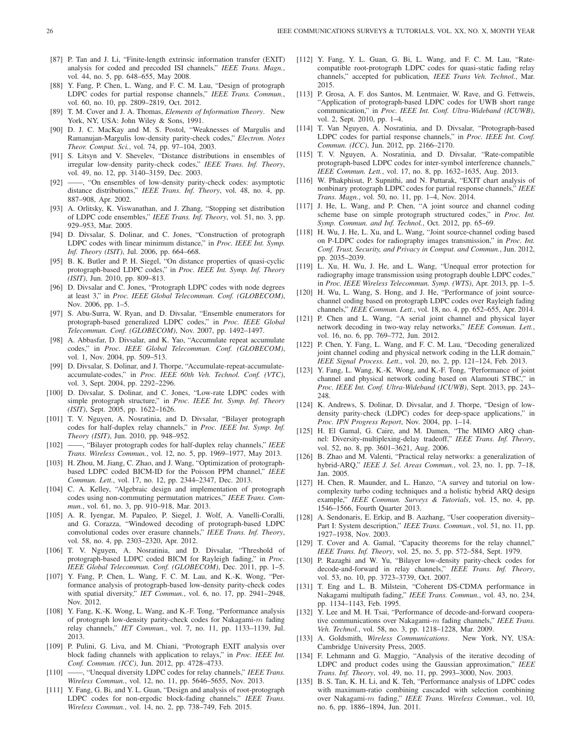[87] P. Tan and J. Li, "Finite-length extrinsic information transfer (EXIT) analysis for coded and precoded ISI channels," *IEEE Trans. Magn.*, vol. 44, no. 5, pp. 648–655, May 2008.

[88] Y. Fang, P. Chen, L. Wang, and F. C. M. Lau, "Design of protograph LDPC codes for partial response channels," *IEEE Trans. Commun.*, vol. 60, no. 10, pp. 2809–2819, Oct. 2012.

[89] T. M. Cover and J. A. Thomas, *Elements of Information Theory*. New York, NY, USA: John Wiley & Sons, 1991.

[90] D. J. C. MacKay and M. S. Postol, "Weaknesses of Margulis and Ramanujan-Margulis low-density parity-check codes," *Electron. Notes Theor. Comput. Sci.*, vol. 74, pp. 97–104, 2003.

[91] S. Litsyn and V. Shevelev, "Distance distributions in ensembles of irregular low-density parity-check codes," *IEEE Trans. Inf. Theory*, vol. 49, no. 12, pp. 3140–3159, Dec. 2003.

[92] ——, "On ensembles of low-density parity-check codes: asymptotic distance distributions," *IEEE Trans. Inf. Theory*, vol. 48, no. 4, pp. 887–908, Apr. 2002.

[93] A. Orlitsky, K. Viswanathan, and J. Zhang, "Stopping set distribution of LDPC code ensembles," *IEEE Trans. Inf. Theory*, vol. 51, no. 3, pp. 929–953, Mar. 2005.

[94] D. Divsalar, S. Dolinar, and C. Jones, "Construction of protograph LDPC codes with linear minimum distance," in *Proc. IEEE Int. Symp. Inf. Theory (ISIT)*, Jul. 2006, pp. 664–668.

[95] B. K. Butler and P. H. Siegel, "On distance properties of quasi-cyclic protograph-based LDPC codes," in *Proc. IEEE Int. Symp. Inf. Theory (ISIT)*, Jun. 2010, pp. 809–813.

[96] D. Divsalar and C. Jones, "Protograph LDPC codes with node degrees at least 3," in *Proc. IEEE Global Telecommun. Conf. (GLOBECOM)*, Nov. 2006, pp. 1–5.

[97] S. Abu-Surra, W. Ryan, and D. Divsalar, "Ensemble enumerators for protograph-based generalized LDPC codes," in *Proc. IEEE Global Telecommun. Conf. (GLOBECOM)*, Nov. 2007, pp. 1492–1497.

[98] A. Abbasfar, D. Divsalar, and K. Yao, "Accumulate repeat accumulate codes," in *Proc. IEEE Global Telecommun. Conf. (GLOBECOM)*, vol. 1, Nov. 2004, pp. 509–513.

[99] D. Divsalar, S. Dolinar, and J. Thorpe, "Accumulate-repeat-accumulate-accumulate-codes," in *Proc. IEEE 60th Veh. Technol. Conf. (VTC)*, vol. 3, Sept. 2004, pp. 2292–2296.

[100] D. Divsalar, S. Dolinar, and C. Jones, "Low-rate LDPC codes with simple protograph structure," in *Proc. IEEE Int. Symp. Inf. Theory (ISIT)*, Sept. 2005, pp. 1622–1626.

[101] T. V. Nguyen, A. Nosratinia, and D. Divsalar, "Bilayer protograph codes for half-duplex relay channels," in *Proc. IEEE Int. Symp. Inf. Theory (ISIT)*, Jun. 2010, pp. 948–952.

[102] ——, "Bilayer protograph codes for half-duplex relay channels," *IEEE Trans. Wireless Commun.*, vol. 12, no. 5, pp. 1969–1977, May 2013.

[103] H. Zhou, M. Jiang, C. Zhao, and J. Wang, "Optimization of protograph-based LDPC coded BICM-ID for the Poisson PPM channel," *IEEE Commun. Lett.*, vol. 17, no. 12, pp. 2344–2347, Dec. 2013.

[104] C. A. Kelley, "Algebraic design and implementation of protograph codes using non-commuting permutation matrices," *IEEE Trans. Commun.*, vol. 61, no. 3, pp. 910–918, Mar. 2013.

[105] A. R. Iyengar, M. Papaleo, P. Siegel, J. Wolf, A. Vanelli-Coralli, and G. Corazza, "Windowed decoding of protograph-based LDPC convolutional codes over erasure channels," *IEEE Trans. Inf. Theory*, vol. 58, no. 4, pp. 2303–2320, Apr. 2012.

[106] T. V. Nguyen, A. Nosratinia, and D. Divsalar, "Threshold of protograph-based LDPC coded BICM for Rayleigh fading," in *Proc. IEEE Global Telecommun. Conf. (GLOBECOM)*, Dec. 2011, pp. 1–5.

[107] Y. Fang, P. Chen, L. Wang, F. C. M. Lau, and K.-K. Wong, "Performance analysis of protograph-based low-density parity-check codes with spatial diversity," *IET Commun.*, vol. 6, no. 17, pp. 2941–2948, Nov. 2012.

[108] Y. Fang, K.-K. Wong, L. Wang, and K.-F. Tong, "Performance analysis of protograph low-density parity-check codes for Nakagami-$m$ fading relay channels," *IET Commun.*, vol. 7, no. 11, pp. 1133–1139, Jul. 2013.

[109] P. Pulini, G. Liva, and M. Chiani, "Protograph EXIT analysis over block fading channels with application to relays," in *Proc. IEEE Int. Conf. Commun. (ICC)*, Jun. 2012, pp. 4728–4733.

[110] ——, "Unequal diversity LDPC codes for relay channels," *IEEE Trans. Wireless Commun.*, vol. 12, no. 11, pp. 5646–5655, Nov. 2013.

[111] Y. Fang, G. Bi, and Y. L. Guan, "Design and analysis of root-protograph LDPC codes for non-ergodic block-fading channels," *IEEE Trans. Wireless Commun.*, vol. 14, no. 2, pp. 738–749, Feb. 2015.

[112] Y. Fang, Y. L. Guan, G. Bi, L. Wang, and F. C. M. Lau, "Rate-compatible root-protograph LDPC codes for quasi-static fading relay channels," accepted for publication*, IEEE Trans Veh. Technol.*, Mar. 2015.

[113] P. Grosa, A. F. dos Santos, M. Lentmaier, W. Rave, and G. Fettweis, "Application of protograph-based LDPC codes for UWB short range communication," in *Proc. IEEE Int. Conf. Ultra-Wideband (ICUWB)*, vol. 2, Sept. 2010, pp. 1–4.

[114] T. Van Nguyen, A. Nosratinia, and D. Divsalar, "Protograph-based LDPC codes for partial response channels," in *Proc. IEEE Int. Conf. Commun. (ICC)*, Jun. 2012, pp. 2166–2170.

[115] T. V. Nguyen, A. Nosratinia, and D. Divsalar, "Rate-compatible protograph-based LDPC codes for inter-symbol interference channels," *IEEE Commun. Lett.*, vol. 17, no. 8, pp. 1632–1635, Aug. 2013.

[116] W. Phakphisut, P. Supnithi, and N. Puttarak, "EXIT chart analysis of nonbinary protograph LDPC codes for partial response channels," *IEEE Trans. Magn.*, vol. 50, no. 11, pp. 1–4, Nov. 2014.

[117] J. He, L. Wang, and P. Chen, "A joint source and channel coding scheme base on simple protograph structured codes," in *Proc. Int. Symp. Commun. and Inf. Technol.*, Oct. 2012, pp. 65–69.

[118] H. Wu, J. He, L. Xu, and L. Wang, "Joint source-channel coding based on P-LDPC codes for radiography images transmission," in *Proc. Int. Conf. Trust, Security, and Privacy in Comput. and Commun.*, Jun. 2012, pp. 2035–2039.

[119] L. Xu, H. Wu, J. He, and L. Wang, "Unequal error protection for radiography image transmission using protograph double LDPC codes," in *Proc. IEEE Wireless Telecommun. Symp. (WTS)*, Apr. 2013, pp. 1–5.

[120] H. Wu, L. Wang, S. Hong, and J. He, "Performance of joint source-channel coding based on protograph LDPC codes over Rayleigh fading channels," *IEEE Commun. Lett.*, vol. 18, no. 4, pp. 652–655, Apr. 2014.

[121] P. Chen and L. Wang, "A serial joint channel and physical layer network decoding in two-way relay networks," *IEEE Commun. Lett.*, vol. 16, no. 6, pp. 769–772, Jun. 2012.

[122] P. Chen, Y. Fang, L. Wang, and F. C. M. Lau, "Decoding generalized joint channel coding and physical network coding in the LLR domain," *IEEE Signal Process. Lett.*, vol. 20, no. 2, pp. 121–124, Feb. 2013.

[123] Y. Fang, L. Wang, K.-K. Wong, and K.-F. Tong, "Performance of joint channel and physical network coding based on Alamouti STBC," in *Proc. IEEE Int. Conf. Ultra-Wideband (ICUWB)*, Sept. 2013, pp. 243–248.

[124] K. Andrews, S. Dolinar, D. Divsalar, and J. Thorpe, "Design of low-density parity-check (LDPC) codes for deep-space applications," in *Proc. IPN Progress Report*, Nov. 2004, pp. 1–14.

[125] H. El Gamal, G. Caire, and M. Damen, "The MIMO ARQ channel: Diversity-multiplexing-delay tradeoff," *IEEE Trans. Inf. Theory*, vol. 52, no. 8, pp. 3601–3621, Aug. 2006.

[126] B. Zhao and M. Valenti, "Practical relay networks: a generalization of hybrid-ARQ," *IEEE J. Sel. Areas Commun.*, vol. 23, no. 1, pp. 7–18, Jan. 2005.

[127] H. Chen, R. Maunder, and L. Hanzo, "A survey and tutorial on low-complexity turbo coding techniques and a holistic hybrid ARQ design example," *IEEE Commun. Surveys & Tutorials*, vol. 15, no. 4, pp. 1546–1566, Fourth Quarter 2013.

[128] A. Sendonaris, E. Erkip, and B. Aazhang, "User cooperation diversity– Part I: System description," *IEEE Trans. Commun.*, vol. 51, no. 11, pp. 1927–1938, Nov. 2003.

[129] T. Cover and A. Gamal, "Capacity theorems for the relay channel," *IEEE Trans. Inf. Theory*, vol. 25, no. 5, pp. 572–584, Sept. 1979.

[130] P. Razaghi and W. Yu, "Bilayer low-density parity-check codes for decode-and-forward in relay channels," *IEEE Trans. Inf. Theory*, vol. 53, no. 10, pp. 3723–3739, Oct. 2007.

[131] T. Eng and L. B. Milstein, "Coherent DS-CDMA performance in Nakagami multipath fading," *IEEE Trans. Commun.*, vol. 43, no. 234, pp. 1134–1143, Feb. 1995.

[132] Y. Lee and M. H. Tsai, "Performance of decode-and-forward cooperative communications over Nakagami-$m$ fading channels," *IEEE Trans. Veh. Technol.*, vol. 58, no. 3, pp. 1218–1228, Mar. 2009.

[133] A. Goldsmith, *Wireless Communications*. New York, NY, USA: Cambridge University Press, 2005.

[134] F. Lehmann and G. Maggio, "Analysis of the iterative decoding of LDPC and product codes using the Gaussian approximation," *IEEE Trans. Inf. Theory*, vol. 49, no. 11, pp. 2993–3000, Nov. 2003.

[135] B. S. Tan, K. H. Li, and K. Teh, "Performance analysis of LDPC codes with maximum-ratio combining cascaded with selection combining over Nakagami-$m$ fading," *IEEE Trans. Wireless Commun.*, vol. 10, no. 6, pp. 1886–1894, Jun. 2011.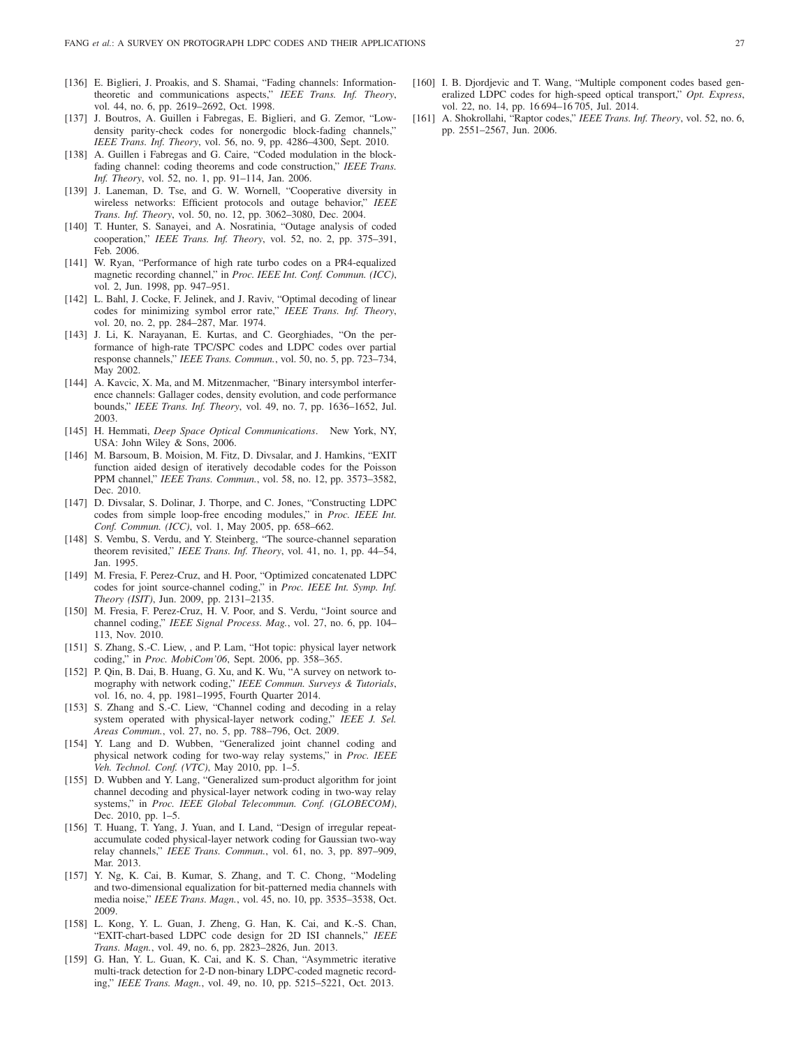[136] E. Biglieri, J. Proakis, and S. Shamai, "Fading channels: Information-theoretic and communications aspects," *IEEE Trans. Inf. Theory*, vol. 44, no. 6, pp. 2619–2692, Oct. 1998.

[137] J. Boutros, A. Guillen i Fabregas, E. Biglieri, and G. Zemor, "Low-density parity-check codes for nonergodic block-fading channels," *IEEE Trans. Inf. Theory*, vol. 56, no. 9, pp. 4286–4300, Sept. 2010.

[138] A. Guillen i Fabregas and G. Caire, "Coded modulation in the block-fading channel: coding theorems and code construction," *IEEE Trans. Inf. Theory*, vol. 52, no. 1, pp. 91–114, Jan. 2006.

[139] J. Laneman, D. Tse, and G. W. Wornell, "Cooperative diversity in wireless networks: Efficient protocols and outage behavior," *IEEE Trans. Inf. Theory*, vol. 50, no. 12, pp. 3062–3080, Dec. 2004.

[140] T. Hunter, S. Sanayei, and A. Nosratinia, "Outage analysis of coded cooperation," *IEEE Trans. Inf. Theory*, vol. 52, no. 2, pp. 375–391, Feb. 2006.

[141] W. Ryan, "Performance of high rate turbo codes on a PR4-equalized magnetic recording channel," in *Proc. IEEE Int. Conf. Commun. (ICC)*, vol. 2, Jun. 1998, pp. 947–951.

[142] L. Bahl, J. Cocke, F. Jelinek, and J. Raviv, "Optimal decoding of linear codes for minimizing symbol error rate," *IEEE Trans. Inf. Theory*, vol. 20, no. 2, pp. 284–287, Mar. 1974.

[143] J. Li, K. Narayanan, E. Kurtas, and C. Georghiades, "On the performance of high-rate TPC/SPC codes and LDPC codes over partial response channels," *IEEE Trans. Commun.*, vol. 50, no. 5, pp. 723–734, May 2002.

[144] A. Kavcic, X. Ma, and M. Mitzenmacher, "Binary intersymbol interference channels: Gallager codes, density evolution, and code performance bounds," *IEEE Trans. Inf. Theory*, vol. 49, no. 7, pp. 1636–1652, Jul. 2003.

[145] H. Hemmati, *Deep Space Optical Communications*. New York, NY, USA: John Wiley & Sons, 2006.

[146] M. Barsoum, B. Moision, M. Fitz, D. Divsalar, and J. Hamkins, "EXIT function aided design of iteratively decodable codes for the Poisson PPM channel," *IEEE Trans. Commun.*, vol. 58, no. 12, pp. 3573–3582, Dec. 2010.

[147] D. Divsalar, S. Dolinar, J. Thorpe, and C. Jones, "Constructing LDPC codes from simple loop-free encoding modules," in *Proc. IEEE Int. Conf. Commun. (ICC)*, vol. 1, May 2005, pp. 658–662.

[148] S. Vembu, S. Verdu, and Y. Steinberg, "The source-channel separation theorem revisited," *IEEE Trans. Inf. Theory*, vol. 41, no. 1, pp. 44–54, Jan. 1995.

[149] M. Fresia, F. Perez-Cruz, and H. Poor, "Optimized concatenated LDPC codes for joint source-channel coding," in *Proc. IEEE Int. Symp. Inf. Theory (ISIT)*, Jun. 2009, pp. 2131–2135.

[150] M. Fresia, F. Perez-Cruz, H. V. Poor, and S. Verdu, "Joint source and channel coding," *IEEE Signal Process. Mag.*, vol. 27, no. 6, pp. 104–113, Nov. 2010.

[151] S. Zhang, S.-C. Liew, , and P. Lam, "Hot topic: physical layer network coding," in *Proc. MobiCom'06*, Sept. 2006, pp. 358–365.

[152] P. Qin, B. Dai, B. Huang, G. Xu, and K. Wu, "A survey on network tomography with network coding," *IEEE Commun. Surveys & Tutorials*, vol. 16, no. 4, pp. 1981–1995, Fourth Quarter 2014.

[153] S. Zhang and S.-C. Liew, "Channel coding and decoding in a relay system operated with physical-layer network coding," *IEEE J. Sel. Areas Commun.*, vol. 27, no. 5, pp. 788–796, Oct. 2009.

[154] Y. Lang and D. Wubben, "Generalized joint channel coding and physical network coding for two-way relay systems," in *Proc. IEEE Veh. Technol. Conf. (VTC)*, May 2010, pp. 1–5.

[155] D. Wubben and Y. Lang, "Generalized sum-product algorithm for joint channel decoding and physical-layer network coding in two-way relay systems," in *Proc. IEEE Global Telecommun. Conf. (GLOBECOM)*, Dec. 2010, pp. 1–5.

[156] T. Huang, T. Yang, J. Yuan, and I. Land, "Design of irregular repeat-accumulate coded physical-layer network coding for Gaussian two-way relay channels," *IEEE Trans. Commun.*, vol. 61, no. 3, pp. 897–909, Mar. 2013.

[157] Y. Ng, K. Cai, B. Kumar, S. Zhang, and T. C. Chong, "Modeling and two-dimensional equalization for bit-patterned media channels with media noise," *IEEE Trans. Magn.*, vol. 45, no. 10, pp. 3535–3538, Oct. 2009.

[158] L. Kong, Y. L. Guan, J. Zheng, G. Han, K. Cai, and K.-S. Chan, "EXIT-chart-based LDPC code design for 2D ISI channels," *IEEE Trans. Magn.*, vol. 49, no. 6, pp. 2823–2826, Jun. 2013.

[159] G. Han, Y. L. Guan, K. Cai, and K. S. Chan, "Asymmetric iterative multi-track detection for 2-D non-binary LDPC-coded magnetic recording," *IEEE Trans. Magn.*, vol. 49, no. 10, pp. 5215–5221, Oct. 2013.

[160] I. B. Djordjevic and T. Wang, "Multiple component codes based generalized LDPC codes for high-speed optical transport," *Opt. Express*, vol. 22, no. 14, pp. 16 694–16 705, Jul. 2014.

[161] A. Shokrollahi, "Raptor codes," *IEEE Trans. Inf. Theory*, vol. 52, no. 6, pp. 2551–2567, Jun. 2006.